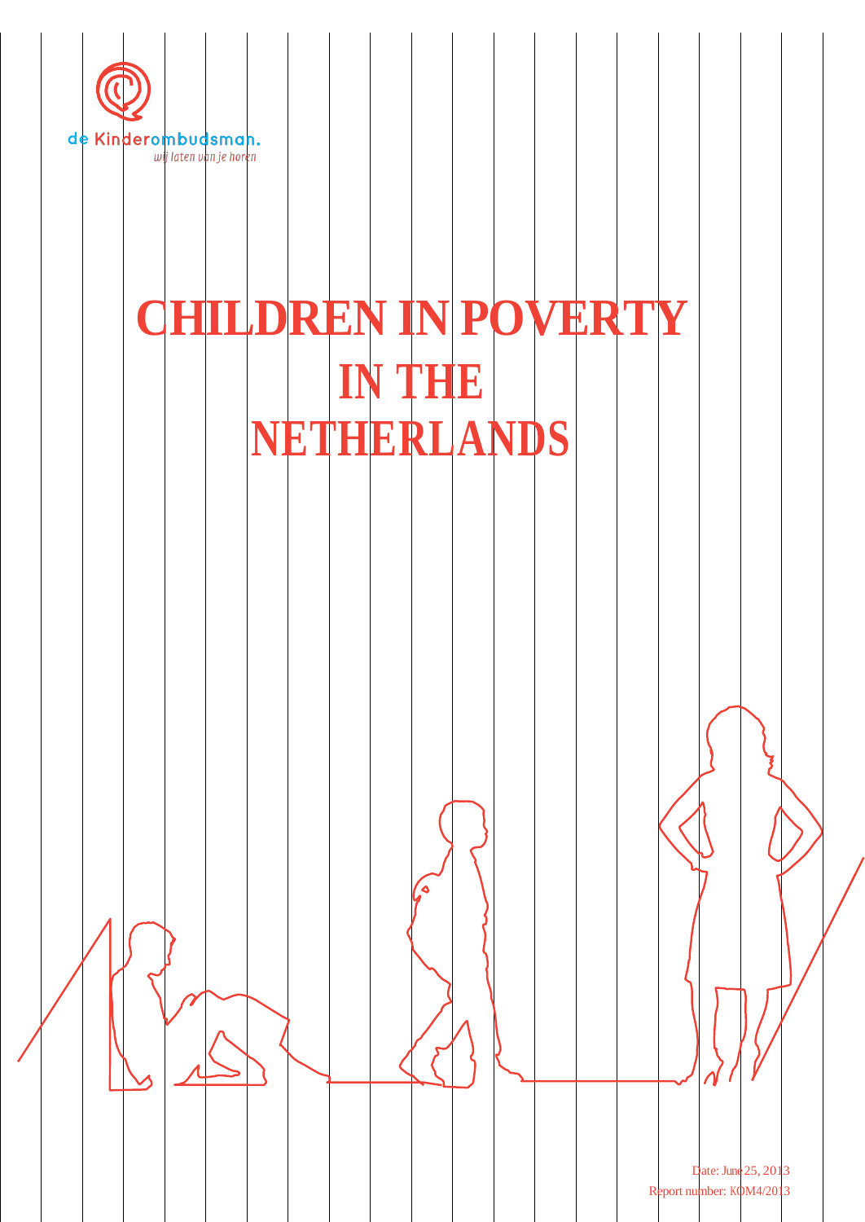de Kinderombudsman.

*wij laten van je horen*

# CHILDREN IN POVERTY IN THE NETHERLANDS

Date: June 25, 2013

Report number: KOM4/2013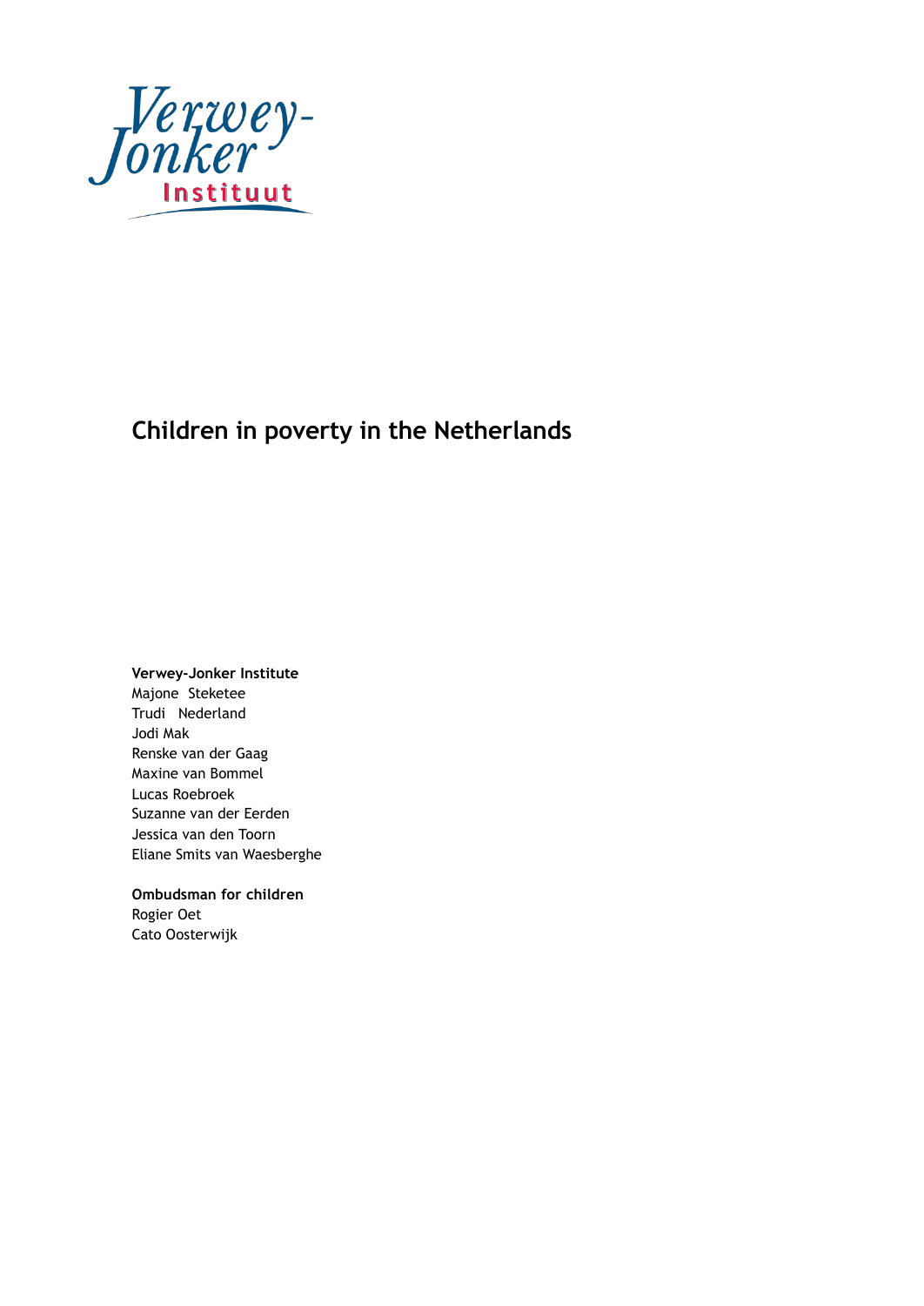# Children in poverty in the Netherlands

**Verwey-Jonker Institute**
Majone Steketee
Trudi Nederland
Jodi Mak
Renske van der Gaag
Maxine van Bommel
Lucas Roebroek
Suzanne van der Eerden
Jessica van den Toorn
Eliane Smits van Waesberghe

**Ombudsman for children**
Rogier Oet
Cato Oosterwijk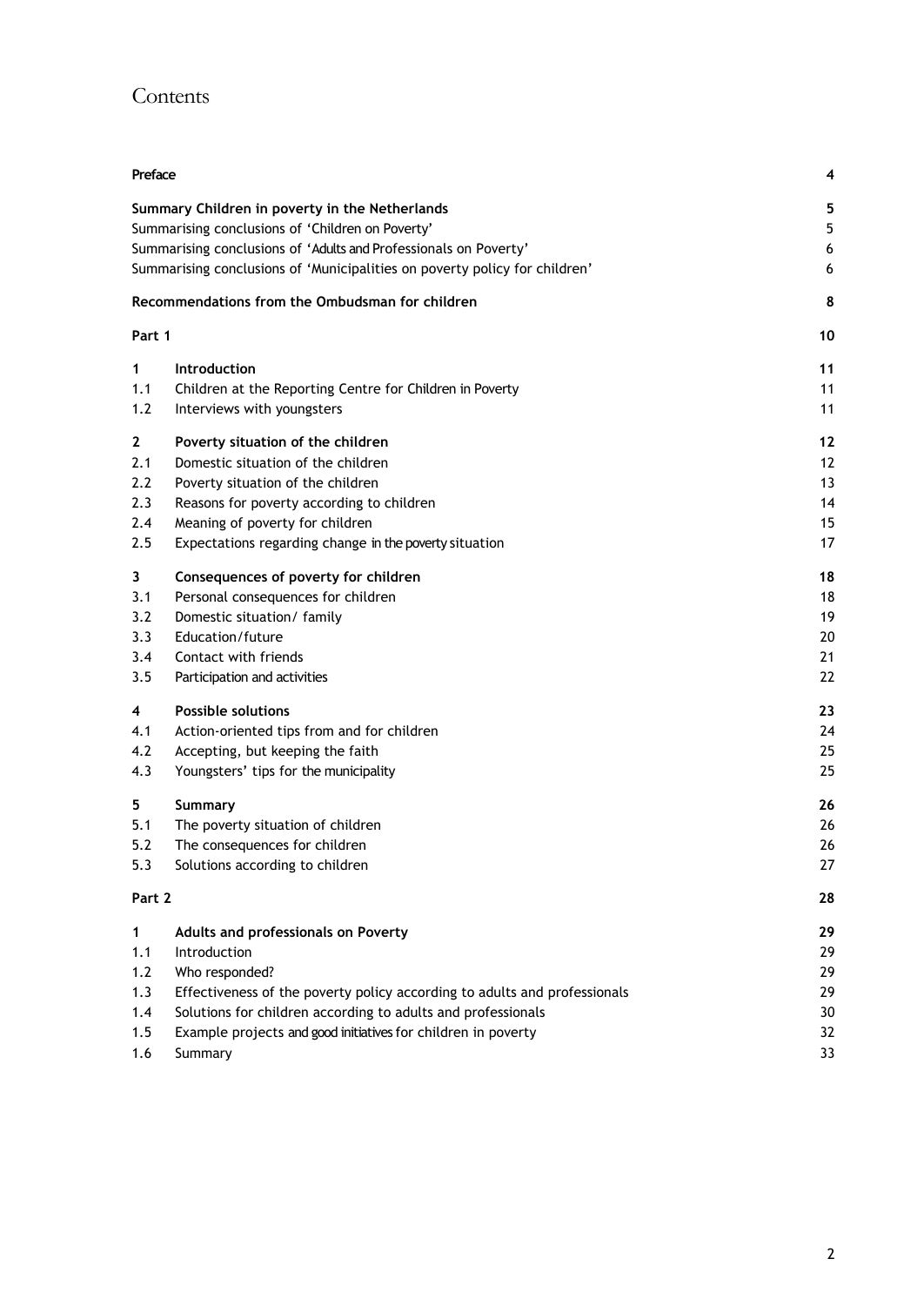# Contents

| | | |
|---|---|---|
| **Preface** | | **4** |
| **Summary Children in poverty in the Netherlands** | | **5** |
| Summarising conclusions of 'Children on Poverty' | | 5 |
| Summarising conclusions of 'Adults and Professionals on Poverty' | | 6 |
| Summarising conclusions of 'Municipalities on poverty policy for children' | | 6 |
| **Recommendations from the Ombudsman for children** | | **8** |
| **Part 1** | | **10** |
| **1** | **Introduction** | **11** |
| 1.1 | Children at the Reporting Centre for Children in Poverty | 11 |
| 1.2 | Interviews with youngsters | 11 |
| **2** | **Poverty situation of the children** | **12** |
| 2.1 | Domestic situation of the children | 12 |
| 2.2 | Poverty situation of the children | 13 |
| 2.3 | Reasons for poverty according to children | 14 |
| 2.4 | Meaning of poverty for children | 15 |
| 2.5 | Expectations regarding change in the poverty situation | 17 |
| **3** | **Consequences of poverty for children** | **18** |
| 3.1 | Personal consequences for children | 18 |
| 3.2 | Domestic situation/ family | 19 |
| 3.3 | Education/future | 20 |
| 3.4 | Contact with friends | 21 |
| 3.5 | Participation and activities | 22 |
| **4** | **Possible solutions** | **23** |
| 4.1 | Action-oriented tips from and for children | 24 |
| 4.2 | Accepting, but keeping the faith | 25 |
| 4.3 | Youngsters' tips for the municipality | 25 |
| **5** | **Summary** | **26** |
| 5.1 | The poverty situation of children | 26 |
| 5.2 | The consequences for children | 26 |
| 5.3 | Solutions according to children | 27 |
| **Part 2** | | **28** |
| **1** | **Adults and professionals on Poverty** | **29** |
| 1.1 | Introduction | 29 |
| 1.2 | Who responded? | 29 |
| 1.3 | Effectiveness of the poverty policy according to adults and professionals | 29 |
| 1.4 | Solutions for children according to adults and professionals | 30 |
| 1.5 | Example projects and good initiatives for children in poverty | 32 |
| 1.6 | Summary | 33 |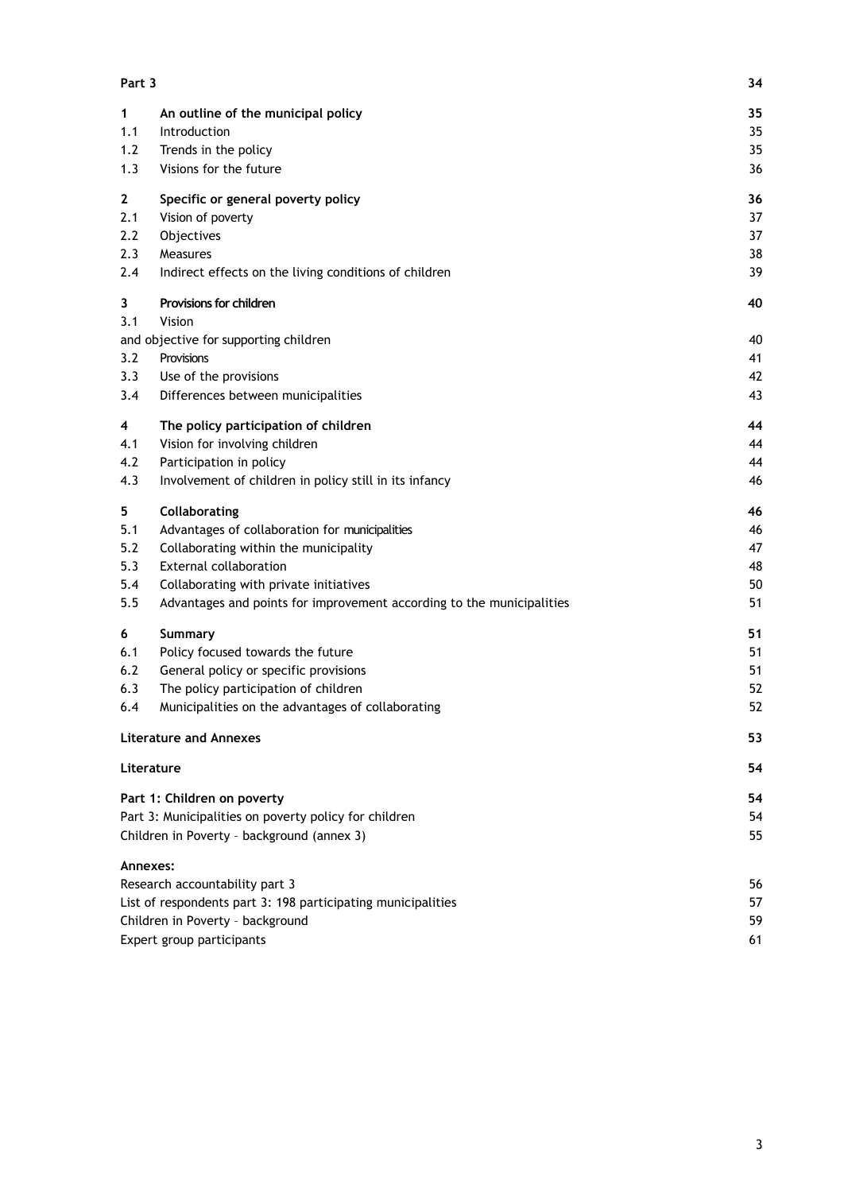| | | |
|---|---|---|
| **Part 3** | | **34** |
| **1** | **An outline of the municipal policy** | **35** |
| 1.1 | Introduction | 35 |
| 1.2 | Trends in the policy | 35 |
| 1.3 | Visions for the future | 36 |
| **2** | **Specific or general poverty policy** | **36** |
| 2.1 | Vision of poverty | 37 |
| 2.2 | Objectives | 37 |
| 2.3 | Measures | 38 |
| 2.4 | Indirect effects on the living conditions of children | 39 |
| **3** | **Provisions for children** | **40** |
| 3.1 | Vision and objective for supporting children | 40 |
| 3.2 | Provisions | 41 |
| 3.3 | Use of the provisions | 42 |
| 3.4 | Differences between municipalities | 43 |
| **4** | **The policy participation of children** | **44** |
| 4.1 | Vision for involving children | 44 |
| 4.2 | Participation in policy | 44 |
| 4.3 | Involvement of children in policy still in its infancy | 46 |
| **5** | **Collaborating** | **46** |
| 5.1 | Advantages of collaboration for municipalities | 46 |
| 5.2 | Collaborating within the municipality | 47 |
| 5.3 | External collaboration | 48 |
| 5.4 | Collaborating with private initiatives | 50 |
| 5.5 | Advantages and points for improvement according to the municipalities | 51 |
| **6** | **Summary** | **51** |
| 6.1 | Policy focused towards the future | 51 |
| 6.2 | General policy or specific provisions | 51 |
| 6.3 | The policy participation of children | 52 |
| 6.4 | Municipalities on the advantages of collaborating | 52 |
| | **Literature and Annexes** | **53** |
| | **Literature** | **54** |
| | **Part 1: Children on poverty** | **54** |
| | Part 3: Municipalities on poverty policy for children | 54 |
| | Children in Poverty – background (annex 3) | 55 |
| | **Annexes:** | |
| | Research accountability part 3 | 56 |
| | List of respondents part 3: 198 participating municipalities | 57 |
| | Children in Poverty – background | 59 |
| | Expert group participants | 61 |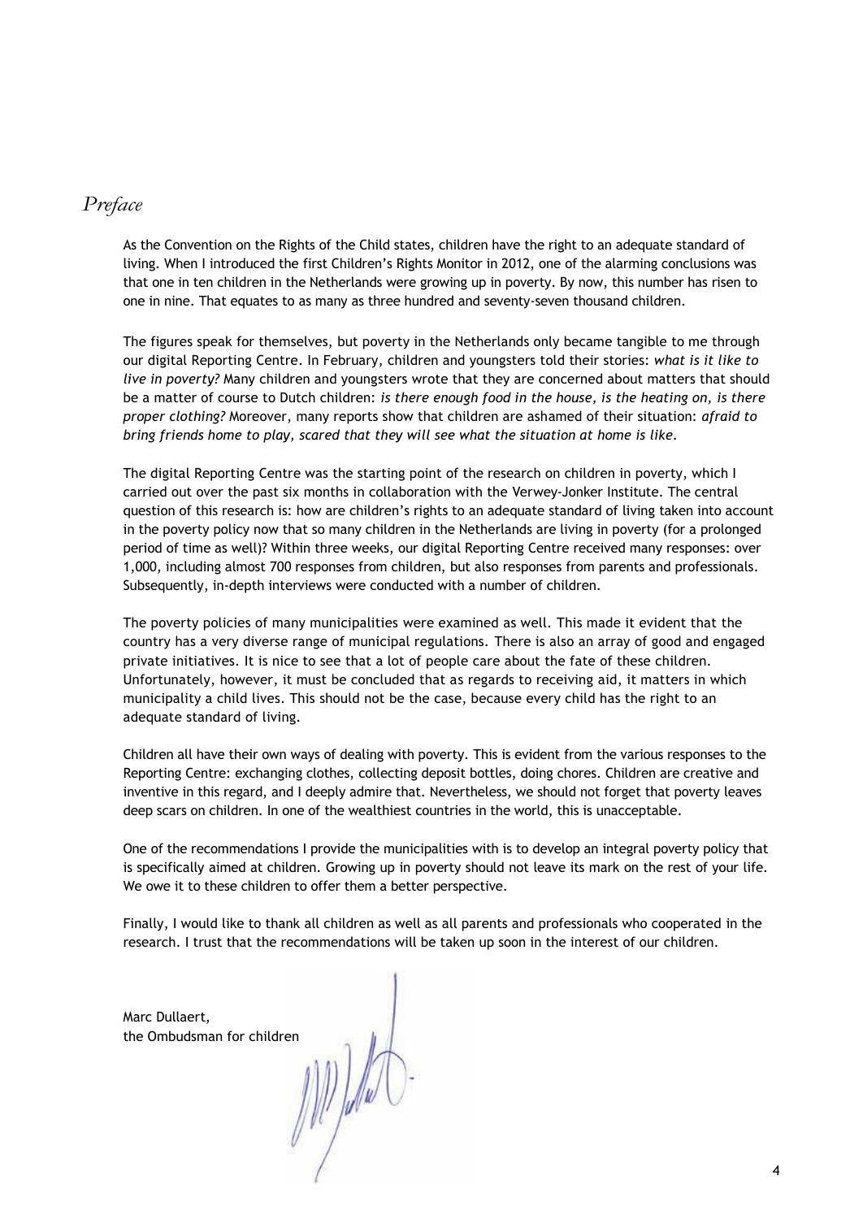# *Preface*

As the Convention on the Rights of the Child states, children have the right to an adequate standard of living. When I introduced the first Children's Rights Monitor in 2012, one of the alarming conclusions was that one in ten children in the Netherlands were growing up in poverty. By now, this number has risen to one in nine. That equates to as many as three hundred and seventy-seven thousand children.

The figures speak for themselves, but poverty in the Netherlands only became tangible to me through our digital Reporting Centre. In February, children and youngsters told their stories: *what is it like to live in poverty?* Many children and youngsters wrote that they are concerned about matters that should be a matter of course to Dutch children: *is there enough food in the house, is the heating on, is there proper clothing?* Moreover, many reports show that children are ashamed of their situation: *afraid to bring friends home to play, scared that they will see what the situation at home is like.*

The digital Reporting Centre was the starting point of the research on children in poverty, which I carried out over the past six months in collaboration with the Verwey-Jonker Institute. The central question of this research is: how are children's rights to an adequate standard of living taken into account in the poverty policy now that so many children in the Netherlands are living in poverty (for a prolonged period of time as well)? Within three weeks, our digital Reporting Centre received many responses: over 1,000, including almost 700 responses from children, but also responses from parents and professionals. Subsequently, in-depth interviews were conducted with a number of children.

The poverty policies of many municipalities were examined as well. This made it evident that the country has a very diverse range of municipal regulations. There is also an array of good and engaged private initiatives. It is nice to see that a lot of people care about the fate of these children. Unfortunately, however, it must be concluded that as regards to receiving aid, it matters in which municipality a child lives. This should not be the case, because every child has the right to an adequate standard of living.

Children all have their own ways of dealing with poverty. This is evident from the various responses to the Reporting Centre: exchanging clothes, collecting deposit bottles, doing chores. Children are creative and inventive in this regard, and I deeply admire that. Nevertheless, we should not forget that poverty leaves deep scars on children. In one of the wealthiest countries in the world, this is unacceptable.

One of the recommendations I provide the municipalities with is to develop an integral poverty policy that is specifically aimed at children. Growing up in poverty should not leave its mark on the rest of your life. We owe it to these children to offer them a better perspective.

Finally, I would like to thank all children as well as all parents and professionals who cooperated in the research. I trust that the recommendations will be taken up soon in the interest of our children.

Marc Dullaert,
the Ombudsman for children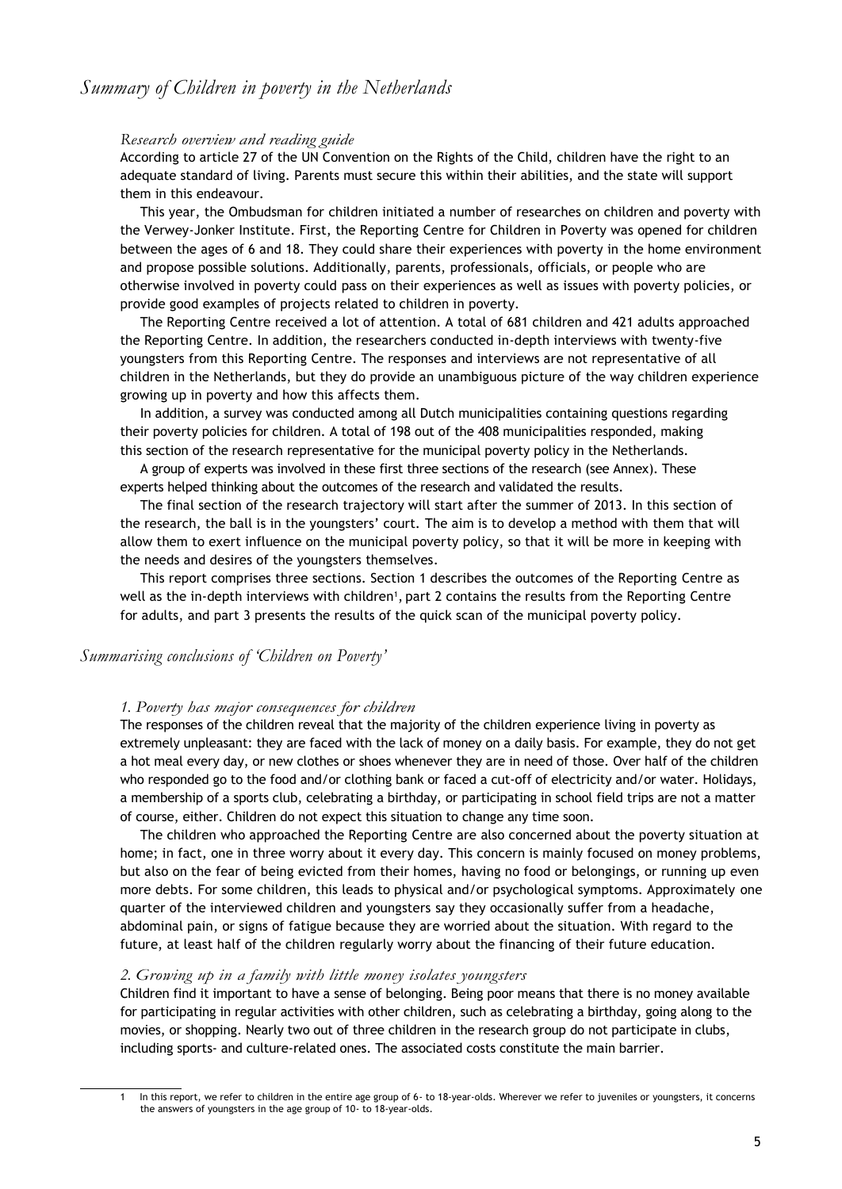## *Summary of Children in poverty in the Netherlands*

### *Research overview and reading guide*

According to article 27 of the UN Convention on the Rights of the Child, children have the right to an adequate standard of living. Parents must secure this within their abilities, and the state will support them in this endeavour.

This year, the Ombudsman for children initiated a number of researches on children and poverty with the Verwey-Jonker Institute. First, the Reporting Centre for Children in Poverty was opened for children between the ages of 6 and 18. They could share their experiences with poverty in the home environment and propose possible solutions. Additionally, parents, professionals, officials, or people who are otherwise involved in poverty could pass on their experiences as well as issues with poverty policies, or provide good examples of projects related to children in poverty.

The Reporting Centre received a lot of attention. A total of 681 children and 421 adults approached the Reporting Centre. In addition, the researchers conducted in-depth interviews with twenty-five youngsters from this Reporting Centre. The responses and interviews are not representative of all children in the Netherlands, but they do provide an unambiguous picture of the way children experience growing up in poverty and how this affects them.

In addition, a survey was conducted among all Dutch municipalities containing questions regarding their poverty policies for children. A total of 198 out of the 408 municipalities responded, making this section of the research representative for the municipal poverty policy in the Netherlands.

A group of experts was involved in these first three sections of the research (see Annex). These experts helped thinking about the outcomes of the research and validated the results.

The final section of the research trajectory will start after the summer of 2013. In this section of the research, the ball is in the youngsters' court. The aim is to develop a method with them that will allow them to exert influence on the municipal poverty policy, so that it will be more in keeping with the needs and desires of the youngsters themselves.

This report comprises three sections. Section 1 describes the outcomes of the Reporting Centre as well as the in-depth interviews with children[1], part 2 contains the results from the Reporting Centre for adults, and part 3 presents the results of the quick scan of the municipal poverty policy.

## *Summarising conclusions of 'Children on Poverty'*

### *1. Poverty has major consequences for children*

The responses of the children reveal that the majority of the children experience living in poverty as extremely unpleasant: they are faced with the lack of money on a daily basis. For example, they do not get a hot meal every day, or new clothes or shoes whenever they are in need of those. Over half of the children who responded go to the food and/or clothing bank or faced a cut-off of electricity and/or water. Holidays, a membership of a sports club, celebrating a birthday, or participating in school field trips are not a matter of course, either. Children do not expect this situation to change any time soon.

The children who approached the Reporting Centre are also concerned about the poverty situation at home; in fact, one in three worry about it every day. This concern is mainly focused on money problems, but also on the fear of being evicted from their homes, having no food or belongings, or running up even more debts. For some children, this leads to physical and/or psychological symptoms. Approximately one quarter of the interviewed children and youngsters say they occasionally suffer from a headache, abdominal pain, or signs of fatigue because they are worried about the situation. With regard to the future, at least half of the children regularly worry about the financing of their future education.

### *2. Growing up in a family with little money isolates youngsters*

Children find it important to have a sense of belonging. Being poor means that there is no money available for participating in regular activities with other children, such as celebrating a birthday, going along to the movies, or shopping. Nearly two out of three children in the research group do not participate in clubs, including sports- and culture-related ones. The associated costs constitute the main barrier.

---

[1] In this report, we refer to children in the entire age group of 6- to 18-year-olds. Wherever we refer to juveniles or youngsters, it concerns the answers of youngsters in the age group of 10- to 18-year-olds.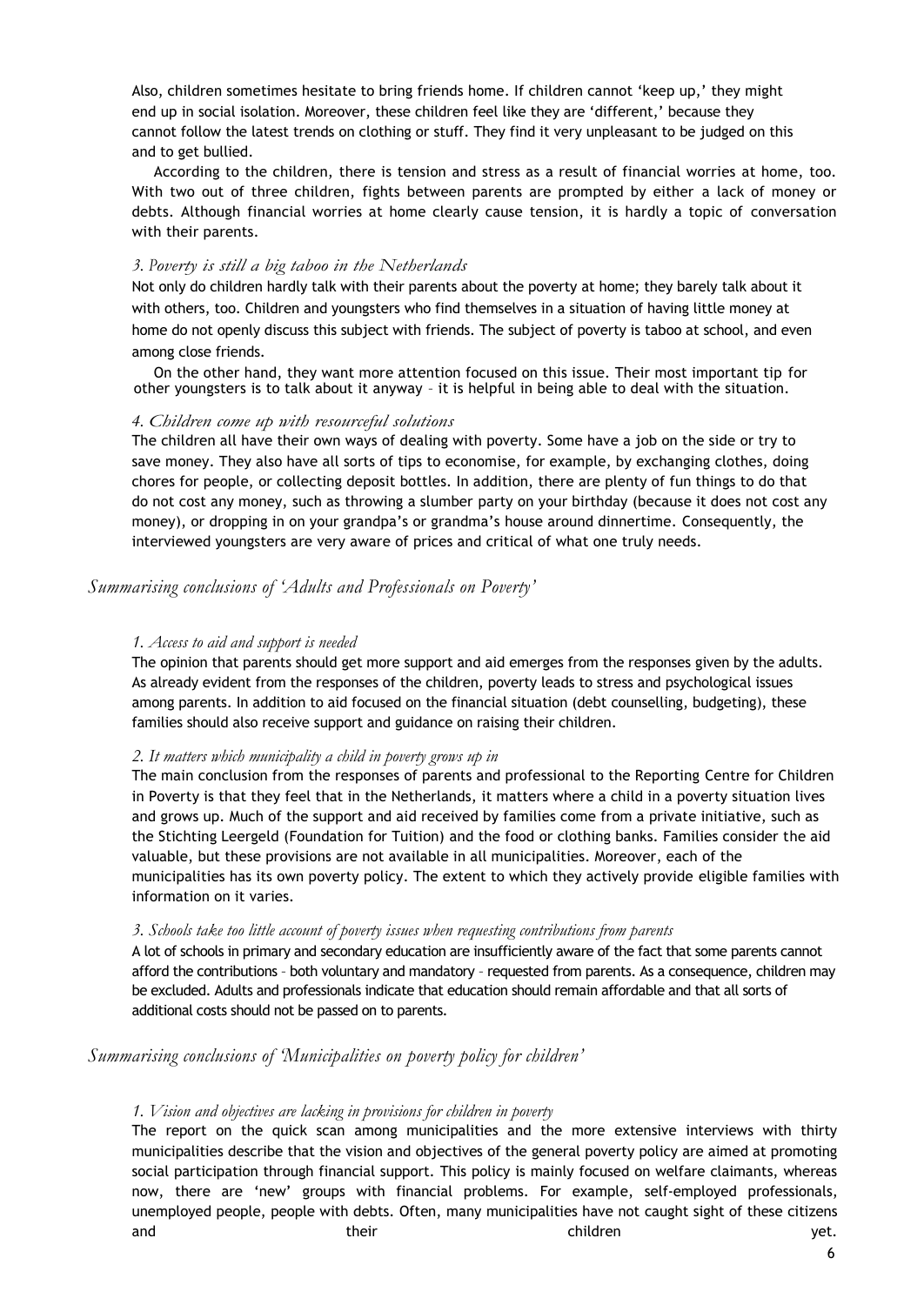Also, children sometimes hesitate to bring friends home. If children cannot 'keep up,' they might end up in social isolation. Moreover, these children feel like they are 'different,' because they cannot follow the latest trends on clothing or stuff. They find it very unpleasant to be judged on this and to get bullied.

According to the children, there is tension and stress as a result of financial worries at home, too. With two out of three children, fights between parents are prompted by either a lack of money or debts. Although financial worries at home clearly cause tension, it is hardly a topic of conversation with their parents.

#### *3. Poverty is still a big taboo in the Netherlands*

Not only do children hardly talk with their parents about the poverty at home; they barely talk about it with others, too. Children and youngsters who find themselves in a situation of having little money at home do not openly discuss this subject with friends. The subject of poverty is taboo at school, and even among close friends.

On the other hand, they want more attention focused on this issue. Their most important tip for other youngsters is to talk about it anyway – it is helpful in being able to deal with the situation.

#### *4. Children come up with resourceful solutions*

The children all have their own ways of dealing with poverty. Some have a job on the side or try to save money. They also have all sorts of tips to economise, for example, by exchanging clothes, doing chores for people, or collecting deposit bottles. In addition, there are plenty of fun things to do that do not cost any money, such as throwing a slumber party on your birthday (because it does not cost any money), or dropping in on your grandpa's or grandma's house around dinnertime. Consequently, the interviewed youngsters are very aware of prices and critical of what one truly needs.

### *Summarising conclusions of 'Adults and Professionals on Poverty'*

#### *1. Access to aid and support is needed*

The opinion that parents should get more support and aid emerges from the responses given by the adults. As already evident from the responses of the children, poverty leads to stress and psychological issues among parents. In addition to aid focused on the financial situation (debt counselling, budgeting), these families should also receive support and guidance on raising their children.

#### *2. It matters which municipality a child in poverty grows up in*

The main conclusion from the responses of parents and professional to the Reporting Centre for Children in Poverty is that they feel that in the Netherlands, it matters where a child in a poverty situation lives and grows up. Much of the support and aid received by families come from a private initiative, such as the Stichting Leergeld (Foundation for Tuition) and the food or clothing banks. Families consider the aid valuable, but these provisions are not available in all municipalities. Moreover, each of the municipalities has its own poverty policy. The extent to which they actively provide eligible families with information on it varies.

#### *3. Schools take too little account of poverty issues when requesting contributions from parents*

A lot of schools in primary and secondary education are insufficiently aware of the fact that some parents cannot afford the contributions – both voluntary and mandatory – requested from parents. As a consequence, children may be excluded. Adults and professionals indicate that education should remain affordable and that all sorts of additional costs should not be passed on to parents.

### *Summarising conclusions of 'Municipalities on poverty policy for children'*

#### *1. Vision and objectives are lacking in provisions for children in poverty*

The report on the quick scan among municipalities and the more extensive interviews with thirty municipalities describe that the vision and objectives of the general poverty policy are aimed at promoting social participation through financial support. This policy is mainly focused on welfare claimants, whereas now, there are 'new' groups with financial problems. For example, self-employed professionals, unemployed people, people with debts. Often, many municipalities have not caught sight of these citizens and their children yet.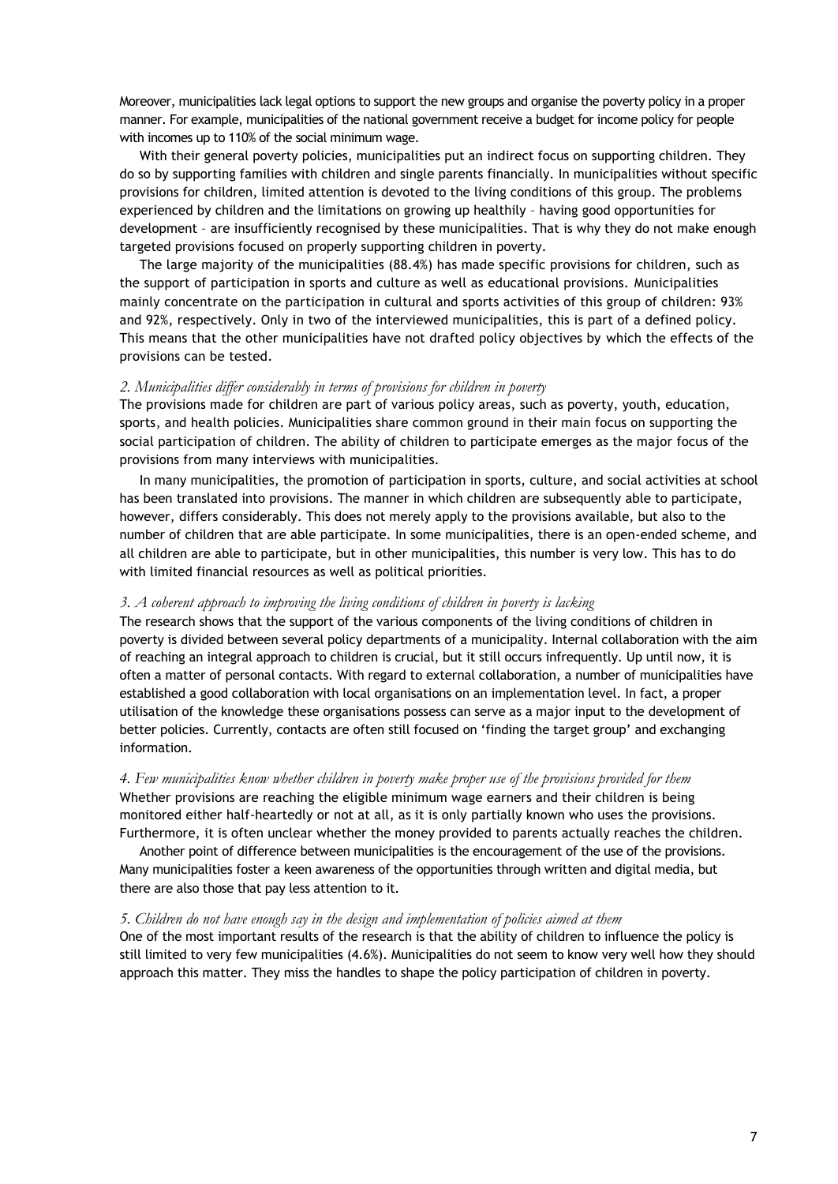Moreover, municipalities lack legal options to support the new groups and organise the poverty policy in a proper manner. For example, municipalities of the national government receive a budget for income policy for people with incomes up to 110% of the social minimum wage.

With their general poverty policies, municipalities put an indirect focus on supporting children. They do so by supporting families with children and single parents financially. In municipalities without specific provisions for children, limited attention is devoted to the living conditions of this group. The problems experienced by children and the limitations on growing up healthily – having good opportunities for development – are insufficiently recognised by these municipalities. That is why they do not make enough targeted provisions focused on properly supporting children in poverty.

The large majority of the municipalities (88.4%) has made specific provisions for children, such as the support of participation in sports and culture as well as educational provisions. Municipalities mainly concentrate on the participation in cultural and sports activities of this group of children: 93% and 92%, respectively. Only in two of the interviewed municipalities, this is part of a defined policy. This means that the other municipalities have not drafted policy objectives by which the effects of the provisions can be tested.

*2. Municipalities differ considerably in terms of provisions for children in poverty*

The provisions made for children are part of various policy areas, such as poverty, youth, education, sports, and health policies. Municipalities share common ground in their main focus on supporting the social participation of children. The ability of children to participate emerges as the major focus of the provisions from many interviews with municipalities.

In many municipalities, the promotion of participation in sports, culture, and social activities at school has been translated into provisions. The manner in which children are subsequently able to participate, however, differs considerably. This does not merely apply to the provisions available, but also to the number of children that are able participate. In some municipalities, there is an open-ended scheme, and all children are able to participate, but in other municipalities, this number is very low. This has to do with limited financial resources as well as political priorities.

*3. A coherent approach to improving the living conditions of children in poverty is lacking*

The research shows that the support of the various components of the living conditions of children in poverty is divided between several policy departments of a municipality. Internal collaboration with the aim of reaching an integral approach to children is crucial, but it still occurs infrequently. Up until now, it is often a matter of personal contacts. With regard to external collaboration, a number of municipalities have established a good collaboration with local organisations on an implementation level. In fact, a proper utilisation of the knowledge these organisations possess can serve as a major input to the development of better policies. Currently, contacts are often still focused on 'finding the target group' and exchanging information.

*4. Few municipalities know whether children in poverty make proper use of the provisions provided for them*

Whether provisions are reaching the eligible minimum wage earners and their children is being monitored either half-heartedly or not at all, as it is only partially known who uses the provisions. Furthermore, it is often unclear whether the money provided to parents actually reaches the children.

Another point of difference between municipalities is the encouragement of the use of the provisions. Many municipalities foster a keen awareness of the opportunities through written and digital media, but there are also those that pay less attention to it.

*5. Children do not have enough say in the design and implementation of policies aimed at them*

One of the most important results of the research is that the ability of children to influence the policy is still limited to very few municipalities (4.6%). Municipalities do not seem to know very well how they should approach this matter. They miss the handles to shape the policy participation of children in poverty.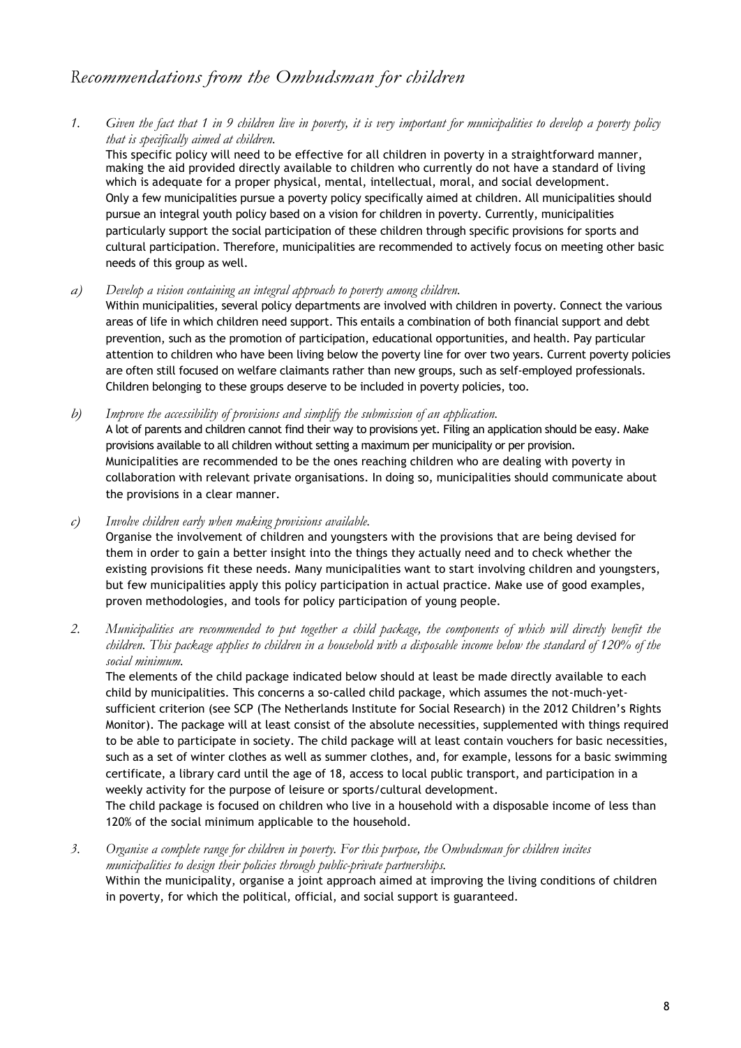## *Recommendations from the Ombudsman for children*

1. *Given the fact that 1 in 9 children live in poverty, it is very important for municipalities to develop a poverty policy that is specifically aimed at children.*
   This specific policy will need to be effective for all children in poverty in a straightforward manner, making the aid provided directly available to children who currently do not have a standard of living which is adequate for a proper physical, mental, intellectual, moral, and social development.
   Only a few municipalities pursue a poverty policy specifically aimed at children. All municipalities should pursue an integral youth policy based on a vision for children in poverty. Currently, municipalities particularly support the social participation of these children through specific provisions for sports and cultural participation. Therefore, municipalities are recommended to actively focus on meeting other basic needs of this group as well.

a) *Develop a vision containing an integral approach to poverty among children.*
   Within municipalities, several policy departments are involved with children in poverty. Connect the various areas of life in which children need support. This entails a combination of both financial support and debt prevention, such as the promotion of participation, educational opportunities, and health. Pay particular attention to children who have been living below the poverty line for over two years. Current poverty policies are often still focused on welfare claimants rather than new groups, such as self-employed professionals. Children belonging to these groups deserve to be included in poverty policies, too.

b) *Improve the accessibility of provisions and simplify the submission of an application.*
   A lot of parents and children cannot find their way to provisions yet. Filing an application should be easy. Make provisions available to all children without setting a maximum per municipality or per provision.
   Municipalities are recommended to be the ones reaching children who are dealing with poverty in collaboration with relevant private organisations. In doing so, municipalities should communicate about the provisions in a clear manner.

c) *Involve children early when making provisions available.*
   Organise the involvement of children and youngsters with the provisions that are being devised for them in order to gain a better insight into the things they actually need and to check whether the existing provisions fit these needs. Many municipalities want to start involving children and youngsters, but few municipalities apply this policy participation in actual practice. Make use of good examples, proven methodologies, and tools for policy participation of young people.

2. *Municipalities are recommended to put together a child package, the components of which will directly benefit the children. This package applies to children in a household with a disposable income below the standard of 120% of the social minimum.*
   The elements of the child package indicated below should at least be made directly available to each child by municipalities. This concerns a so-called child package, which assumes the not-much-yet-sufficient criterion (see SCP (The Netherlands Institute for Social Research) in the 2012 Children's Rights Monitor). The package will at least consist of the absolute necessities, supplemented with things required to be able to participate in society. The child package will at least contain vouchers for basic necessities, such as a set of winter clothes as well as summer clothes, and, for example, lessons for a basic swimming certificate, a library card until the age of 18, access to local public transport, and participation in a weekly activity for the purpose of leisure or sports/cultural development.
   The child package is focused on children who live in a household with a disposable income of less than 120% of the social minimum applicable to the household.

3. *Organise a complete range for children in poverty. For this purpose, the Ombudsman for children incites municipalities to design their policies through public-private partnerships.*
   Within the municipality, organise a joint approach aimed at improving the living conditions of children in poverty, for which the political, official, and social support is guaranteed.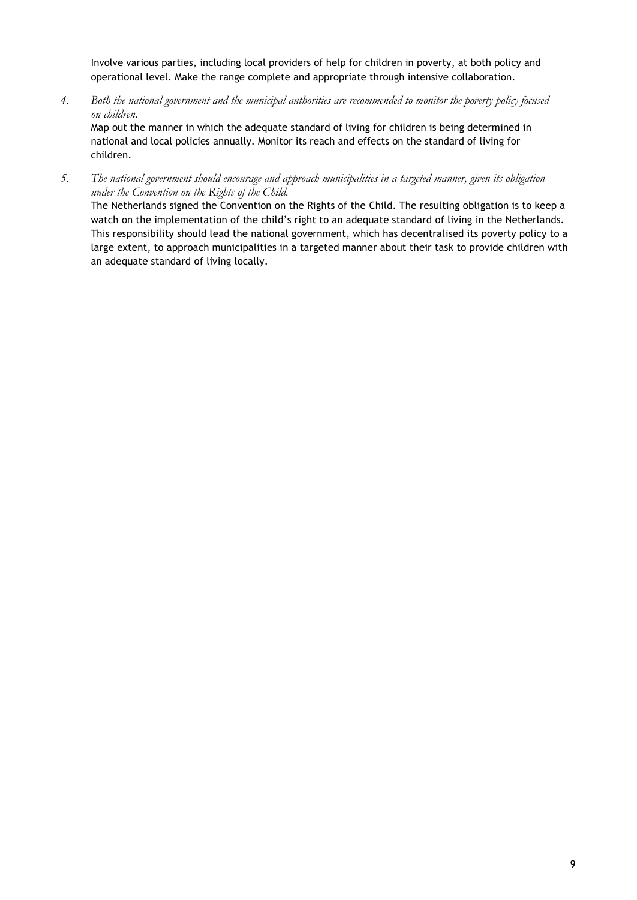Involve various parties, including local providers of help for children in poverty, at both policy and operational level. Make the range complete and appropriate through intensive collaboration.

4. *Both the national government and the municipal authorities are recommended to monitor the poverty policy focused on children.*
   Map out the manner in which the adequate standard of living for children is being determined in national and local policies annually. Monitor its reach and effects on the standard of living for children.

5. *The national government should encourage and approach municipalities in a targeted manner, given its obligation under the Convention on the Rights of the Child.*
   The Netherlands signed the Convention on the Rights of the Child. The resulting obligation is to keep a watch on the implementation of the child's right to an adequate standard of living in the Netherlands. This responsibility should lead the national government, which has decentralised its poverty policy to a large extent, to approach municipalities in a targeted manner about their task to provide children with an adequate standard of living locally.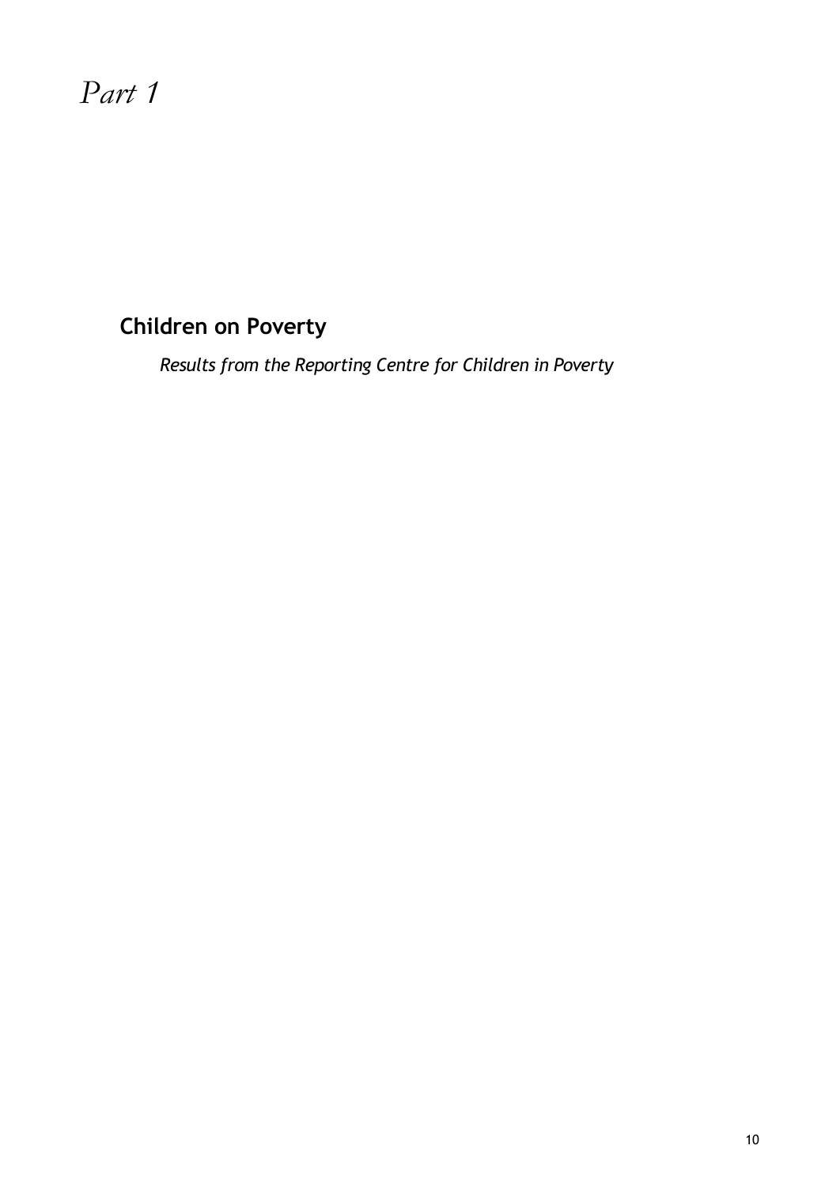# *Part 1*

## Children on Poverty

*Results from the Reporting Centre for Children in Poverty*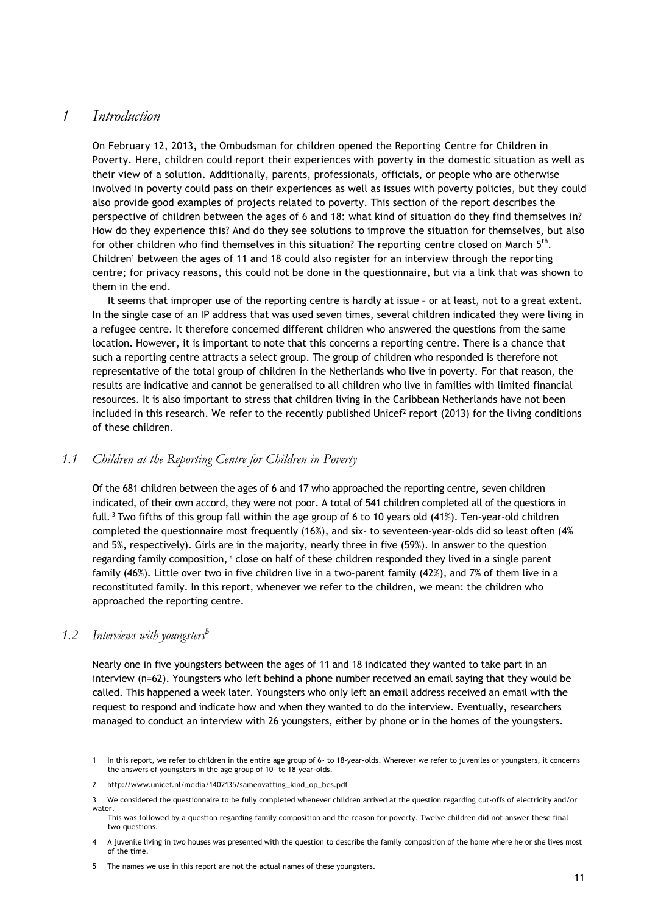# 1 Introduction

On February 12, 2013, the Ombudsman for children opened the Reporting Centre for Children in Poverty. Here, children could report their experiences with poverty in the domestic situation as well as their view of a solution. Additionally, parents, professionals, officials, or people who are otherwise involved in poverty could pass on their experiences as well as issues with poverty policies, but they could also provide good examples of projects related to poverty. This section of the report describes the perspective of children between the ages of 6 and 18: what kind of situation do they find themselves in? How do they experience this? And do they see solutions to improve the situation for themselves, but also for other children who find themselves in this situation? The reporting centre closed on March 5th. Children[1] between the ages of 11 and 18 could also register for an interview through the reporting centre; for privacy reasons, this could not be done in the questionnaire, but via a link that was shown to them in the end.

It seems that improper use of the reporting centre is hardly at issue – or at least, not to a great extent. In the single case of an IP address that was used seven times, several children indicated they were living in a refugee centre. It therefore concerned different children who answered the questions from the same location. However, it is important to note that this concerns a reporting centre. There is a chance that such a reporting centre attracts a select group. The group of children who responded is therefore not representative of the total group of children in the Netherlands who live in poverty. For that reason, the results are indicative and cannot be generalised to all children who live in families with limited financial resources. It is also important to stress that children living in the Caribbean Netherlands have not been included in this research. We refer to the recently published Unicef[2] report (2013) for the living conditions of these children.

## 1.1 Children at the Reporting Centre for Children in Poverty

Of the 681 children between the ages of 6 and 17 who approached the reporting centre, seven children indicated, of their own accord, they were not poor. A total of 541 children completed all of the questions in full.[3] Two fifths of this group fall within the age group of 6 to 10 years old (41%). Ten-year-old children completed the questionnaire most frequently (16%), and six- to seventeen-year-olds did so least often (4% and 5%, respectively). Girls are in the majority, nearly three in five (59%). In answer to the question regarding family composition,[4] close on half of these children responded they lived in a single parent family (46%). Little over two in five children live in a two-parent family (42%), and 7% of them live in a reconstituted family. In this report, whenever we refer to the children, we mean: the children who approached the reporting centre.

## 1.2 Interviews with youngsters[5]

Nearly one in five youngsters between the ages of 11 and 18 indicated they wanted to take part in an interview (n=62). Youngsters who left behind a phone number received an email saying that they would be called. This happened a week later. Youngsters who only left an email address received an email with the request to respond and indicate how and when they wanted to do the interview. Eventually, researchers managed to conduct an interview with 26 youngsters, either by phone or in the homes of the youngsters.

---

1 In this report, we refer to children in the entire age group of 6- to 18-year-olds. Wherever we refer to juveniles or youngsters, it concerns the answers of youngsters in the age group of 10- to 18-year-olds.

2 http://www.unicef.nl/media/1402135/samenvatting_kind_op_bes.pdf

3 We considered the questionnaire to be fully completed whenever children arrived at the question regarding cut-offs of electricity and/or water.
This was followed by a question regarding family composition and the reason for poverty. Twelve children did not answer these final two questions.

4 A juvenile living in two houses was presented with the question to describe the family composition of the home where he or she lives most of the time.

5 The names we use in this report are not the actual names of these youngsters.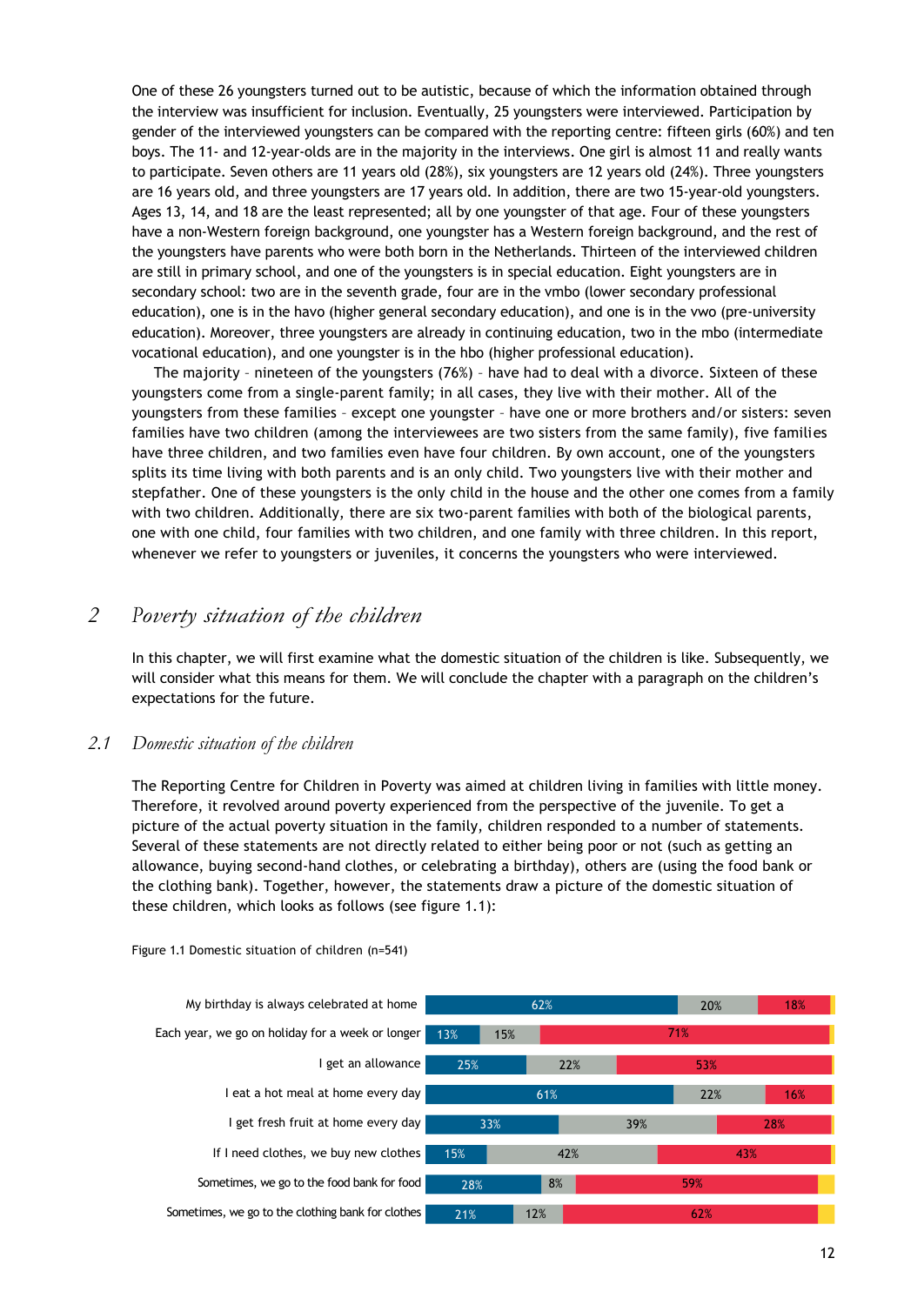One of these 26 youngsters turned out to be autistic, because of which the information obtained through the interview was insufficient for inclusion. Eventually, 25 youngsters were interviewed. Participation by gender of the interviewed youngsters can be compared with the reporting centre: fifteen girls (60%) and ten boys. The 11- and 12-year-olds are in the majority in the interviews. One girl is almost 11 and really wants to participate. Seven others are 11 years old (28%), six youngsters are 12 years old (24%). Three youngsters are 16 years old, and three youngsters are 17 years old. In addition, there are two 15-year-old youngsters. Ages 13, 14, and 18 are the least represented; all by one youngster of that age. Four of these youngsters have a non-Western foreign background, one youngster has a Western foreign background, and the rest of the youngsters have parents who were both born in the Netherlands. Thirteen of the interviewed children are still in primary school, and one of the youngsters is in special education. Eight youngsters are in secondary school: two are in the seventh grade, four are in the vmbo (lower secondary professional education), one is in the havo (higher general secondary education), and one is in the vwo (pre-university education). Moreover, three youngsters are already in continuing education, two in the mbo (intermediate vocational education), and one youngster is in the hbo (higher professional education).

The majority – nineteen of the youngsters (76%) – have had to deal with a divorce. Sixteen of these youngsters come from a single-parent family; in all cases, they live with their mother. All of the youngsters from these families – except one youngster – have one or more brothers and/or sisters: seven families have two children (among the interviewees are two sisters from the same family), five families have three children, and two families even have four children. By own account, one of the youngsters splits its time living with both parents and is an only child. Two youngsters live with their mother and stepfather. One of these youngsters is the only child in the house and the other one comes from a family with two children. Additionally, there are six two-parent families with both of the biological parents, one with one child, four families with two children, and one family with three children. In this report, whenever we refer to youngsters or juveniles, it concerns the youngsters who were interviewed.

## 2 Poverty situation of the children

In this chapter, we will first examine what the domestic situation of the children is like. Subsequently, we will consider what this means for them. We will conclude the chapter with a paragraph on the children's expectations for the future.

### 2.1 Domestic situation of the children

The Reporting Centre for Children in Poverty was aimed at children living in families with little money. Therefore, it revolved around poverty experienced from the perspective of the juvenile. To get a picture of the actual poverty situation in the family, children responded to a number of statements. Several of these statements are not directly related to either being poor or not (such as getting an allowance, buying second-hand clothes, or celebrating a birthday), others are (using the food bank or the clothing bank). Together, however, the statements draw a picture of the domestic situation of these children, which looks as follows (see figure 1.1):

Figure 1.1 Domestic situation of children (n=541)

| Statement | | | |
|---|---|---|---|
| My birthday is always celebrated at home | 62% | 20% | 18% |
| Each year, we go on holiday for a week or longer | 13% | 15% | 71% |
| I get an allowance | 25% | 22% | 53% |
| I eat a hot meal at home every day | 61% | 22% | 16% |
| I get fresh fruit at home every day | 33% | 39% | 28% |
| If I need clothes, we buy new clothes | 15% | 42% | 43% |
| Sometimes, we go to the food bank for food | 28% | 8% | 59% |
| Sometimes, we go to the clothing bank for clothes | 21% | 12% | 62% |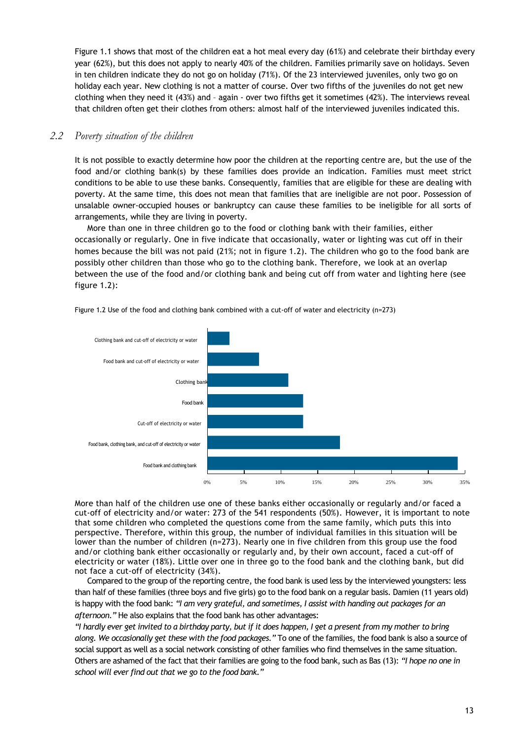Figure 1.1 shows that most of the children eat a hot meal every day (61%) and celebrate their birthday every year (62%), but this does not apply to nearly 40% of the children. Families primarily save on holidays. Seven in ten children indicate they do not go on holiday (71%). Of the 23 interviewed juveniles, only two go on holiday each year. New clothing is not a matter of course. Over two fifths of the juveniles do not get new clothing when they need it (43%) and – again - over two fifths get it sometimes (42%). The interviews reveal that children often get their clothes from others: almost half of the interviewed juveniles indicated this.

## *2.2 Poverty situation of the children*

It is not possible to exactly determine how poor the children at the reporting centre are, but the use of the food and/or clothing bank(s) by these families does provide an indication. Families must meet strict conditions to be able to use these banks. Consequently, families that are eligible for these are dealing with poverty. At the same time, this does not mean that families that are ineligible are not poor. Possession of unsalable owner-occupied houses or bankruptcy can cause these families to be ineligible for all sorts of arrangements, while they are living in poverty.

More than one in three children go to the food or clothing bank with their families, either occasionally or regularly. One in five indicate that occasionally, water or lighting was cut off in their homes because the bill was not paid (21%; not in figure 1.2). The children who go to the food bank are possibly other children than those who go to the clothing bank. Therefore, we look at an overlap between the use of the food and/or clothing bank and being cut off from water and lighting here (see figure 1.2):

Figure 1.2 Use of the food and clothing bank combined with a cut-off of water and electricity (n=273)

| Category | Percentage |
|---|---|
| Clothing bank and cut-off of electricity or water | 3% |
| Food bank and cut-off of electricity or water | 7% |
| Clothing bank | 11% |
| Food bank | 13% |
| Cut-off of electricity or water | 13% |
| Food bank, clothing bank, and cut-off of electricity or water | 18% |
| Food bank and clothing bank | 34% |

More than half of the children use one of these banks either occasionally or regularly and/or faced a cut-off of electricity and/or water: 273 of the 541 respondents (50%). However, it is important to note that some children who completed the questions come from the same family, which puts this into perspective. Therefore, within this group, the number of individual families in this situation will be lower than the number of children (n=273). Nearly one in five children from this group use the food and/or clothing bank either occasionally or regularly and, by their own account, faced a cut-off of electricity or water (18%). Little over one in three go to the food bank and the clothing bank, but did not face a cut-off of electricity (34%).

Compared to the group of the reporting centre, the food bank is used less by the interviewed youngsters: less than half of these families (three boys and five girls) go to the food bank on a regular basis. Damien (11 years old) is happy with the food bank: *"I am very grateful, and sometimes, I assist with handing out packages for an afternoon."* He also explains that the food bank has other advantages:

*"I hardly ever get invited to a birthday party, but if it does happen, I get a present from my mother to bring along. We occasionally get these with the food packages."* To one of the families, the food bank is also a source of social support as well as a social network consisting of other families who find themselves in the same situation. Others are ashamed of the fact that their families are going to the food bank, such as Bas (13): *"I hope no one in school will ever find out that we go to the food bank."*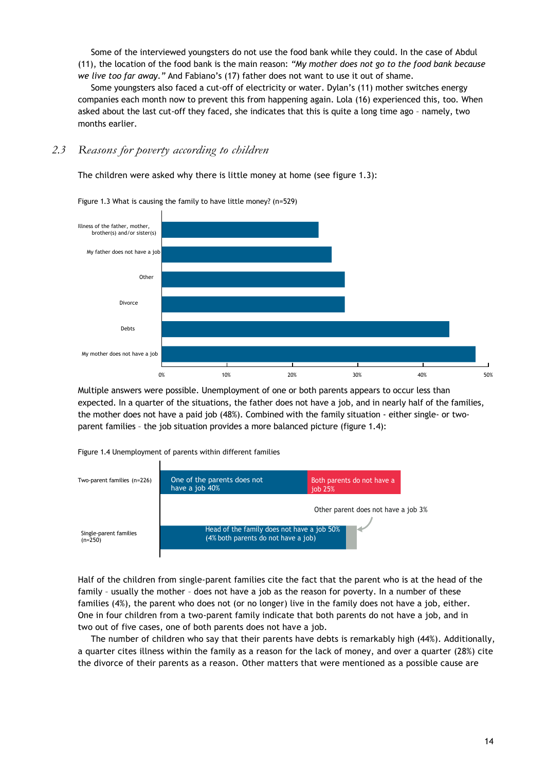Some of the interviewed youngsters do not use the food bank while they could. In the case of Abdul (11), the location of the food bank is the main reason: *"My mother does not go to the food bank because we live too far away."* And Fabiano's (17) father does not want to use it out of shame.

Some youngsters also faced a cut-off of electricity or water. Dylan's (11) mother switches energy companies each month now to prevent this from happening again. Lola (16) experienced this, too. When asked about the last cut-off they faced, she indicates that this is quite a long time ago – namely, two months earlier.

## 2.3 *Reasons for poverty according to children*

The children were asked why there is little money at home (see figure 1.3):

Figure 1.3 What is causing the family to have little money? (n=529)

| Reason | Share |
| --- | --- |
| Illness of the father, mother, brother(s) and/or sister(s) | |
| My father does not have a job | |
| Other | |
| Divorce | |
| Debts | |
| My mother does not have a job | |

Multiple answers were possible. Unemployment of one or both parents appears to occur less than expected. In a quarter of the situations, the father does not have a job, and in nearly half of the families, the mother does not have a paid job (48%). Combined with the family situation - either single- or two-parent families – the job situation provides a more balanced picture (figure 1.4):

Figure 1.4 Unemployment of parents within different families

| Family type | | |
| --- | --- | --- |
| Two-parent families (n=226) | One of the parents does not have a job 40% | Both parents do not have a job 25% |
| Single-parent families (n=250) | Head of the family does not have a job 50% (4% both parents do not have a job) | Other parent does not have a job 3% |

Half of the children from single-parent families cite the fact that the parent who is at the head of the family – usually the mother – does not have a job as the reason for poverty. In a number of these families (4%), the parent who does not (or no longer) live in the family does not have a job, either. One in four children from a two-parent family indicate that both parents do not have a job, and in two out of five cases, one of both parents does not have a job.

The number of children who say that their parents have debts is remarkably high (44%). Additionally, a quarter cites illness within the family as a reason for the lack of money, and over a quarter (28%) cite the divorce of their parents as a reason. Other matters that were mentioned as a possible cause are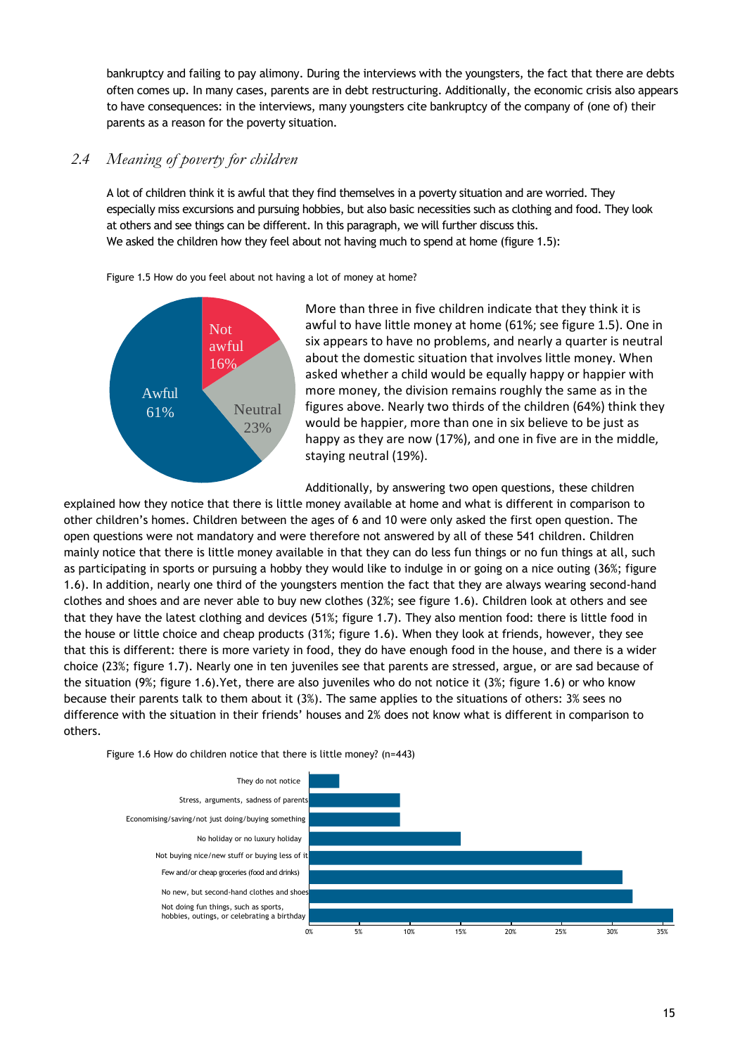bankruptcy and failing to pay alimony. During the interviews with the youngsters, the fact that there are debts often comes up. In many cases, parents are in debt restructuring. Additionally, the economic crisis also appears to have consequences: in the interviews, many youngsters cite bankruptcy of the company of (one of) their parents as a reason for the poverty situation.

## 2.4 *Meaning of poverty for children*

A lot of children think it is awful that they find themselves in a poverty situation and are worried. They especially miss excursions and pursuing hobbies, but also basic necessities such as clothing and food. They look at others and see things can be different. In this paragraph, we will further discuss this.
We asked the children how they feel about not having much to spend at home (figure 1.5):

Figure 1.5 How do you feel about not having a lot of money at home?

| Response | Percentage |
|---|---|
| Not awful | 16% |
| Neutral | 23% |
| Awful | 61% |

More than three in five children indicate that they think it is awful to have little money at home (61%; see figure 1.5). One in six appears to have no problems, and nearly a quarter is neutral about the domestic situation that involves little money. When asked whether a child would be equally happy or happier with more money, the division remains roughly the same as in the figures above. Nearly two thirds of the children (64%) think they would be happier, more than one in six believe to be just as happy as they are now (17%), and one in five are in the middle, staying neutral (19%).

Additionally, by answering two open questions, these children explained how they notice that there is little money available at home and what is different in comparison to other children's homes. Children between the ages of 6 and 10 were only asked the first open question. The open questions were not mandatory and were therefore not answered by all of these 541 children. Children mainly notice that there is little money available in that they can do less fun things or no fun things at all, such as participating in sports or pursuing a hobby they would like to indulge in or going on a nice outing (36%; figure 1.6). In addition, nearly one third of the youngsters mention the fact that they are always wearing second-hand clothes and shoes and are never able to buy new clothes (32%; see figure 1.6). Children look at others and see that they have the latest clothing and devices (51%; figure 1.7). They also mention food: there is little food in the house or little choice and cheap products (31%; figure 1.6). When they look at friends, however, they see that this is different: there is more variety in food, they do have enough food in the house, and there is a wider choice (23%; figure 1.7). Nearly one in ten juveniles see that parents are stressed, argue, or are sad because of the situation (9%; figure 1.6).Yet, there are also juveniles who do not notice it (3%; figure 1.6) or who know because their parents talk to them about it (3%). The same applies to the situations of others: 3% sees no difference with the situation in their friends' houses and 2% does not know what is different in comparison to others.

Figure 1.6 How do children notice that there is little money? (n=443)

| Response | Percentage (approx.) |
|---|---|
| They do not notice | 3% |
| Stress, arguments, sadness of parents | 9% |
| Economising/saving/not just doing/buying something | 9% |
| No holiday or no luxury holiday | 15% |
| Not buying nice/new stuff or buying less of it | 27% |
| Few and/or cheap groceries (food and drinks) | 31% |
| No new, but second-hand clothes and shoes | 32% |
| Not doing fun things, such as sports, hobbies, outings, or celebrating a birthday | 36% |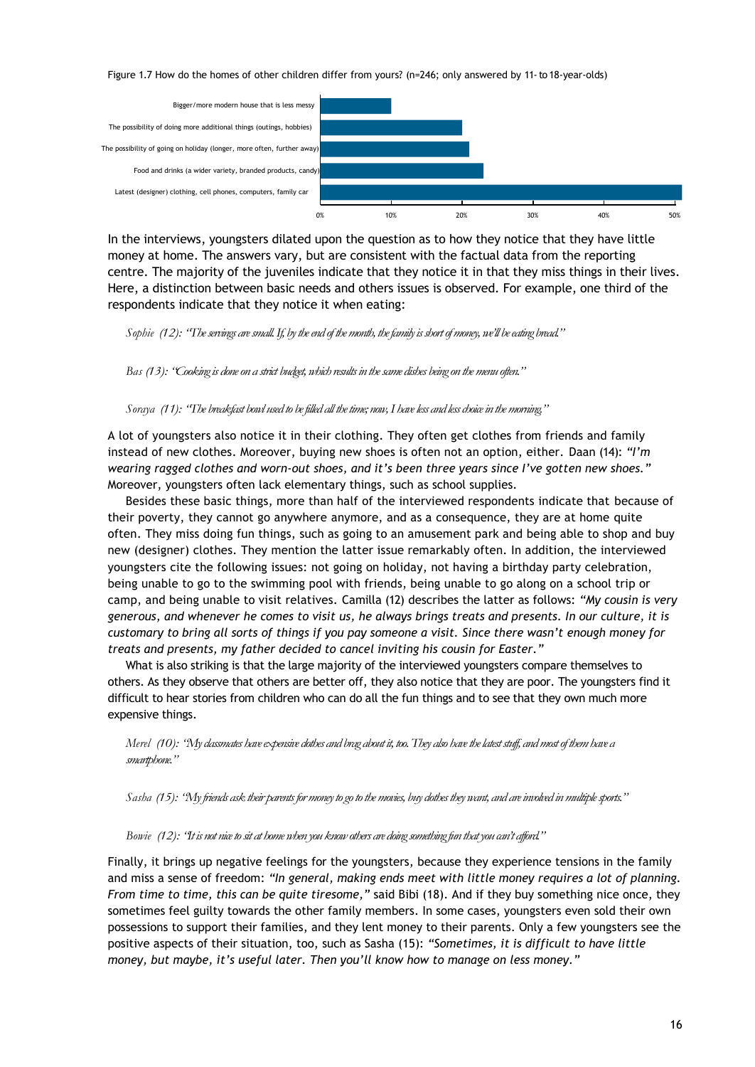Figure 1.7 How do the homes of other children differ from yours? (n=246; only answered by 11- to 18-year-olds)

| Category | Value (approx.) |
|---|---|
| Bigger/more modern house that is less messy | 10% |
| The possibility of doing more additional things (outings, hobbies) | 20% |
| The possibility of going on holiday (longer, more often, further away) | 21% |
| Food and drinks (a wider variety, branded products, candy) | 23% |
| Latest (designer) clothing, cell phones, computers, family car | 51% |

In the interviews, youngsters dilated upon the question as to how they notice that they have little money at home. The answers vary, but are consistent with the factual data from the reporting centre. The majority of the juveniles indicate that they notice it in that they miss things in their lives. Here, a distinction between basic needs and others issues is observed. For example, one third of the respondents indicate that they notice it when eating:

*Sophie (12): "The servings are small. If, by the end of the month, the family is short of money, we'll be eating bread."*

*Bas (13): "Cooking is done on a strict budget, which results in the same dishes being on the menu often."*

*Soraya (11): "The breakfast bowl used to be filled all the time; now, I have less and less choice in the morning."*

A lot of youngsters also notice it in their clothing. They often get clothes from friends and family instead of new clothes. Moreover, buying new shoes is often not an option, either. Daan (14): *"I'm wearing ragged clothes and worn-out shoes, and it's been three years since I've gotten new shoes."* Moreover, youngsters often lack elementary things, such as school supplies.

Besides these basic things, more than half of the interviewed respondents indicate that because of their poverty, they cannot go anywhere anymore, and as a consequence, they are at home quite often. They miss doing fun things, such as going to an amusement park and being able to shop and buy new (designer) clothes. They mention the latter issue remarkably often. In addition, the interviewed youngsters cite the following issues: not going on holiday, not having a birthday party celebration, being unable to go to the swimming pool with friends, being unable to go along on a school trip or camp, and being unable to visit relatives. Camilla (12) describes the latter as follows: *"My cousin is very generous, and whenever he comes to visit us, he always brings treats and presents. In our culture, it is customary to bring all sorts of things if you pay someone a visit. Since there wasn't enough money for treats and presents, my father decided to cancel inviting his cousin for Easter."*

What is also striking is that the large majority of the interviewed youngsters compare themselves to others. As they observe that others are better off, they also notice that they are poor. The youngsters find it difficult to hear stories from children who can do all the fun things and to see that they own much more expensive things.

*Merel (10): "My classmates have expensive clothes and brag about it, too. They also have the latest stuff, and most of them have a smartphone."*

*Sasha (15): "My friends ask their parents for money to go to the movies, buy clothes they want, and are involved in multiple sports."*

*Bowie (12): "It is not nice to sit at home when you know others are doing something fun that you can't afford."*

Finally, it brings up negative feelings for the youngsters, because they experience tensions in the family and miss a sense of freedom: *"In general, making ends meet with little money requires a lot of planning. From time to time, this can be quite tiresome,"* said Bibi (18). And if they buy something nice once, they sometimes feel guilty towards the other family members. In some cases, youngsters even sold their own possessions to support their families, and they lent money to their parents. Only a few youngsters see the positive aspects of their situation, too, such as Sasha (15): *"Sometimes, it is difficult to have little money, but maybe, it's useful later. Then you'll know how to manage on less money."*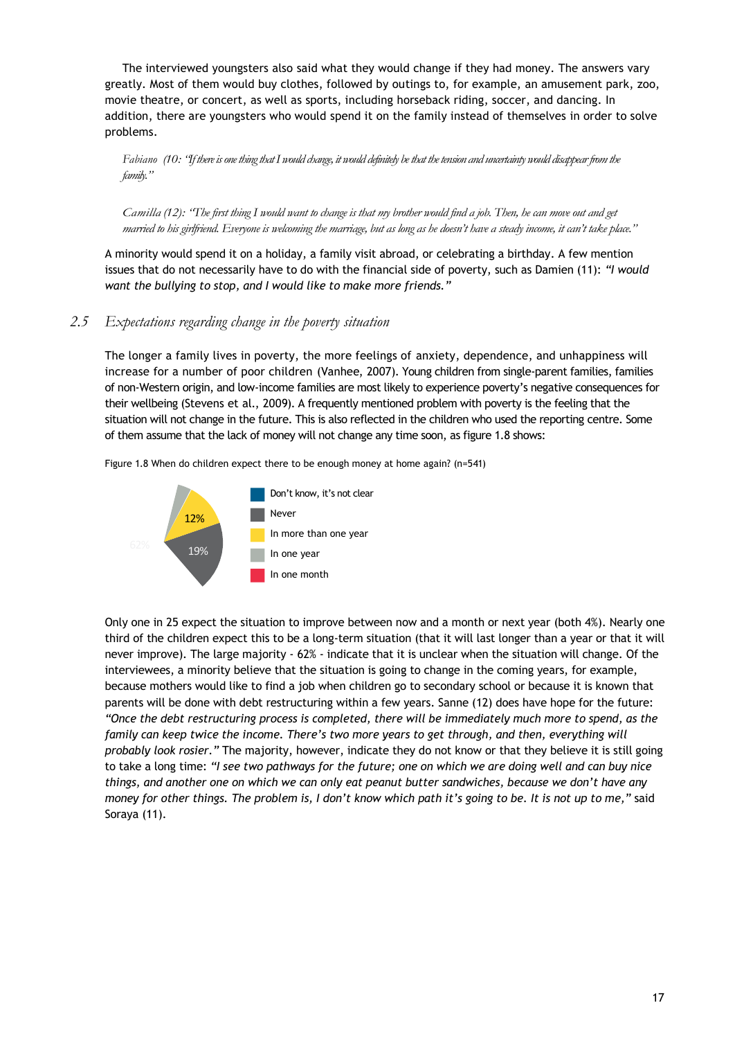The interviewed youngsters also said what they would change if they had money. The answers vary greatly. Most of them would buy clothes, followed by outings to, for example, an amusement park, zoo, movie theatre, or concert, as well as sports, including horseback riding, soccer, and dancing. In addition, there are youngsters who would spend it on the family instead of themselves in order to solve problems.

> *Fabiano (10): "If there is one thing that I would change, it would definitely be that the tension and uncertainty would disappear from the family."*

> *Camilla (12): "The first thing I would want to change is that my brother would find a job. Then, he can move out and get married to his girlfriend. Everyone is welcoming the marriage, but as long as he doesn't have a steady income, it can't take place."*

A minority would spend it on a holiday, a family visit abroad, or celebrating a birthday. A few mention issues that do not necessarily have to do with the financial side of poverty, such as Damien (11): *"I would want the bullying to stop, and I would like to make more friends."*

## 2.5 Expectations regarding change in the poverty situation

The longer a family lives in poverty, the more feelings of anxiety, dependence, and unhappiness will increase for a number of poor children (Vanhee, 2007). Young children from single-parent families, families of non-Western origin, and low-income families are most likely to experience poverty's negative consequences for their wellbeing (Stevens et al., 2009). A frequently mentioned problem with poverty is the feeling that the situation will not change in the future. This is also reflected in the children who used the reporting centre. Some of them assume that the lack of money will not change any time soon, as figure 1.8 shows:

Figure 1.8 When do children expect there to be enough money at home again? (n=541)

| Answer | % |
|---|---|
| Don't know, it's not clear | 62% |
| Never | 19% |
| In more than one year | 12% |
| In one year | |
| In one month | |

Only one in 25 expect the situation to improve between now and a month or next year (both 4%). Nearly one third of the children expect this to be a long-term situation (that it will last longer than a year or that it will never improve). The large majority - 62% - indicate that it is unclear when the situation will change. Of the interviewees, a minority believe that the situation is going to change in the coming years, for example, because mothers would like to find a job when children go to secondary school or because it is known that parents will be done with debt restructuring within a few years. Sanne (12) does have hope for the future: *"Once the debt restructuring process is completed, there will be immediately much more to spend, as the family can keep twice the income. There's two more years to get through, and then, everything will probably look rosier."* The majority, however, indicate they do not know or that they believe it is still going to take a long time: *"I see two pathways for the future; one on which we are doing well and can buy nice things, and another one on which we can only eat peanut butter sandwiches, because we don't have any money for other things. The problem is, I don't know which path it's going to be. It is not up to me,"* said Soraya (11).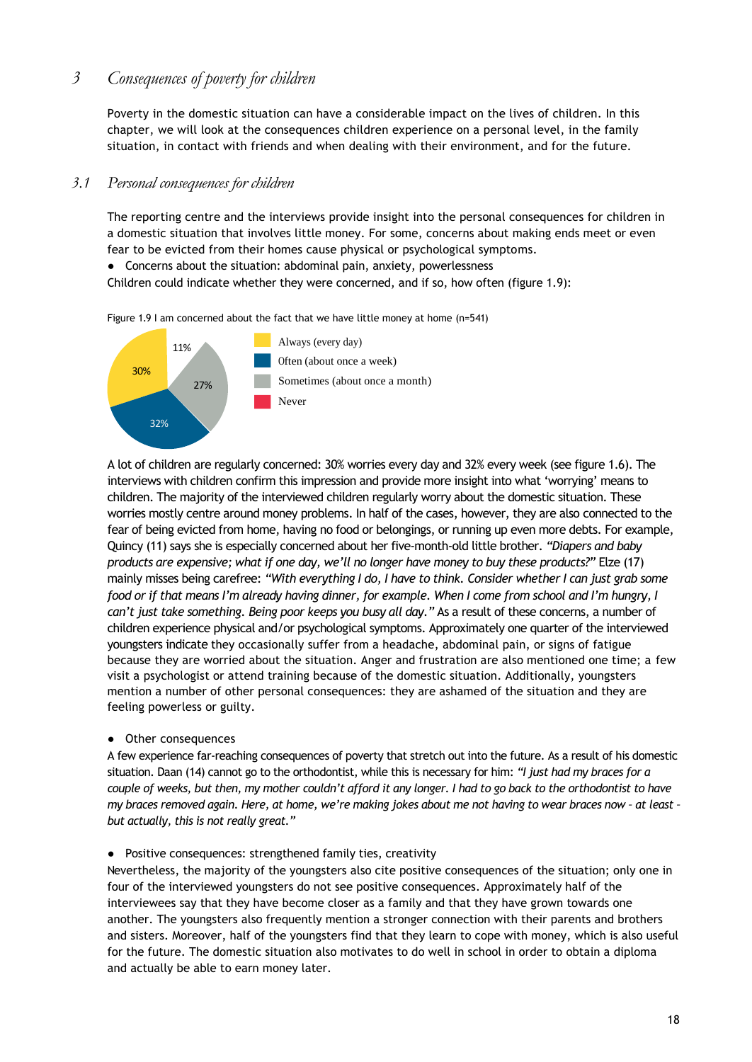# 3 Consequences of poverty for children

Poverty in the domestic situation can have a considerable impact on the lives of children. In this chapter, we will look at the consequences children experience on a personal level, in the family situation, in contact with friends and when dealing with their environment, and for the future.

## 3.1 Personal consequences for children

The reporting centre and the interviews provide insight into the personal consequences for children in a domestic situation that involves little money. For some, concerns about making ends meet or even fear to be evicted from their homes cause physical or psychological symptoms.

- Concerns about the situation: abdominal pain, anxiety, powerlessness

Children could indicate whether they were concerned, and if so, how often (figure 1.9):

Figure 1.9 I am concerned about the fact that we have little money at home (n=541)

| Response | % |
|---|---|
| Always (every day) | 30% |
| Often (about once a week) | 32% |
| Sometimes (about once a month) | 27% |
| Never | 11% |

A lot of children are regularly concerned: 30% worries every day and 32% every week (see figure 1.6). The interviews with children confirm this impression and provide more insight into what 'worrying' means to children. The majority of the interviewed children regularly worry about the domestic situation. These worries mostly centre around money problems. In half of the cases, however, they are also connected to the fear of being evicted from home, having no food or belongings, or running up even more debts. For example, Quincy (11) says she is especially concerned about her five-month-old little brother. *"Diapers and baby products are expensive; what if one day, we'll no longer have money to buy these products?"* Elze (17) mainly misses being carefree: *"With everything I do, I have to think. Consider whether I can just grab some food or if that means I'm already having dinner, for example. When I come from school and I'm hungry, I can't just take something. Being poor keeps you busy all day."* As a result of these concerns, a number of children experience physical and/or psychological symptoms. Approximately one quarter of the interviewed youngsters indicate they occasionally suffer from a headache, abdominal pain, or signs of fatigue because they are worried about the situation. Anger and frustration are also mentioned one time; a few visit a psychologist or attend training because of the domestic situation. Additionally, youngsters mention a number of other personal consequences: they are ashamed of the situation and they are feeling powerless or guilty.

- Other consequences

A few experience far-reaching consequences of poverty that stretch out into the future. As a result of his domestic situation. Daan (14) cannot go to the orthodontist, while this is necessary for him: *"I just had my braces for a couple of weeks, but then, my mother couldn't afford it any longer. I had to go back to the orthodontist to have my braces removed again. Here, at home, we're making jokes about me not having to wear braces now – at least – but actually, this is not really great."*

- Positive consequences: strengthened family ties, creativity

Nevertheless, the majority of the youngsters also cite positive consequences of the situation; only one in four of the interviewed youngsters do not see positive consequences. Approximately half of the interviewees say that they have become closer as a family and that they have grown towards one another. The youngsters also frequently mention a stronger connection with their parents and brothers and sisters. Moreover, half of the youngsters find that they learn to cope with money, which is also useful for the future. The domestic situation also motivates to do well in school in order to obtain a diploma and actually be able to earn money later.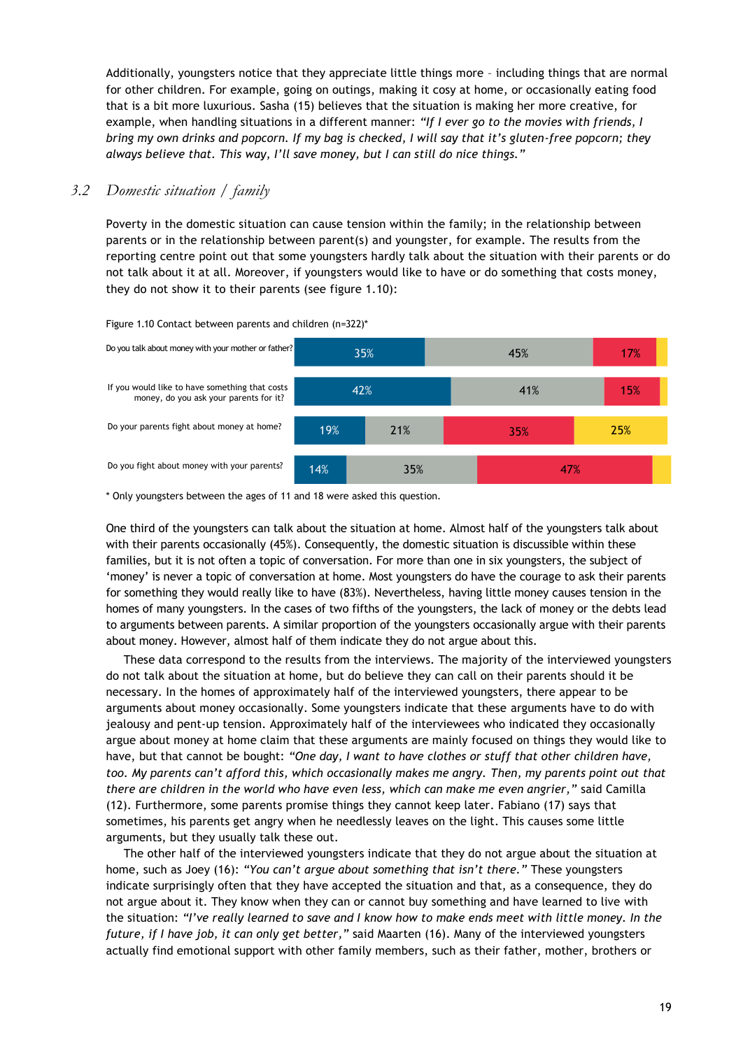Additionally, youngsters notice that they appreciate little things more – including things that are normal for other children. For example, going on outings, making it cosy at home, or occasionally eating food that is a bit more luxurious. Sasha (15) believes that the situation is making her more creative, for example, when handling situations in a different manner: *"If I ever go to the movies with friends, I bring my own drinks and popcorn. If my bag is checked, I will say that it's gluten-free popcorn; they always believe that. This way, I'll save money, but I can still do nice things."*

## 3.2 Domestic situation / family

Poverty in the domestic situation can cause tension within the family; in the relationship between parents or in the relationship between parent(s) and youngster, for example. The results from the reporting centre point out that some youngsters hardly talk about the situation with their parents or do not talk about it at all. Moreover, if youngsters would like to have or do something that costs money, they do not show it to their parents (see figure 1.10):

Figure 1.10 Contact between parents and children (n=322)*

| | | | | |
|---|---|---|---|---|
| Do you talk about money with your mother or father? | 35% | 45% | 17% | |
| If you would like to have something that costs money, do you ask your parents for it? | 42% | 41% | 15% | |
| Do your parents fight about money at home? | 19% | 21% | 35% | 25% |
| Do you fight about money with your parents? | 14% | 35% | 47% | |

\* Only youngsters between the ages of 11 and 18 were asked this question.

One third of the youngsters can talk about the situation at home. Almost half of the youngsters talk about with their parents occasionally (45%). Consequently, the domestic situation is discussible within these families, but it is not often a topic of conversation. For more than one in six youngsters, the subject of 'money' is never a topic of conversation at home. Most youngsters do have the courage to ask their parents for something they would really like to have (83%). Nevertheless, having little money causes tension in the homes of many youngsters. In the cases of two fifths of the youngsters, the lack of money or the debts lead to arguments between parents. A similar proportion of the youngsters occasionally argue with their parents about money. However, almost half of them indicate they do not argue about this.

These data correspond to the results from the interviews. The majority of the interviewed youngsters do not talk about the situation at home, but do believe they can call on their parents should it be necessary. In the homes of approximately half of the interviewed youngsters, there appear to be arguments about money occasionally. Some youngsters indicate that these arguments have to do with jealousy and pent-up tension. Approximately half of the interviewees who indicated they occasionally argue about money at home claim that these arguments are mainly focused on things they would like to have, but that cannot be bought: *"One day, I want to have clothes or stuff that other children have, too. My parents can't afford this, which occasionally makes me angry. Then, my parents point out that there are children in the world who have even less, which can make me even angrier,"* said Camilla (12). Furthermore, some parents promise things they cannot keep later. Fabiano (17) says that sometimes, his parents get angry when he needlessly leaves on the light. This causes some little arguments, but they usually talk these out.

The other half of the interviewed youngsters indicate that they do not argue about the situation at home, such as Joey (16): *"You can't argue about something that isn't there."* These youngsters indicate surprisingly often that they have accepted the situation and that, as a consequence, they do not argue about it. They know when they can or cannot buy something and have learned to live with the situation: *"I've really learned to save and I know how to make ends meet with little money. In the future, if I have job, it can only get better,"* said Maarten (16). Many of the interviewed youngsters actually find emotional support with other family members, such as their father, mother, brothers or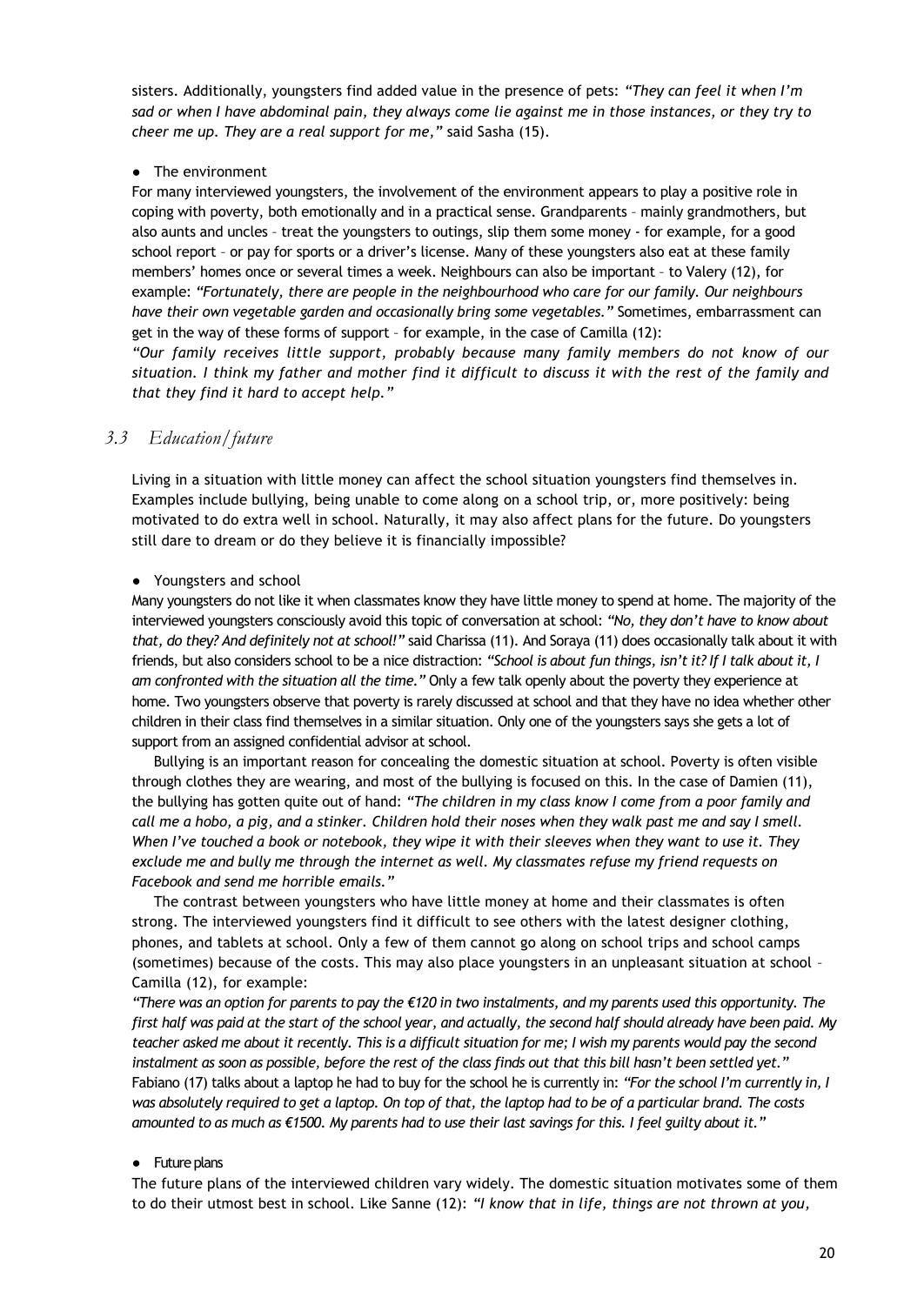sisters. Additionally, youngsters find added value in the presence of pets: *"They can feel it when I'm sad or when I have abdominal pain, they always come lie against me in those instances, or they try to cheer me up. They are a real support for me,"* said Sasha (15).

- The environment

For many interviewed youngsters, the involvement of the environment appears to play a positive role in coping with poverty, both emotionally and in a practical sense. Grandparents – mainly grandmothers, but also aunts and uncles – treat the youngsters to outings, slip them some money - for example, for a good school report – or pay for sports or a driver's license. Many of these youngsters also eat at these family members' homes once or several times a week. Neighbours can also be important – to Valery (12), for example: *"Fortunately, there are people in the neighbourhood who care for our family. Our neighbours have their own vegetable garden and occasionally bring some vegetables."* Sometimes, embarrassment can get in the way of these forms of support – for example, in the case of Camilla (12):

*"Our family receives little support, probably because many family members do not know of our situation. I think my father and mother find it difficult to discuss it with the rest of the family and that they find it hard to accept help."*

## *3.3 Education/future*

Living in a situation with little money can affect the school situation youngsters find themselves in. Examples include bullying, being unable to come along on a school trip, or, more positively: being motivated to do extra well in school. Naturally, it may also affect plans for the future. Do youngsters still dare to dream or do they believe it is financially impossible?

- Youngsters and school

Many youngsters do not like it when classmates know they have little money to spend at home. The majority of the interviewed youngsters consciously avoid this topic of conversation at school: *"No, they don't have to know about that, do they? And definitely not at school!"* said Charissa (11). And Soraya (11) does occasionally talk about it with friends, but also considers school to be a nice distraction: *"School is about fun things, isn't it? If I talk about it, I am confronted with the situation all the time."* Only a few talk openly about the poverty they experience at home. Two youngsters observe that poverty is rarely discussed at school and that they have no idea whether other children in their class find themselves in a similar situation. Only one of the youngsters says she gets a lot of support from an assigned confidential advisor at school.

Bullying is an important reason for concealing the domestic situation at school. Poverty is often visible through clothes they are wearing, and most of the bullying is focused on this. In the case of Damien (11), the bullying has gotten quite out of hand: *"The children in my class know I come from a poor family and call me a hobo, a pig, and a stinker. Children hold their noses when they walk past me and say I smell. When I've touched a book or notebook, they wipe it with their sleeves when they want to use it. They exclude me and bully me through the internet as well. My classmates refuse my friend requests on Facebook and send me horrible emails."*

The contrast between youngsters who have little money at home and their classmates is often strong. The interviewed youngsters find it difficult to see others with the latest designer clothing, phones, and tablets at school. Only a few of them cannot go along on school trips and school camps (sometimes) because of the costs. This may also place youngsters in an unpleasant situation at school – Camilla (12), for example:

*"There was an option for parents to pay the €120 in two instalments, and my parents used this opportunity. The first half was paid at the start of the school year, and actually, the second half should already have been paid. My teacher asked me about it recently. This is a difficult situation for me; I wish my parents would pay the second instalment as soon as possible, before the rest of the class finds out that this bill hasn't been settled yet."*

Fabiano (17) talks about a laptop he had to buy for the school he is currently in: *"For the school I'm currently in, I was absolutely required to get a laptop. On top of that, the laptop had to be of a particular brand. The costs amounted to as much as €1500. My parents had to use their last savings for this. I feel guilty about it."*

- Future plans

The future plans of the interviewed children vary widely. The domestic situation motivates some of them to do their utmost best in school. Like Sanne (12): *"I know that in life, things are not thrown at you,*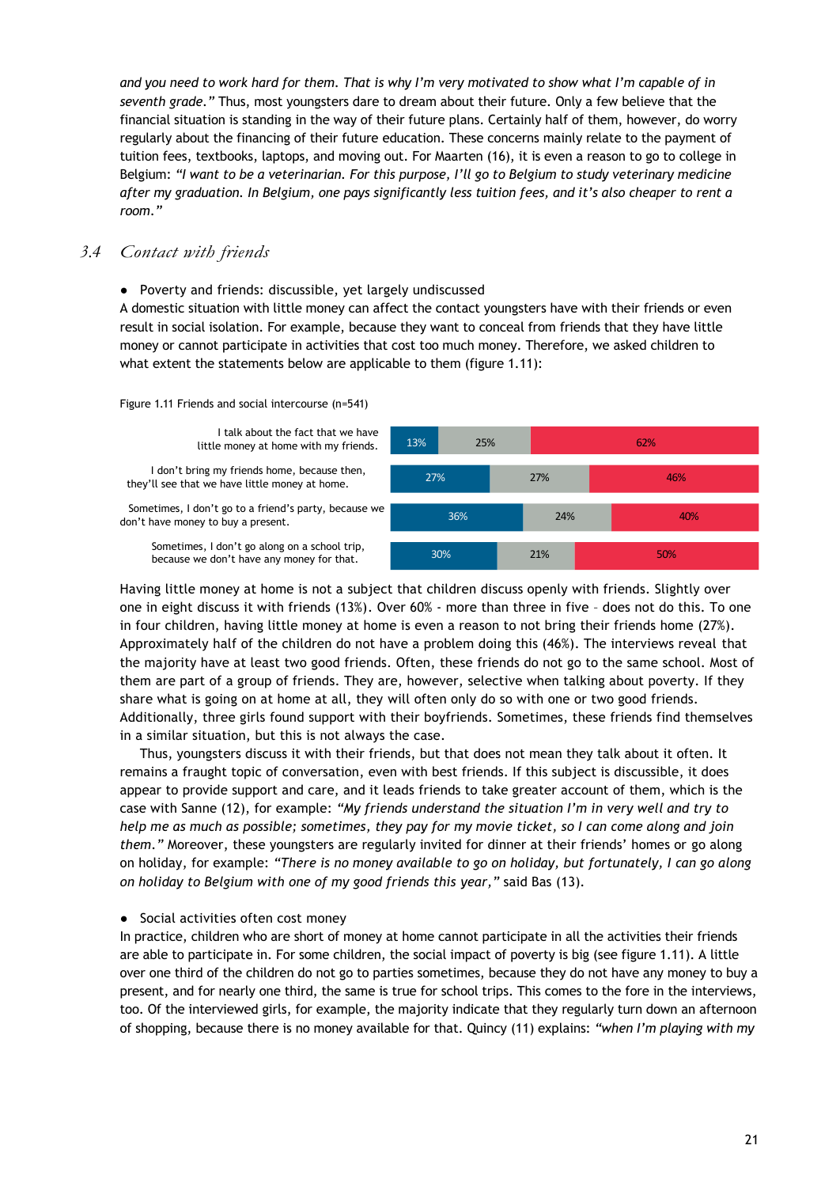*and you need to work hard for them. That is why I'm very motivated to show what I'm capable of in seventh grade."* Thus, most youngsters dare to dream about their future. Only a few believe that the financial situation is standing in the way of their future plans. Certainly half of them, however, do worry regularly about the financing of their future education. These concerns mainly relate to the payment of tuition fees, textbooks, laptops, and moving out. For Maarten (16), it is even a reason to go to college in Belgium: *"I want to be a veterinarian. For this purpose, I'll go to Belgium to study veterinary medicine after my graduation. In Belgium, one pays significantly less tuition fees, and it's also cheaper to rent a room."*

## 3.4 *Contact with friends*

- Poverty and friends: discussible, yet largely undiscussed

A domestic situation with little money can affect the contact youngsters have with their friends or even result in social isolation. For example, because they want to conceal from friends that they have little money or cannot participate in activities that cost too much money. Therefore, we asked children to what extent the statements below are applicable to them (figure 1.11):

Figure 1.11 Friends and social intercourse (n=541)

| Statement | | | |
|---|---|---|---|
| I talk about the fact that we have little money at home with my friends. | 13% | 25% | 62% |
| I don't bring my friends home, because then, they'll see that we have little money at home. | 27% | 27% | 46% |
| Sometimes, I don't go to a friend's party, because we don't have money to buy a present. | 36% | 24% | 40% |
| Sometimes, I don't go along on a school trip, because we don't have any money for that. | 30% | 21% | 50% |

Having little money at home is not a subject that children discuss openly with friends. Slightly over one in eight discuss it with friends (13%). Over 60% - more than three in five – does not do this. To one in four children, having little money at home is even a reason to not bring their friends home (27%). Approximately half of the children do not have a problem doing this (46%). The interviews reveal that the majority have at least two good friends. Often, these friends do not go to the same school. Most of them are part of a group of friends. They are, however, selective when talking about poverty. If they share what is going on at home at all, they will often only do so with one or two good friends. Additionally, three girls found support with their boyfriends. Sometimes, these friends find themselves in a similar situation, but this is not always the case.

Thus, youngsters discuss it with their friends, but that does not mean they talk about it often. It remains a fraught topic of conversation, even with best friends. If this subject is discussible, it does appear to provide support and care, and it leads friends to take greater account of them, which is the case with Sanne (12), for example: *"My friends understand the situation I'm in very well and try to help me as much as possible; sometimes, they pay for my movie ticket, so I can come along and join them."* Moreover, these youngsters are regularly invited for dinner at their friends' homes or go along on holiday, for example: *"There is no money available to go on holiday, but fortunately, I can go along on holiday to Belgium with one of my good friends this year,"* said Bas (13).

- Social activities often cost money

In practice, children who are short of money at home cannot participate in all the activities their friends are able to participate in. For some children, the social impact of poverty is big (see figure 1.11). A little over one third of the children do not go to parties sometimes, because they do not have any money to buy a present, and for nearly one third, the same is true for school trips. This comes to the fore in the interviews, too. Of the interviewed girls, for example, the majority indicate that they regularly turn down an afternoon of shopping, because there is no money available for that. Quincy (11) explains: *"when I'm playing with my*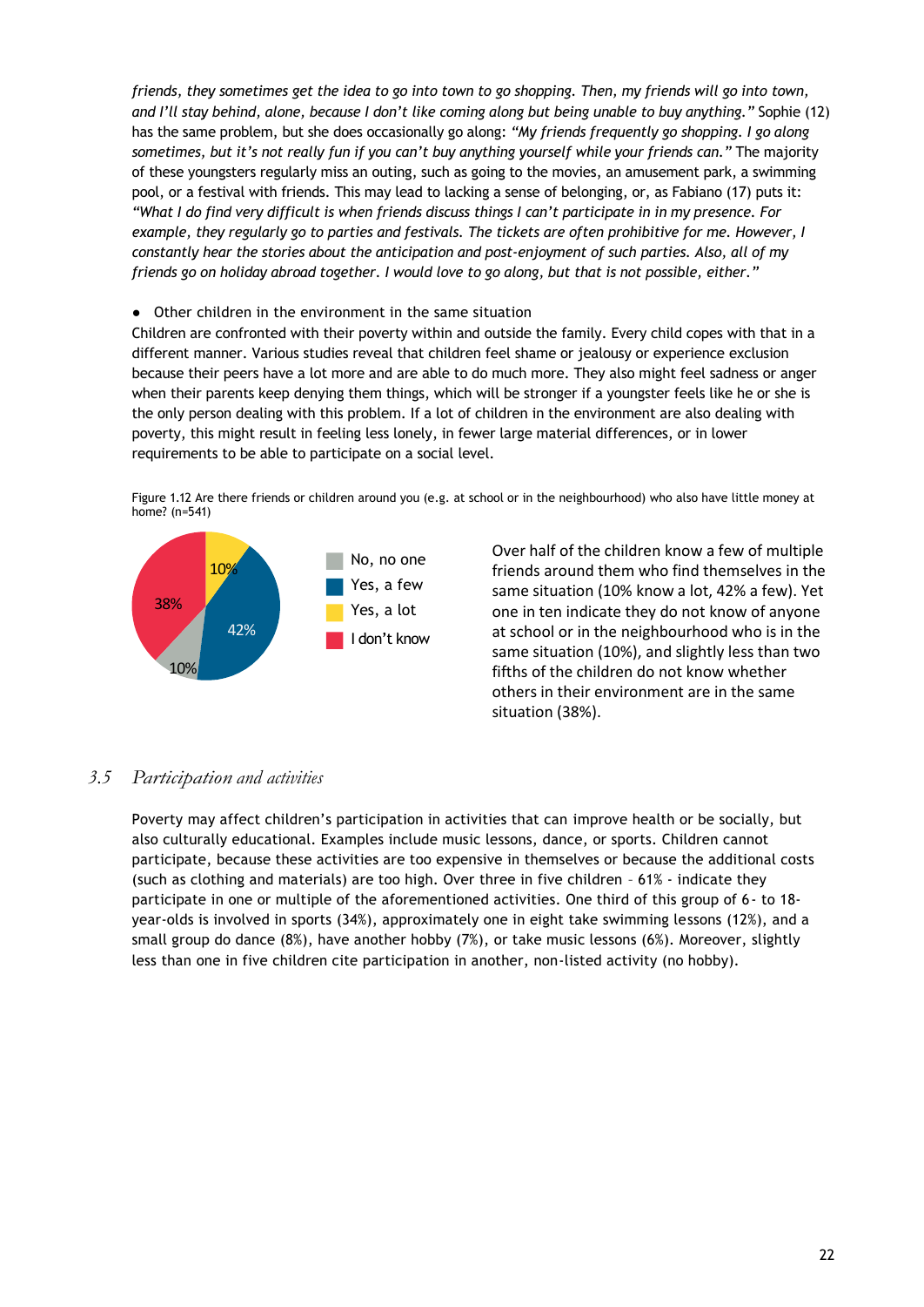*friends, they sometimes get the idea to go into town to go shopping. Then, my friends will go into town, and I'll stay behind, alone, because I don't like coming along but being unable to buy anything."* Sophie (12) has the same problem, but she does occasionally go along: *"My friends frequently go shopping. I go along sometimes, but it's not really fun if you can't buy anything yourself while your friends can."* The majority of these youngsters regularly miss an outing, such as going to the movies, an amusement park, a swimming pool, or a festival with friends. This may lead to lacking a sense of belonging, or, as Fabiano (17) puts it: *"What I do find very difficult is when friends discuss things I can't participate in in my presence. For example, they regularly go to parties and festivals. The tickets are often prohibitive for me. However, I constantly hear the stories about the anticipation and post-enjoyment of such parties. Also, all of my friends go on holiday abroad together. I would love to go along, but that is not possible, either."*

- Other children in the environment in the same situation

Children are confronted with their poverty within and outside the family. Every child copes with that in a different manner. Various studies reveal that children feel shame or jealousy or experience exclusion because their peers have a lot more and are able to do much more. They also might feel sadness or anger when their parents keep denying them things, which will be stronger if a youngster feels like he or she is the only person dealing with this problem. If a lot of children in the environment are also dealing with poverty, this might result in feeling less lonely, in fewer large material differences, or in lower requirements to be able to participate on a social level.

Figure 1.12 Are there friends or children around you (e.g. at school or in the neighbourhood) who also have little money at home? (n=541)

| Answer | % |
|---|---|
| No, no one | 10% |
| Yes, a few | 42% |
| Yes, a lot | 10% |
| I don't know | 38% |

Over half of the children know a few of multiple friends around them who find themselves in the same situation (10% know a lot, 42% a few). Yet one in ten indicate they do not know of anyone at school or in the neighbourhood who is in the same situation (10%), and slightly less than two fifths of the children do not know whether others in their environment are in the same situation (38%).

## 3.5 *Participation and activities*

Poverty may affect children's participation in activities that can improve health or be socially, but also culturally educational. Examples include music lessons, dance, or sports. Children cannot participate, because these activities are too expensive in themselves or because the additional costs (such as clothing and materials) are too high. Over three in five children – 61% - indicate they participate in one or multiple of the aforementioned activities. One third of this group of 6- to 18-year-olds is involved in sports (34%), approximately one in eight take swimming lessons (12%), and a small group do dance (8%), have another hobby (7%), or take music lessons (6%). Moreover, slightly less than one in five children cite participation in another, non-listed activity (no hobby).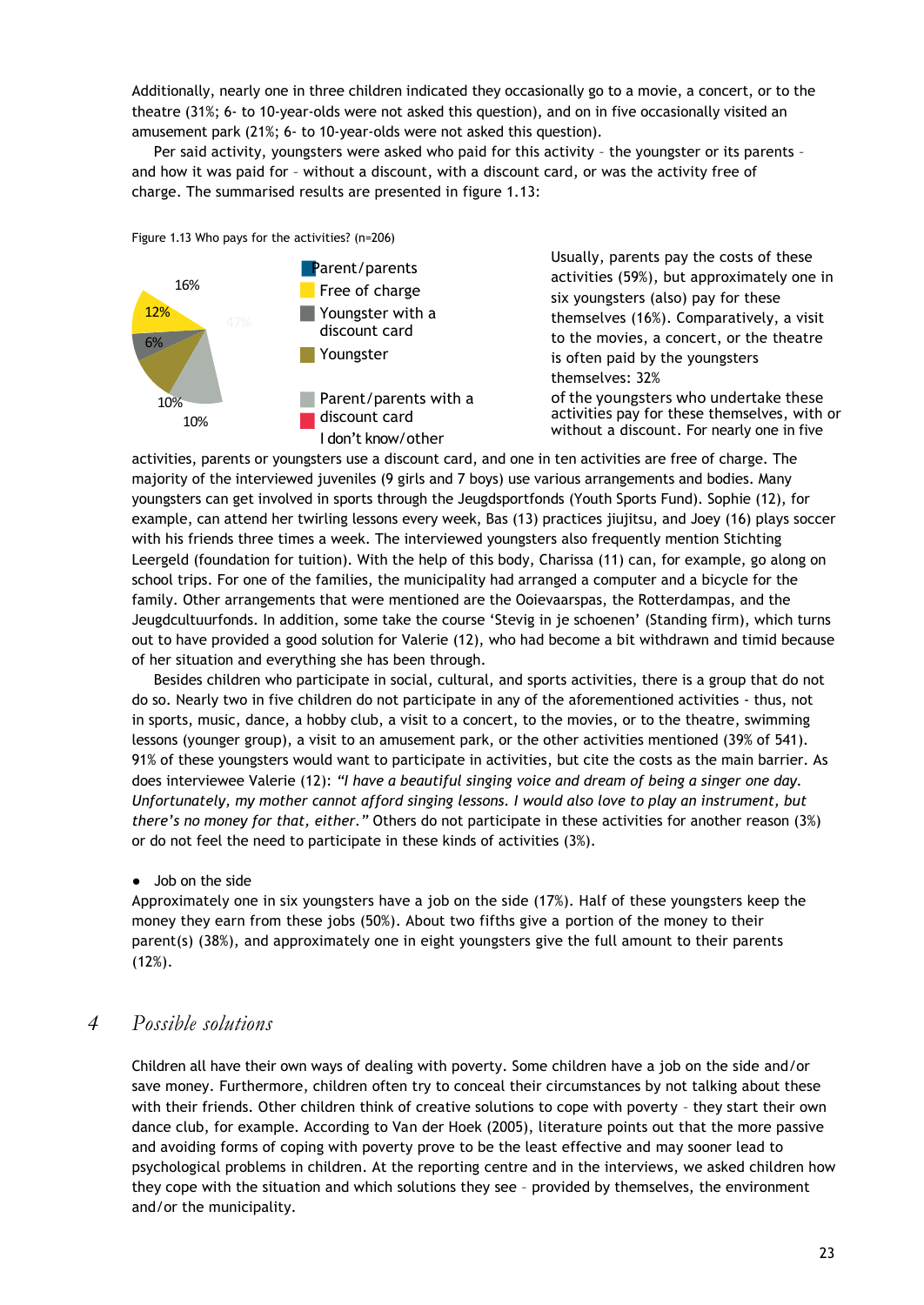Additionally, nearly one in three children indicated they occasionally go to a movie, a concert, or to the theatre (31%; 6- to 10-year-olds were not asked this question), and on in five occasionally visited an amusement park (21%; 6- to 10-year-olds were not asked this question).

Per said activity, youngsters were asked who paid for this activity – the youngster or its parents – and how it was paid for – without a discount, with a discount card, or was the activity free of charge. The summarised results are presented in figure 1.13:

Figure 1.13 Who pays for the activities? (n=206)

16%
12%
47%
6%
10%
10%

Parent/parents
Free of charge
Youngster with a discount card
Youngster
Parent/parents with a discount card
I don't know/other

Usually, parents pay the costs of these activities (59%), but approximately one in six youngsters (also) pay for these themselves (16%). Comparatively, a visit to the movies, a concert, or the theatre is often paid by the youngsters themselves: 32% of the youngsters who undertake these activities pay for these themselves, with or without a discount. For nearly one in five activities, parents or youngsters use a discount card, and one in ten activities are free of charge. The majority of the interviewed juveniles (9 girls and 7 boys) use various arrangements and bodies. Many youngsters can get involved in sports through the Jeugdsportfonds (Youth Sports Fund). Sophie (12), for example, can attend her twirling lessons every week, Bas (13) practices jiujitsu, and Joey (16) plays soccer with his friends three times a week. The interviewed youngsters also frequently mention Stichting Leergeld (foundation for tuition). With the help of this body, Charissa (11) can, for example, go along on school trips. For one of the families, the municipality had arranged a computer and a bicycle for the family. Other arrangements that were mentioned are the Ooievaarspas, the Rotterdampas, and the Jeugdcultuurfonds. In addition, some take the course 'Stevig in je schoenen' (Standing firm), which turns out to have provided a good solution for Valerie (12), who had become a bit withdrawn and timid because of her situation and everything she has been through.

Besides children who participate in social, cultural, and sports activities, there is a group that do not do so. Nearly two in five children do not participate in any of the aforementioned activities - thus, not in sports, music, dance, a hobby club, a visit to a concert, to the movies, or to the theatre, swimming lessons (younger group), a visit to an amusement park, or the other activities mentioned (39% of 541). 91% of these youngsters would want to participate in activities, but cite the costs as the main barrier. As does interviewee Valerie (12): *"I have a beautiful singing voice and dream of being a singer one day. Unfortunately, my mother cannot afford singing lessons. I would also love to play an instrument, but there's no money for that, either."* Others do not participate in these activities for another reason (3%) or do not feel the need to participate in these kinds of activities (3%).

- Job on the side

Approximately one in six youngsters have a job on the side (17%). Half of these youngsters keep the money they earn from these jobs (50%). About two fifths give a portion of the money to their parent(s) (38%), and approximately one in eight youngsters give the full amount to their parents (12%).

# 4 *Possible solutions*

Children all have their own ways of dealing with poverty. Some children have a job on the side and/or save money. Furthermore, children often try to conceal their circumstances by not talking about these with their friends. Other children think of creative solutions to cope with poverty – they start their own dance club, for example. According to Van der Hoek (2005), literature points out that the more passive and avoiding forms of coping with poverty prove to be the least effective and may sooner lead to psychological problems in children. At the reporting centre and in the interviews, we asked children how they cope with the situation and which solutions they see – provided by themselves, the environment and/or the municipality.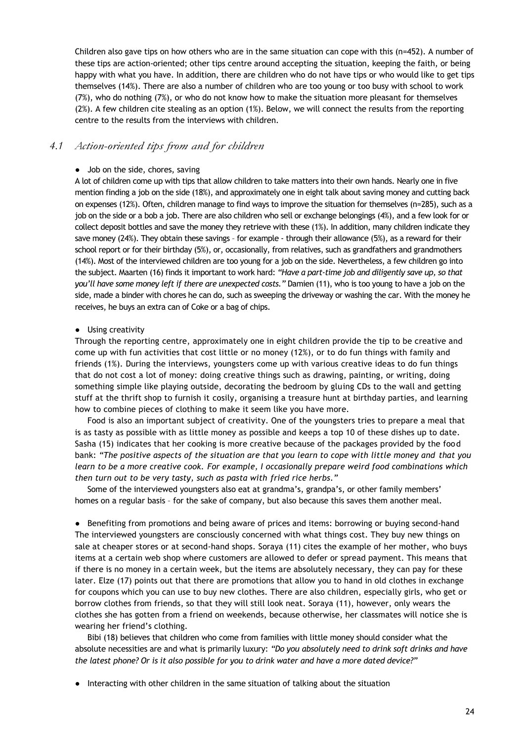Children also gave tips on how others who are in the same situation can cope with this (n=452). A number of these tips are action-oriented; other tips centre around accepting the situation, keeping the faith, or being happy with what you have. In addition, there are children who do not have tips or who would like to get tips themselves (14%). There are also a number of children who are too young or too busy with school to work (7%), who do nothing (7%), or who do not know how to make the situation more pleasant for themselves (2%). A few children cite stealing as an option (1%). Below, we will connect the results from the reporting centre to the results from the interviews with children.

## 4.1 *Action-oriented tips from and for children*

- Job on the side, chores, saving

A lot of children come up with tips that allow children to take matters into their own hands. Nearly one in five mention finding a job on the side (18%), and approximately one in eight talk about saving money and cutting back on expenses (12%). Often, children manage to find ways to improve the situation for themselves (n=285), such as a job on the side or a bob a job. There are also children who sell or exchange belongings (4%), and a few look for or collect deposit bottles and save the money they retrieve with these (1%). In addition, many children indicate they save money (24%). They obtain these savings – for example - through their allowance (5%), as a reward for their school report or for their birthday (5%), or, occasionally, from relatives, such as grandfathers and grandmothers (14%). Most of the interviewed children are too young for a job on the side. Nevertheless, a few children go into the subject. Maarten (16) finds it important to work hard: *"Have a part-time job and diligently save up, so that you'll have some money left if there are unexpected costs."* Damien (11), who is too young to have a job on the side, made a binder with chores he can do, such as sweeping the driveway or washing the car. With the money he receives, he buys an extra can of Coke or a bag of chips.

- Using creativity

Through the reporting centre, approximately one in eight children provide the tip to be creative and come up with fun activities that cost little or no money (12%), or to do fun things with family and friends (1%). During the interviews, youngsters come up with various creative ideas to do fun things that do not cost a lot of money: doing creative things such as drawing, painting, or writing, doing something simple like playing outside, decorating the bedroom by gluing CDs to the wall and getting stuff at the thrift shop to furnish it cosily, organising a treasure hunt at birthday parties, and learning how to combine pieces of clothing to make it seem like you have more.

Food is also an important subject of creativity. One of the youngsters tries to prepare a meal that is as tasty as possible with as little money as possible and keeps a top 10 of these dishes up to date. Sasha (15) indicates that her cooking is more creative because of the packages provided by the food bank: *"The positive aspects of the situation are that you learn to cope with little money and that you learn to be a more creative cook. For example, I occasionally prepare weird food combinations which then turn out to be very tasty, such as pasta with fried rice herbs."*

Some of the interviewed youngsters also eat at grandma's, grandpa's, or other family members' homes on a regular basis – for the sake of company, but also because this saves them another meal.

- Benefiting from promotions and being aware of prices and items: borrowing or buying second-hand

The interviewed youngsters are consciously concerned with what things cost. They buy new things on sale at cheaper stores or at second-hand shops. Soraya (11) cites the example of her mother, who buys items at a certain web shop where customers are allowed to defer or spread payment. This means that if there is no money in a certain week, but the items are absolutely necessary, they can pay for these later. Elze (17) points out that there are promotions that allow you to hand in old clothes in exchange for coupons which you can use to buy new clothes. There are also children, especially girls, who get or borrow clothes from friends, so that they will still look neat. Soraya (11), however, only wears the clothes she has gotten from a friend on weekends, because otherwise, her classmates will notice she is wearing her friend's clothing.

Bibi (18) believes that children who come from families with little money should consider what the absolute necessities are and what is primarily luxury: *"Do you absolutely need to drink soft drinks and have the latest phone? Or is it also possible for you to drink water and have a more dated device?"*

- Interacting with other children in the same situation of talking about the situation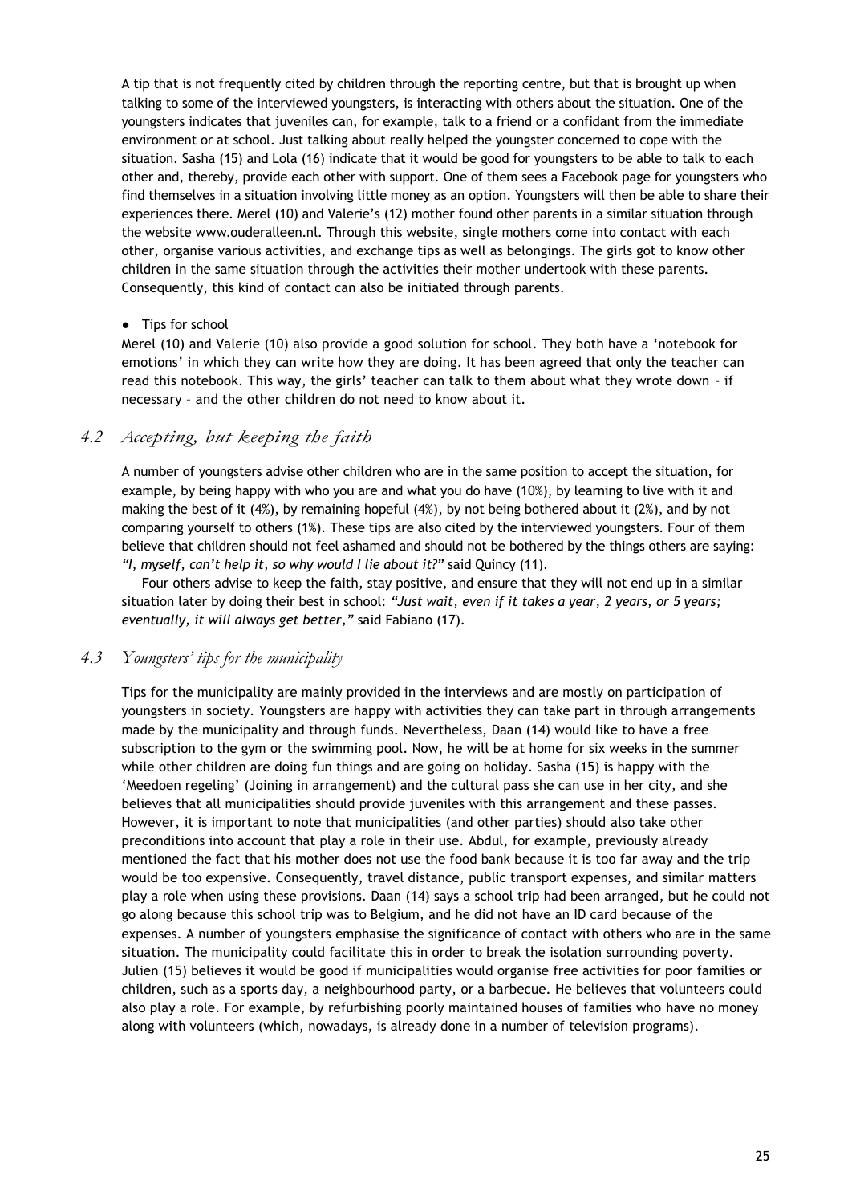A tip that is not frequently cited by children through the reporting centre, but that is brought up when talking to some of the interviewed youngsters, is interacting with others about the situation. One of the youngsters indicates that juveniles can, for example, talk to a friend or a confidant from the immediate environment or at school. Just talking about really helped the youngster concerned to cope with the situation. Sasha (15) and Lola (16) indicate that it would be good for youngsters to be able to talk to each other and, thereby, provide each other with support. One of them sees a Facebook page for youngsters who find themselves in a situation involving little money as an option. Youngsters will then be able to share their experiences there. Merel (10) and Valerie's (12) mother found other parents in a similar situation through the website www.ouderalleen.nl. Through this website, single mothers come into contact with each other, organise various activities, and exchange tips as well as belongings. The girls got to know other children in the same situation through the activities their mother undertook with these parents. Consequently, this kind of contact can also be initiated through parents.

- Tips for school

Merel (10) and Valerie (10) also provide a good solution for school. They both have a 'notebook for emotions' in which they can write how they are doing. It has been agreed that only the teacher can read this notebook. This way, the girls' teacher can talk to them about what they wrote down – if necessary – and the other children do not need to know about it.

## 4.2 *Accepting, but keeping the faith*

A number of youngsters advise other children who are in the same position to accept the situation, for example, by being happy with who you are and what you do have (10%), by learning to live with it and making the best of it (4%), by remaining hopeful (4%), by not being bothered about it (2%), and by not comparing yourself to others (1%). These tips are also cited by the interviewed youngsters. Four of them believe that children should not feel ashamed and should not be bothered by the things others are saying: *"I, myself, can't help it, so why would I lie about it?"* said Quincy (11).

Four others advise to keep the faith, stay positive, and ensure that they will not end up in a similar situation later by doing their best in school: *"Just wait, even if it takes a year, 2 years, or 5 years; eventually, it will always get better,"* said Fabiano (17).

## 4.3 *Youngsters' tips for the municipality*

Tips for the municipality are mainly provided in the interviews and are mostly on participation of youngsters in society. Youngsters are happy with activities they can take part in through arrangements made by the municipality and through funds. Nevertheless, Daan (14) would like to have a free subscription to the gym or the swimming pool. Now, he will be at home for six weeks in the summer while other children are doing fun things and are going on holiday. Sasha (15) is happy with the 'Meedoen regeling' (Joining in arrangement) and the cultural pass she can use in her city, and she believes that all municipalities should provide juveniles with this arrangement and these passes. However, it is important to note that municipalities (and other parties) should also take other preconditions into account that play a role in their use. Abdul, for example, previously already mentioned the fact that his mother does not use the food bank because it is too far away and the trip would be too expensive. Consequently, travel distance, public transport expenses, and similar matters play a role when using these provisions. Daan (14) says a school trip had been arranged, but he could not go along because this school trip was to Belgium, and he did not have an ID card because of the expenses. A number of youngsters emphasise the significance of contact with others who are in the same situation. The municipality could facilitate this in order to break the isolation surrounding poverty. Julien (15) believes it would be good if municipalities would organise free activities for poor families or children, such as a sports day, a neighbourhood party, or a barbecue. He believes that volunteers could also play a role. For example, by refurbishing poorly maintained houses of families who have no money along with volunteers (which, nowadays, is already done in a number of television programs).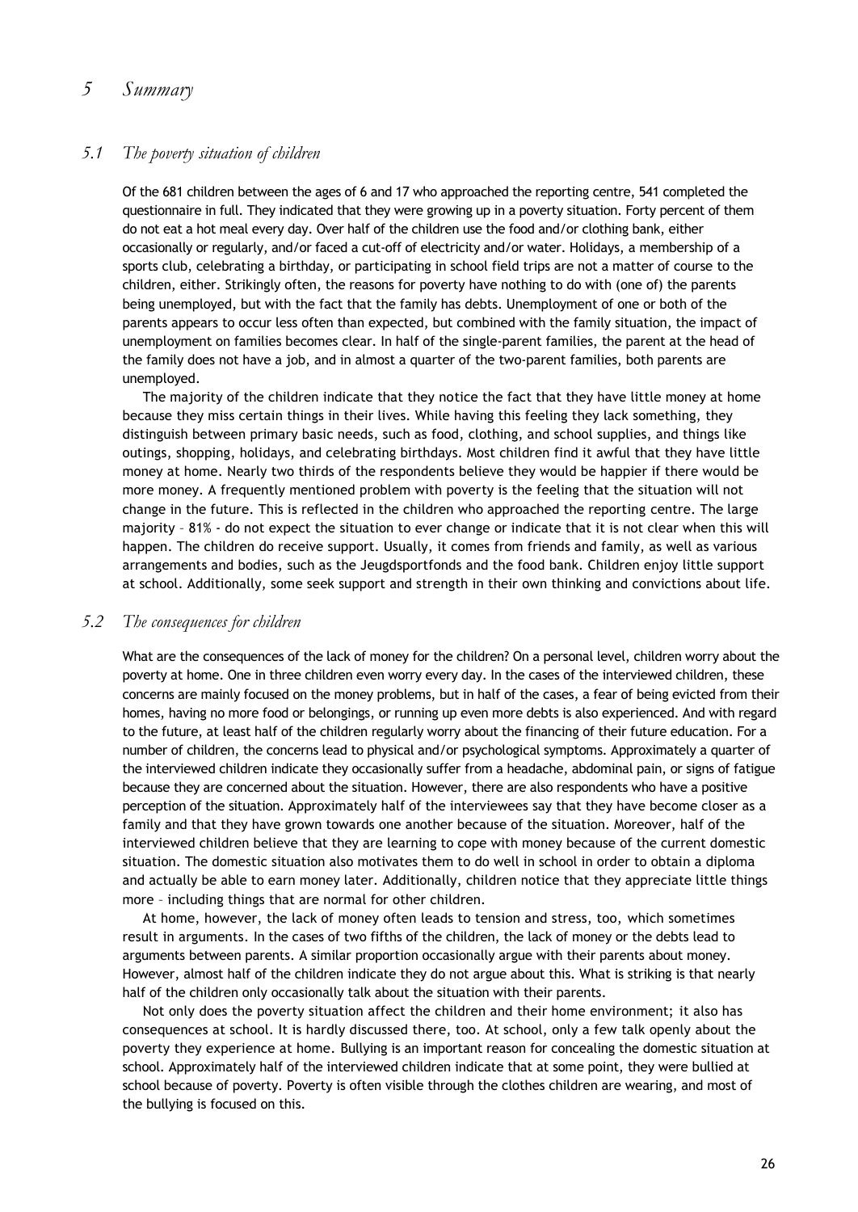# 5 Summary

## 5.1 The poverty situation of children

Of the 681 children between the ages of 6 and 17 who approached the reporting centre, 541 completed the questionnaire in full. They indicated that they were growing up in a poverty situation. Forty percent of them do not eat a hot meal every day. Over half of the children use the food and/or clothing bank, either occasionally or regularly, and/or faced a cut-off of electricity and/or water. Holidays, a membership of a sports club, celebrating a birthday, or participating in school field trips are not a matter of course to the children, either. Strikingly often, the reasons for poverty have nothing to do with (one of) the parents being unemployed, but with the fact that the family has debts. Unemployment of one or both of the parents appears to occur less often than expected, but combined with the family situation, the impact of unemployment on families becomes clear. In half of the single-parent families, the parent at the head of the family does not have a job, and in almost a quarter of the two-parent families, both parents are unemployed.

The majority of the children indicate that they notice the fact that they have little money at home because they miss certain things in their lives. While having this feeling they lack something, they distinguish between primary basic needs, such as food, clothing, and school supplies, and things like outings, shopping, holidays, and celebrating birthdays. Most children find it awful that they have little money at home. Nearly two thirds of the respondents believe they would be happier if there would be more money. A frequently mentioned problem with poverty is the feeling that the situation will not change in the future. This is reflected in the children who approached the reporting centre. The large majority – 81% - do not expect the situation to ever change or indicate that it is not clear when this will happen. The children do receive support. Usually, it comes from friends and family, as well as various arrangements and bodies, such as the Jeugdsportfonds and the food bank. Children enjoy little support at school. Additionally, some seek support and strength in their own thinking and convictions about life.

## 5.2 The consequences for children

What are the consequences of the lack of money for the children? On a personal level, children worry about the poverty at home. One in three children even worry every day. In the cases of the interviewed children, these concerns are mainly focused on the money problems, but in half of the cases, a fear of being evicted from their homes, having no more food or belongings, or running up even more debts is also experienced. And with regard to the future, at least half of the children regularly worry about the financing of their future education. For a number of children, the concerns lead to physical and/or psychological symptoms. Approximately a quarter of the interviewed children indicate they occasionally suffer from a headache, abdominal pain, or signs of fatigue because they are concerned about the situation. However, there are also respondents who have a positive perception of the situation. Approximately half of the interviewees say that they have become closer as a family and that they have grown towards one another because of the situation. Moreover, half of the interviewed children believe that they are learning to cope with money because of the current domestic situation. The domestic situation also motivates them to do well in school in order to obtain a diploma and actually be able to earn money later. Additionally, children notice that they appreciate little things more – including things that are normal for other children.

At home, however, the lack of money often leads to tension and stress, too, which sometimes result in arguments. In the cases of two fifths of the children, the lack of money or the debts lead to arguments between parents. A similar proportion occasionally argue with their parents about money. However, almost half of the children indicate they do not argue about this. What is striking is that nearly half of the children only occasionally talk about the situation with their parents.

Not only does the poverty situation affect the children and their home environment; it also has consequences at school. It is hardly discussed there, too. At school, only a few talk openly about the poverty they experience at home. Bullying is an important reason for concealing the domestic situation at school. Approximately half of the interviewed children indicate that at some point, they were bullied at school because of poverty. Poverty is often visible through the clothes children are wearing, and most of the bullying is focused on this.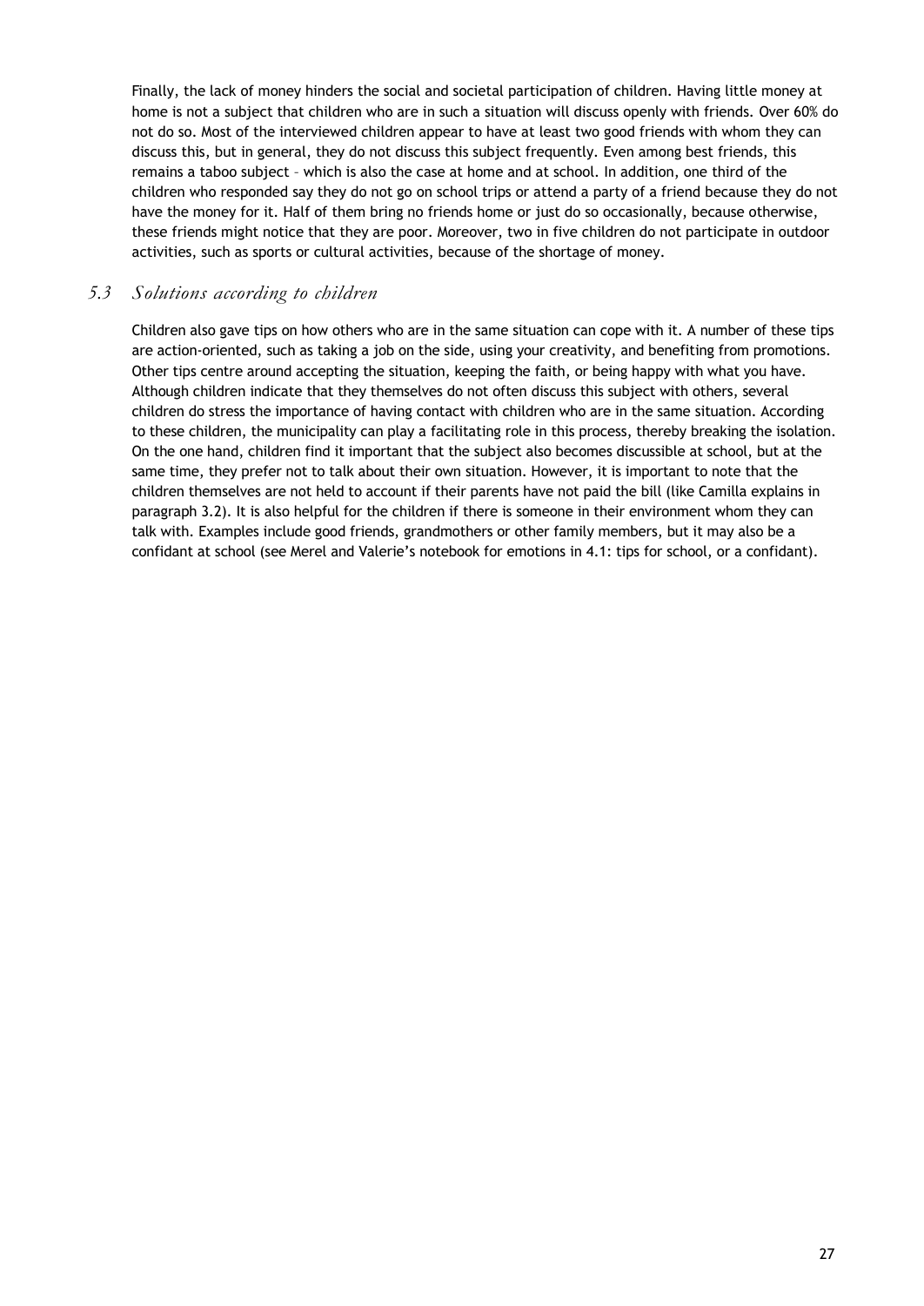Finally, the lack of money hinders the social and societal participation of children. Having little money at home is not a subject that children who are in such a situation will discuss openly with friends. Over 60% do not do so. Most of the interviewed children appear to have at least two good friends with whom they can discuss this, but in general, they do not discuss this subject frequently. Even among best friends, this remains a taboo subject – which is also the case at home and at school. In addition, one third of the children who responded say they do not go on school trips or attend a party of a friend because they do not have the money for it. Half of them bring no friends home or just do so occasionally, because otherwise, these friends might notice that they are poor. Moreover, two in five children do not participate in outdoor activities, such as sports or cultural activities, because of the shortage of money.

## *5.3 Solutions according to children*

Children also gave tips on how others who are in the same situation can cope with it. A number of these tips are action-oriented, such as taking a job on the side, using your creativity, and benefiting from promotions. Other tips centre around accepting the situation, keeping the faith, or being happy with what you have. Although children indicate that they themselves do not often discuss this subject with others, several children do stress the importance of having contact with children who are in the same situation. According to these children, the municipality can play a facilitating role in this process, thereby breaking the isolation. On the one hand, children find it important that the subject also becomes discussible at school, but at the same time, they prefer not to talk about their own situation. However, it is important to note that the children themselves are not held to account if their parents have not paid the bill (like Camilla explains in paragraph 3.2). It is also helpful for the children if there is someone in their environment whom they can talk with. Examples include good friends, grandmothers or other family members, but it may also be a confidant at school (see Merel and Valerie's notebook for emotions in 4.1: tips for school, or a confidant).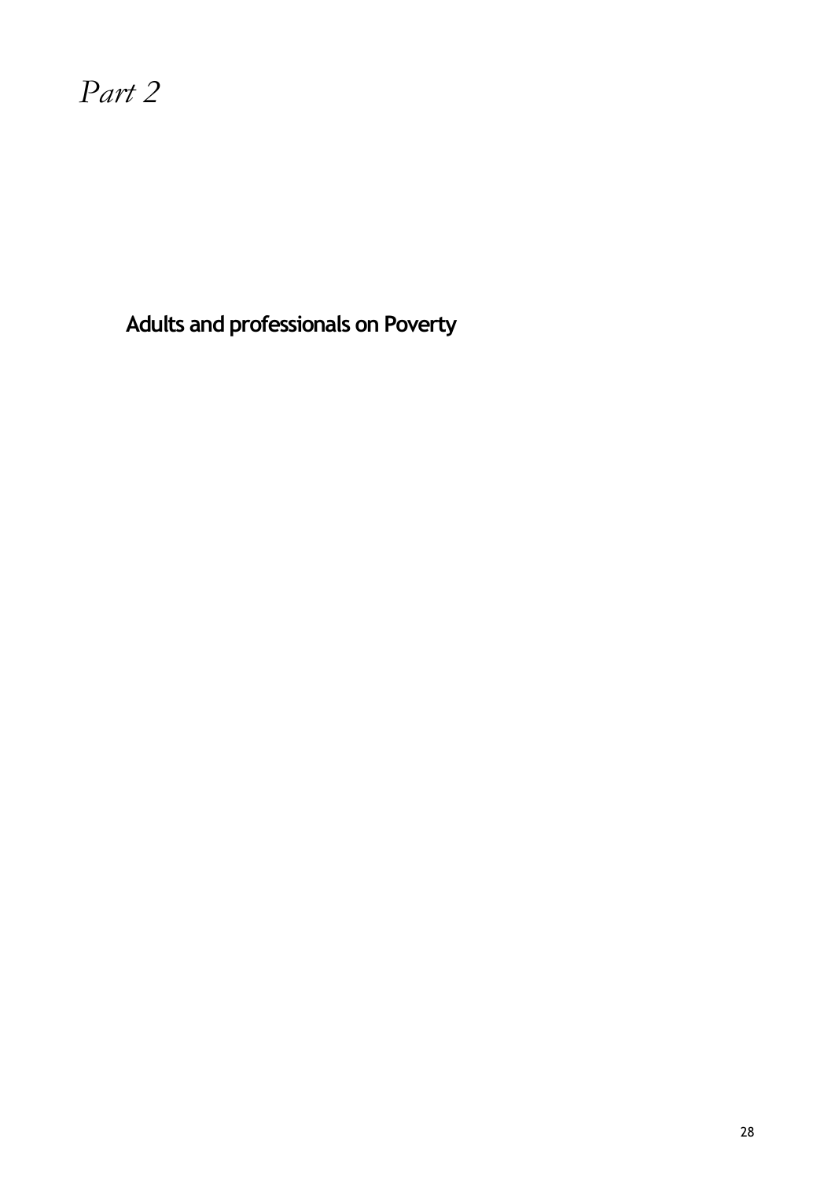# *Part 2*

## Adults and professionals on Poverty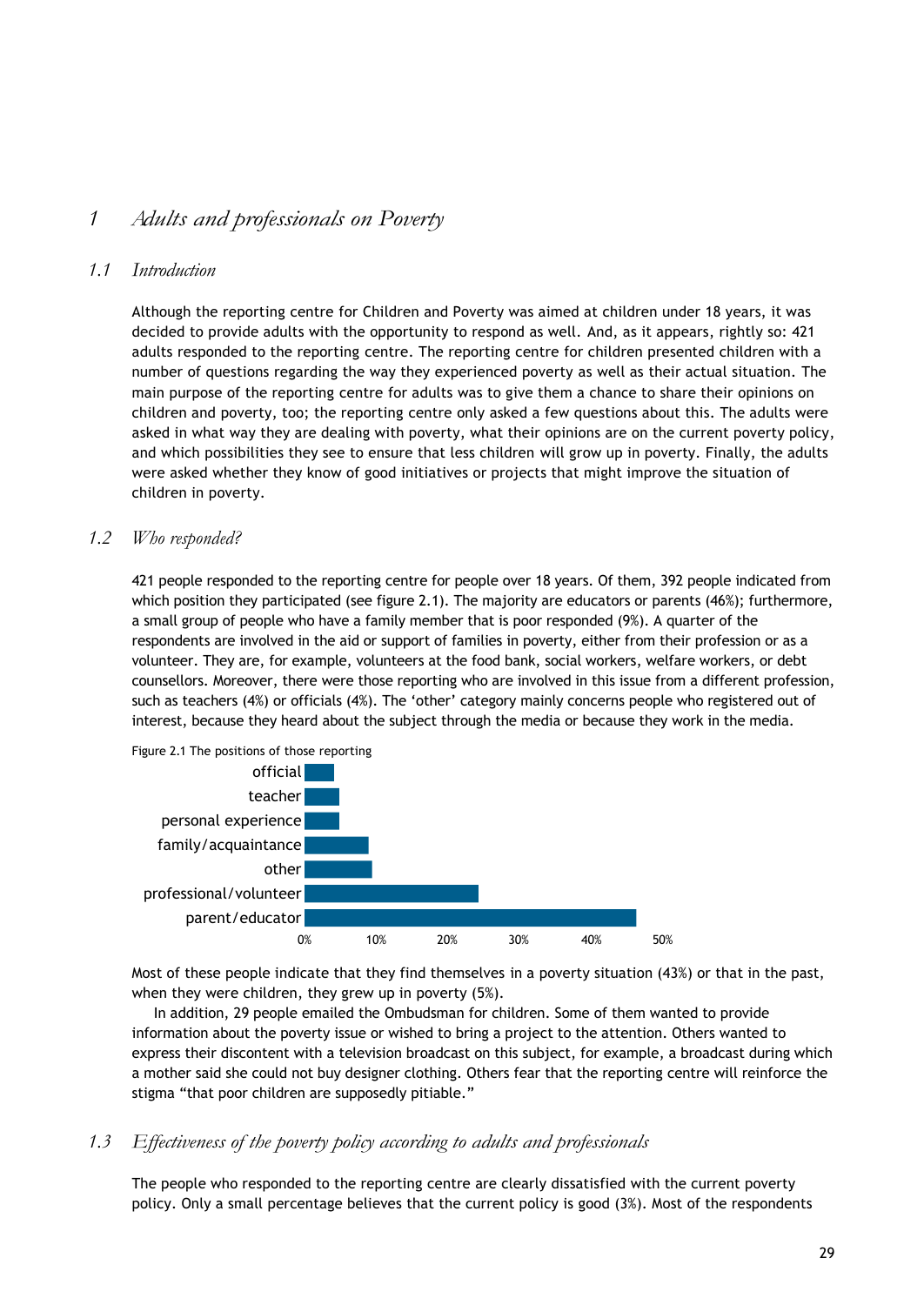# 1 Adults and professionals on Poverty

## 1.1 Introduction

Although the reporting centre for Children and Poverty was aimed at children under 18 years, it was decided to provide adults with the opportunity to respond as well. And, as it appears, rightly so: 421 adults responded to the reporting centre. The reporting centre for children presented children with a number of questions regarding the way they experienced poverty as well as their actual situation. The main purpose of the reporting centre for adults was to give them a chance to share their opinions on children and poverty, too; the reporting centre only asked a few questions about this. The adults were asked in what way they are dealing with poverty, what their opinions are on the current poverty policy, and which possibilities they see to ensure that less children will grow up in poverty. Finally, the adults were asked whether they know of good initiatives or projects that might improve the situation of children in poverty.

## 1.2 Who responded?

421 people responded to the reporting centre for people over 18 years. Of them, 392 people indicated from which position they participated (see figure 2.1). The majority are educators or parents (46%); furthermore, a small group of people who have a family member that is poor responded (9%). A quarter of the respondents are involved in the aid or support of families in poverty, either from their profession or as a volunteer. They are, for example, volunteers at the food bank, social workers, welfare workers, or debt counsellors. Moreover, there were those reporting who are involved in this issue from a different profession, such as teachers (4%) or officials (4%). The 'other' category mainly concerns people who registered out of interest, because they heard about the subject through the media or because they work in the media.

Figure 2.1 The positions of those reporting

| Position | Share |
|---|---|
| official | ≈4% |
| teacher | ≈5% |
| personal experience | ≈5% |
| family/acquaintance | ≈9% |
| other | ≈9% |
| professional/volunteer | ≈24% |
| parent/educator | ≈46% |

Most of these people indicate that they find themselves in a poverty situation (43%) or that in the past, when they were children, they grew up in poverty (5%).

In addition, 29 people emailed the Ombudsman for children. Some of them wanted to provide information about the poverty issue or wished to bring a project to the attention. Others wanted to express their discontent with a television broadcast on this subject, for example, a broadcast during which a mother said she could not buy designer clothing. Others fear that the reporting centre will reinforce the stigma "that poor children are supposedly pitiable."

## 1.3 Effectiveness of the poverty policy according to adults and professionals

The people who responded to the reporting centre are clearly dissatisfied with the current poverty policy. Only a small percentage believes that the current policy is good (3%). Most of the respondents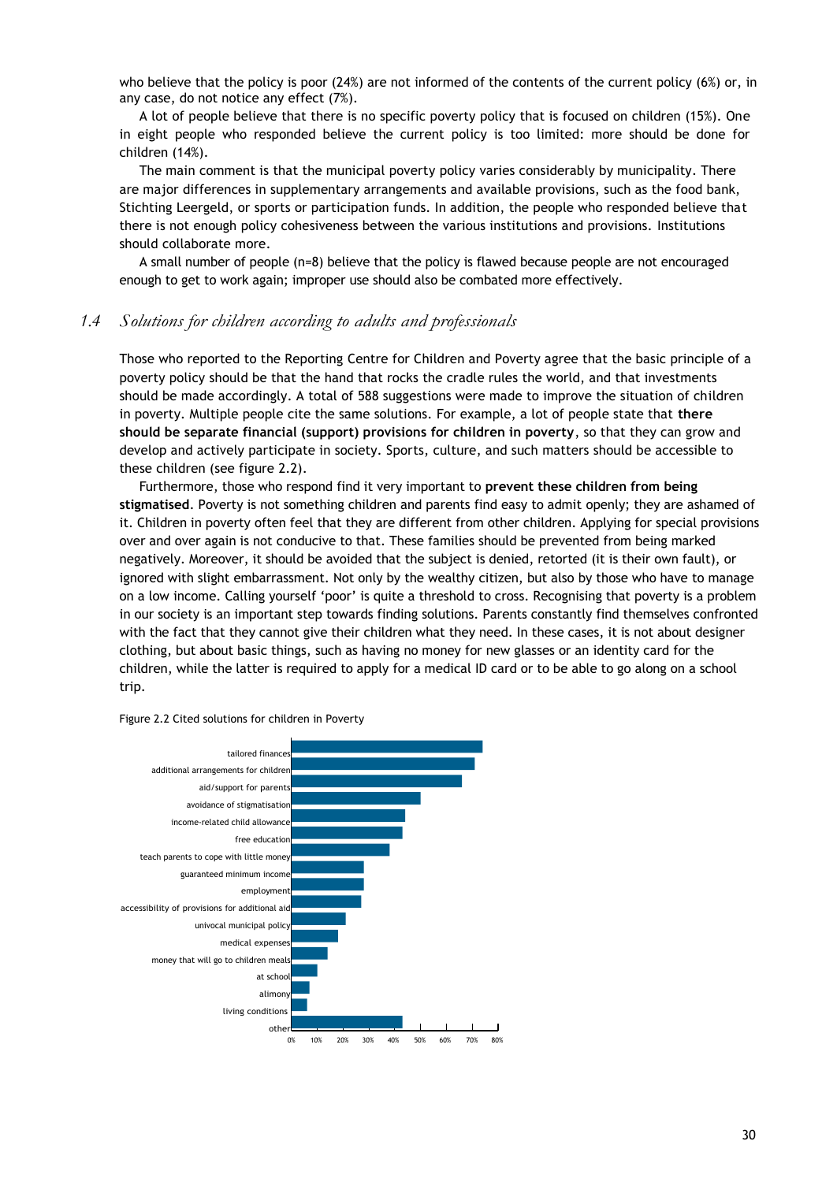who believe that the policy is poor (24%) are not informed of the contents of the current policy (6%) or, in any case, do not notice any effect (7%).

A lot of people believe that there is no specific poverty policy that is focused on children (15%). One in eight people who responded believe the current policy is too limited: more should be done for children (14%).

The main comment is that the municipal poverty policy varies considerably by municipality. There are major differences in supplementary arrangements and available provisions, such as the food bank, Stichting Leergeld, or sports or participation funds. In addition, the people who responded believe that there is not enough policy cohesiveness between the various institutions and provisions. Institutions should collaborate more.

A small number of people (n=8) believe that the policy is flawed because people are not encouraged enough to get to work again; improper use should also be combated more effectively.

## 1.4 *Solutions for children according to adults and professionals*

Those who reported to the Reporting Centre for Children and Poverty agree that the basic principle of a poverty policy should be that the hand that rocks the cradle rules the world, and that investments should be made accordingly. A total of 588 suggestions were made to improve the situation of children in poverty. Multiple people cite the same solutions. For example, a lot of people state that **there should be separate financial (support) provisions for children in poverty**, so that they can grow and develop and actively participate in society. Sports, culture, and such matters should be accessible to these children (see figure 2.2).

Furthermore, those who respond find it very important to **prevent these children from being stigmatised**. Poverty is not something children and parents find easy to admit openly; they are ashamed of it. Children in poverty often feel that they are different from other children. Applying for special provisions over and over again is not conducive to that. These families should be prevented from being marked negatively. Moreover, it should be avoided that the subject is denied, retorted (it is their own fault), or ignored with slight embarrassment. Not only by the wealthy citizen, but also by those who have to manage on a low income. Calling yourself 'poor' is quite a threshold to cross. Recognising that poverty is a problem in our society is an important step towards finding solutions. Parents constantly find themselves confronted with the fact that they cannot give their children what they need. In these cases, it is not about designer clothing, but about basic things, such as having no money for new glasses or an identity card for the children, while the latter is required to apply for a medical ID card or to be able to go along on a school trip.

Figure 2.2 Cited solutions for children in Poverty

| Solution |
|---|
| tailored finances |
| additional arrangements for children |
| aid/support for parents |
| avoidance of stigmatisation |
| income-related child allowance |
| free education |
| teach parents to cope with little money |
| guaranteed minimum income |
| employment |
| accessibility of provisions for additional aid |
| univocal municipal policy |
| medical expenses |
| money that will go to children meals |
| at school |
| alimony |
| living conditions |
| other |

Axis: 0% 10% 20% 30% 40% 50% 60% 70% 80%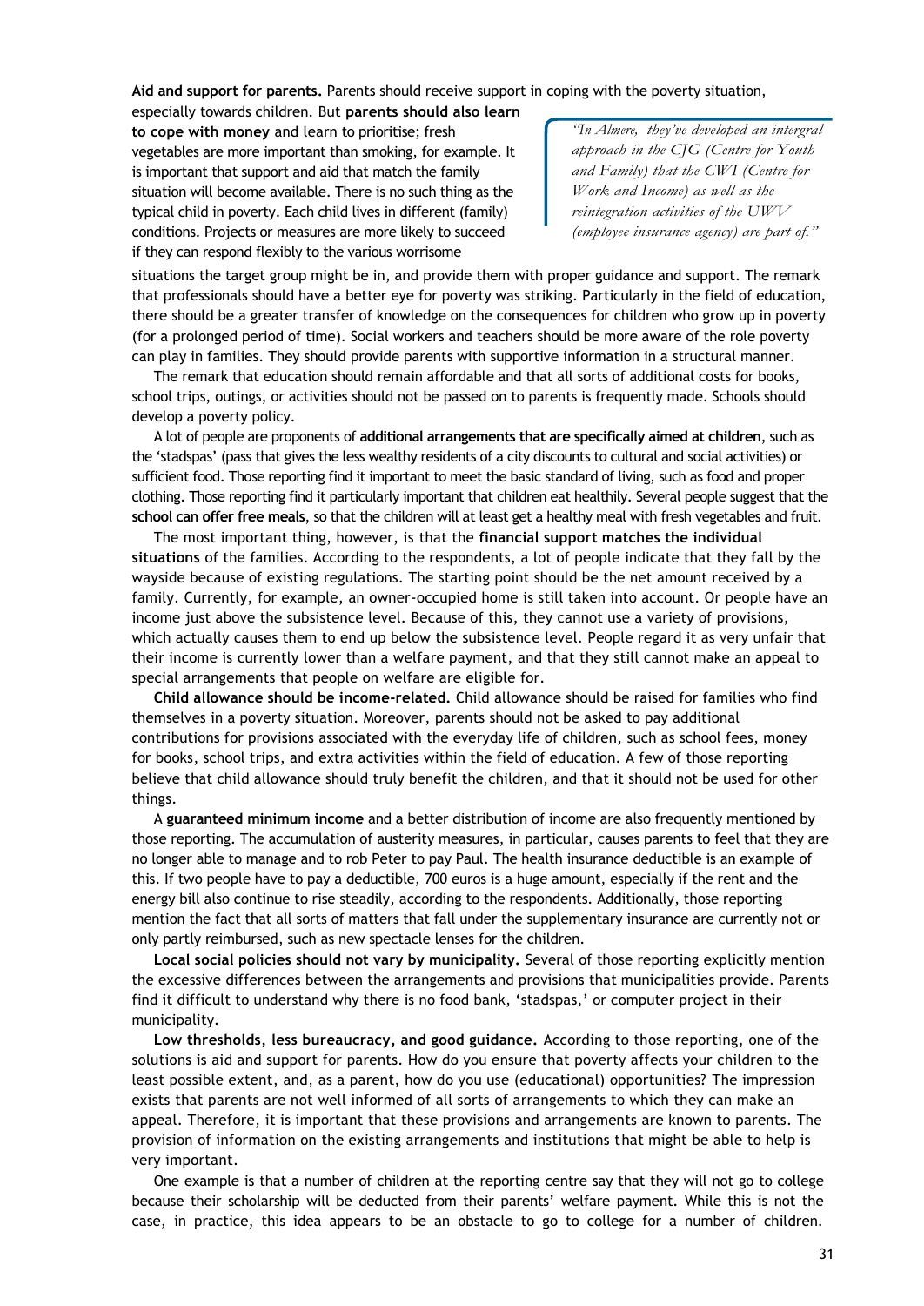**Aid and support for parents.** Parents should receive support in coping with the poverty situation, especially towards children. But **parents should also learn to cope with money** and learn to prioritise; fresh vegetables are more important than smoking, for example. It is important that support and aid that match the family situation will become available. There is no such thing as the typical child in poverty. Each child lives in different (family) conditions. Projects or measures are more likely to succeed if they can respond flexibly to the various worrisome situations the target group might be in, and provide them with proper guidance and support. The remark that professionals should have a better eye for poverty was striking. Particularly in the field of education, there should be a greater transfer of knowledge on the consequences for children who grow up in poverty (for a prolonged period of time). Social workers and teachers should be more aware of the role poverty can play in families. They should provide parents with supportive information in a structural manner.

> *"In Almere, they've developed an intergral approach in the CJG (Centre for Youth and Family) that the CWI (Centre for Work and Income) as well as the reintegration activities of the UWV (employee insurance agency) are part of."*

The remark that education should remain affordable and that all sorts of additional costs for books, school trips, outings, or activities should not be passed on to parents is frequently made. Schools should develop a poverty policy.

A lot of people are proponents of **additional arrangements that are specifically aimed at children**, such as the 'stadspas' (pass that gives the less wealthy residents of a city discounts to cultural and social activities) or sufficient food. Those reporting find it important to meet the basic standard of living, such as food and proper clothing. Those reporting find it particularly important that children eat healthily. Several people suggest that the **school can offer free meals**, so that the children will at least get a healthy meal with fresh vegetables and fruit.

The most important thing, however, is that the **financial support matches the individual situations** of the families. According to the respondents, a lot of people indicate that they fall by the wayside because of existing regulations. The starting point should be the net amount received by a family. Currently, for example, an owner-occupied home is still taken into account. Or people have an income just above the subsistence level. Because of this, they cannot use a variety of provisions, which actually causes them to end up below the subsistence level. People regard it as very unfair that their income is currently lower than a welfare payment, and that they still cannot make an appeal to special arrangements that people on welfare are eligible for.

**Child allowance should be income-related.** Child allowance should be raised for families who find themselves in a poverty situation. Moreover, parents should not be asked to pay additional contributions for provisions associated with the everyday life of children, such as school fees, money for books, school trips, and extra activities within the field of education. A few of those reporting believe that child allowance should truly benefit the children, and that it should not be used for other things.

A **guaranteed minimum income** and a better distribution of income are also frequently mentioned by those reporting. The accumulation of austerity measures, in particular, causes parents to feel that they are no longer able to manage and to rob Peter to pay Paul. The health insurance deductible is an example of this. If two people have to pay a deductible, 700 euros is a huge amount, especially if the rent and the energy bill also continue to rise steadily, according to the respondents. Additionally, those reporting mention the fact that all sorts of matters that fall under the supplementary insurance are currently not or only partly reimbursed, such as new spectacle lenses for the children.

**Local social policies should not vary by municipality.** Several of those reporting explicitly mention the excessive differences between the arrangements and provisions that municipalities provide. Parents find it difficult to understand why there is no food bank, 'stadspas,' or computer project in their municipality.

**Low thresholds, less bureaucracy, and good guidance.** According to those reporting, one of the solutions is aid and support for parents. How do you ensure that poverty affects your children to the least possible extent, and, as a parent, how do you use (educational) opportunities? The impression exists that parents are not well informed of all sorts of arrangements to which they can make an appeal. Therefore, it is important that these provisions and arrangements are known to parents. The provision of information on the existing arrangements and institutions that might be able to help is very important.

One example is that a number of children at the reporting centre say that they will not go to college because their scholarship will be deducted from their parents' welfare payment. While this is not the case, in practice, this idea appears to be an obstacle to go to college for a number of children.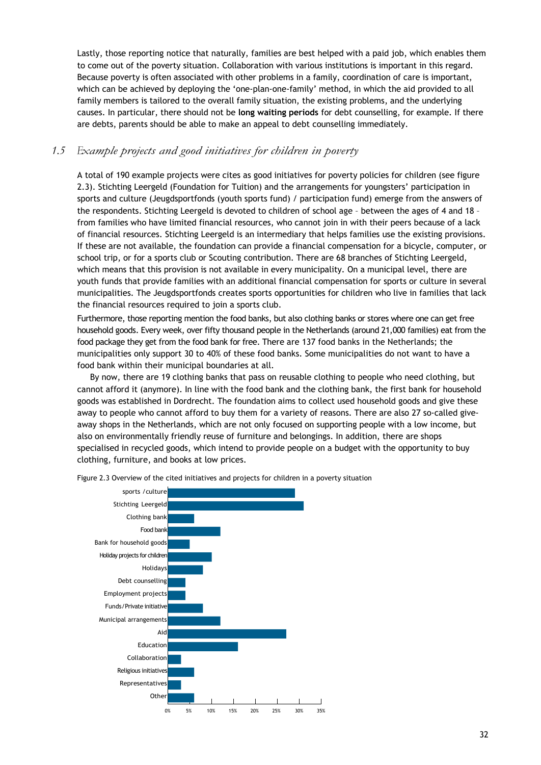Lastly, those reporting notice that naturally, families are best helped with a paid job, which enables them to come out of the poverty situation. Collaboration with various institutions is important in this regard. Because poverty is often associated with other problems in a family, coordination of care is important, which can be achieved by deploying the 'one-plan-one-family' method, in which the aid provided to all family members is tailored to the overall family situation, the existing problems, and the underlying causes. In particular, there should not be **long waiting periods** for debt counselling, for example. If there are debts, parents should be able to make an appeal to debt counselling immediately.

## 1.5 *Example projects and good initiatives for children in poverty*

A total of 190 example projects were cites as good initiatives for poverty policies for children (see figure 2.3). Stichting Leergeld (Foundation for Tuition) and the arrangements for youngsters' participation in sports and culture (Jeugdsportfonds (youth sports fund) / participation fund) emerge from the answers of the respondents. Stichting Leergeld is devoted to children of school age – between the ages of 4 and 18 – from families who have limited financial resources, who cannot join in with their peers because of a lack of financial resources. Stichting Leergeld is an intermediary that helps families use the existing provisions. If these are not available, the foundation can provide a financial compensation for a bicycle, computer, or school trip, or for a sports club or Scouting contribution. There are 68 branches of Stichting Leergeld, which means that this provision is not available in every municipality. On a municipal level, there are youth funds that provide families with an additional financial compensation for sports or culture in several municipalities. The Jeugdsportfonds creates sports opportunities for children who live in families that lack the financial resources required to join a sports club.

Furthermore, those reporting mention the food banks, but also clothing banks or stores where one can get free household goods. Every week, over fifty thousand people in the Netherlands (around 21,000 families) eat from the food package they get from the food bank for free. There are 137 food banks in the Netherlands; the municipalities only support 30 to 40% of these food banks. Some municipalities do not want to have a food bank within their municipal boundaries at all.

By now, there are 19 clothing banks that pass on reusable clothing to people who need clothing, but cannot afford it (anymore). In line with the food bank and the clothing bank, the first bank for household goods was established in Dordrecht. The foundation aims to collect used household goods and give these away to people who cannot afford to buy them for a variety of reasons. There are also 27 so-called give-away shops in the Netherlands, which are not only focused on supporting people with a low income, but also on environmentally friendly reuse of furniture and belongings. In addition, there are shops specialised in recycled goods, which intend to provide people on a budget with the opportunity to buy clothing, furniture, and books at low prices.

Figure 2.3 Overview of the cited initiatives and projects for children in a poverty situation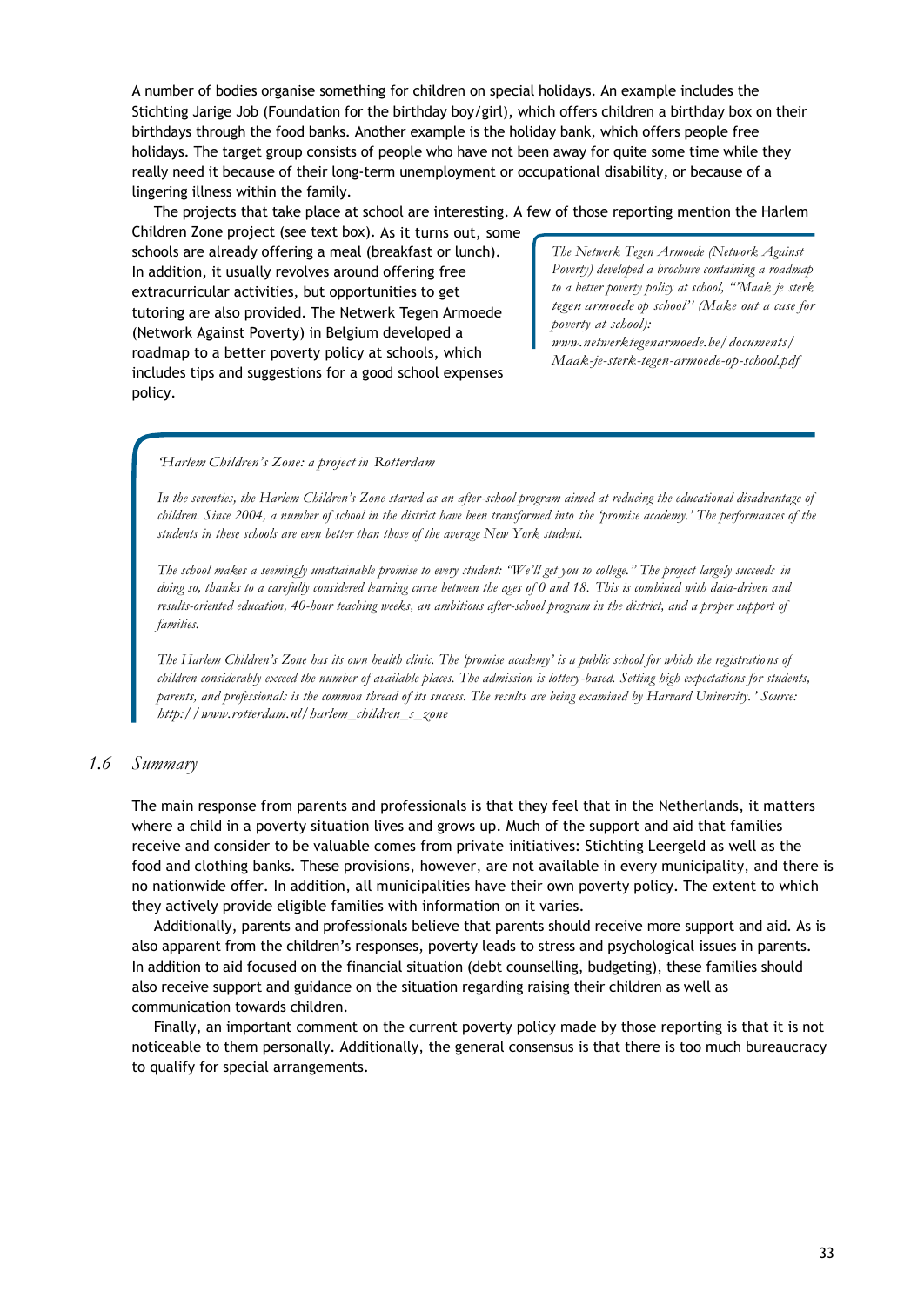A number of bodies organise something for children on special holidays. An example includes the Stichting Jarige Job (Foundation for the birthday boy/girl), which offers children a birthday box on their birthdays through the food banks. Another example is the holiday bank, which offers people free holidays. The target group consists of people who have not been away for quite some time while they really need it because of their long-term unemployment or occupational disability, or because of a lingering illness within the family.

The projects that take place at school are interesting. A few of those reporting mention the Harlem Children Zone project (see text box). As it turns out, some schools are already offering a meal (breakfast or lunch). In addition, it usually revolves around offering free extracurricular activities, but opportunities to get tutoring are also provided. The Netwerk Tegen Armoede (Network Against Poverty) in Belgium developed a roadmap to a better poverty policy at schools, which includes tips and suggestions for a good school expenses policy.

> *The Netwerk Tegen Armoede (Network Against Poverty) developed a brochure containing a roadmap to a better poverty policy at school, "'Maak je sterk tegen armoede op school" (Make out a case for poverty at school):*
> *www.netwerktegenarmoede.be/documents/Maak-je-sterk-tegen-armoede-op-school.pdf*

> *'Harlem Children's Zone: a project in Rotterdam*
>
> *In the seventies, the Harlem Children's Zone started as an after-school program aimed at reducing the educational disadvantage of children. Since 2004, a number of school in the district have been transformed into the 'promise academy.' The performances of the students in these schools are even better than those of the average New York student.*
>
> *The school makes a seemingly unattainable promise to every student: "We'll get you to college." The project largely succeeds in doing so, thanks to a carefully considered learning curve between the ages of 0 and 18. This is combined with data-driven and results-oriented education, 40-hour teaching weeks, an ambitious after-school program in the district, and a proper support of families.*
>
> *The Harlem Children's Zone has its own health clinic. The 'promise academy' is a public school for which the registrations of children considerably exceed the number of available places. The admission is lottery-based. Setting high expectations for students, parents, and professionals is the common thread of its success. The results are being examined by Harvard University.' Source: http://www.rotterdam.nl/harlem_children_s_zone*

## 1.6 Summary

The main response from parents and professionals is that they feel that in the Netherlands, it matters where a child in a poverty situation lives and grows up. Much of the support and aid that families receive and consider to be valuable comes from private initiatives: Stichting Leergeld as well as the food and clothing banks. These provisions, however, are not available in every municipality, and there is no nationwide offer. In addition, all municipalities have their own poverty policy. The extent to which they actively provide eligible families with information on it varies.

Additionally, parents and professionals believe that parents should receive more support and aid. As is also apparent from the children's responses, poverty leads to stress and psychological issues in parents. In addition to aid focused on the financial situation (debt counselling, budgeting), these families should also receive support and guidance on the situation regarding raising their children as well as communication towards children.

Finally, an important comment on the current poverty policy made by those reporting is that it is not noticeable to them personally. Additionally, the general consensus is that there is too much bureaucracy to qualify for special arrangements.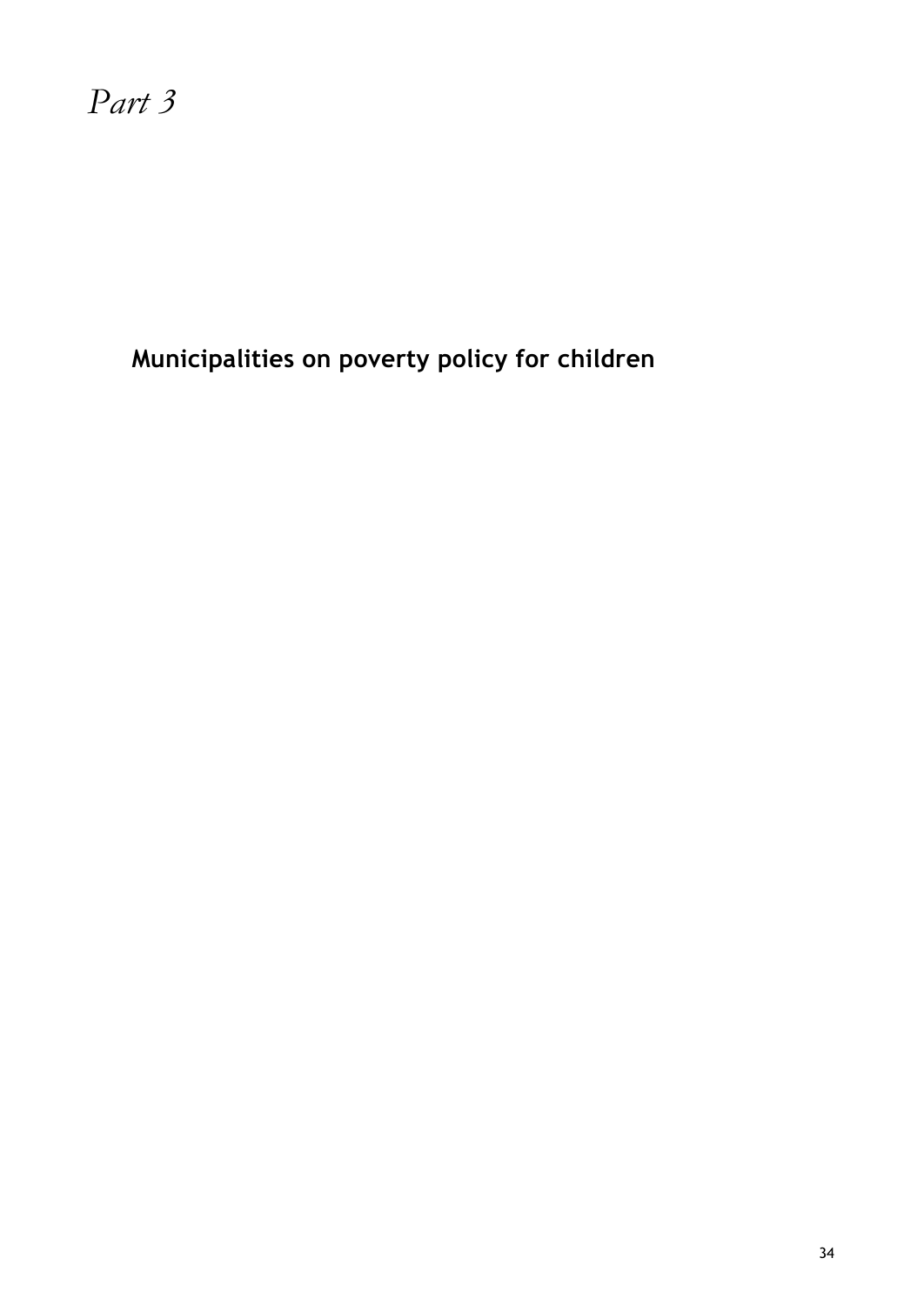# *Part 3*

## Municipalities on poverty policy for children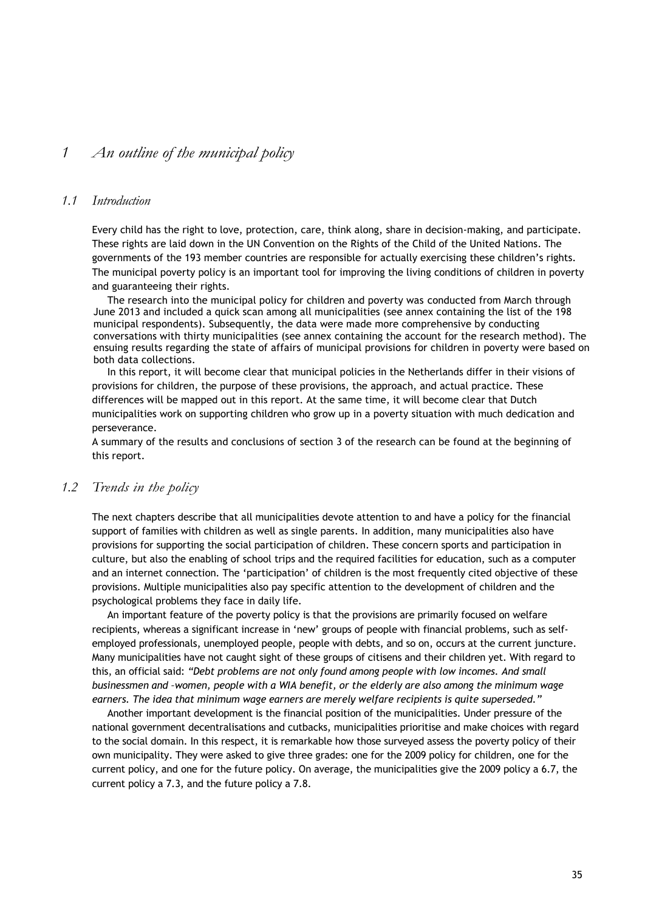# 1 An outline of the municipal policy

## 1.1 Introduction

Every child has the right to love, protection, care, think along, share in decision-making, and participate. These rights are laid down in the UN Convention on the Rights of the Child of the United Nations. The governments of the 193 member countries are responsible for actually exercising these children's rights. The municipal poverty policy is an important tool for improving the living conditions of children in poverty and guaranteeing their rights.

The research into the municipal policy for children and poverty was conducted from March through June 2013 and included a quick scan among all municipalities (see annex containing the list of the 198 municipal respondents). Subsequently, the data were made more comprehensive by conducting conversations with thirty municipalities (see annex containing the account for the research method). The ensuing results regarding the state of affairs of municipal provisions for children in poverty were based on both data collections.

In this report, it will become clear that municipal policies in the Netherlands differ in their visions of provisions for children, the purpose of these provisions, the approach, and actual practice. These differences will be mapped out in this report. At the same time, it will become clear that Dutch municipalities work on supporting children who grow up in a poverty situation with much dedication and perseverance.

A summary of the results and conclusions of section 3 of the research can be found at the beginning of this report.

## 1.2 Trends in the policy

The next chapters describe that all municipalities devote attention to and have a policy for the financial support of families with children as well as single parents. In addition, many municipalities also have provisions for supporting the social participation of children. These concern sports and participation in culture, but also the enabling of school trips and the required facilities for education, such as a computer and an internet connection. The 'participation' of children is the most frequently cited objective of these provisions. Multiple municipalities also pay specific attention to the development of children and the psychological problems they face in daily life.

An important feature of the poverty policy is that the provisions are primarily focused on welfare recipients, whereas a significant increase in 'new' groups of people with financial problems, such as self-employed professionals, unemployed people, people with debts, and so on, occurs at the current juncture. Many municipalities have not caught sight of these groups of citisens and their children yet. With regard to this, an official said: *"Debt problems are not only found among people with low incomes. And small businessmen and -women, people with a WIA benefit, or the elderly are also among the minimum wage earners. The idea that minimum wage earners are merely welfare recipients is quite superseded."*

Another important development is the financial position of the municipalities. Under pressure of the national government decentralisations and cutbacks, municipalities prioritise and make choices with regard to the social domain. In this respect, it is remarkable how those surveyed assess the poverty policy of their own municipality. They were asked to give three grades: one for the 2009 policy for children, one for the current policy, and one for the future policy. On average, the municipalities give the 2009 policy a 6.7, the current policy a 7.3, and the future policy a 7.8.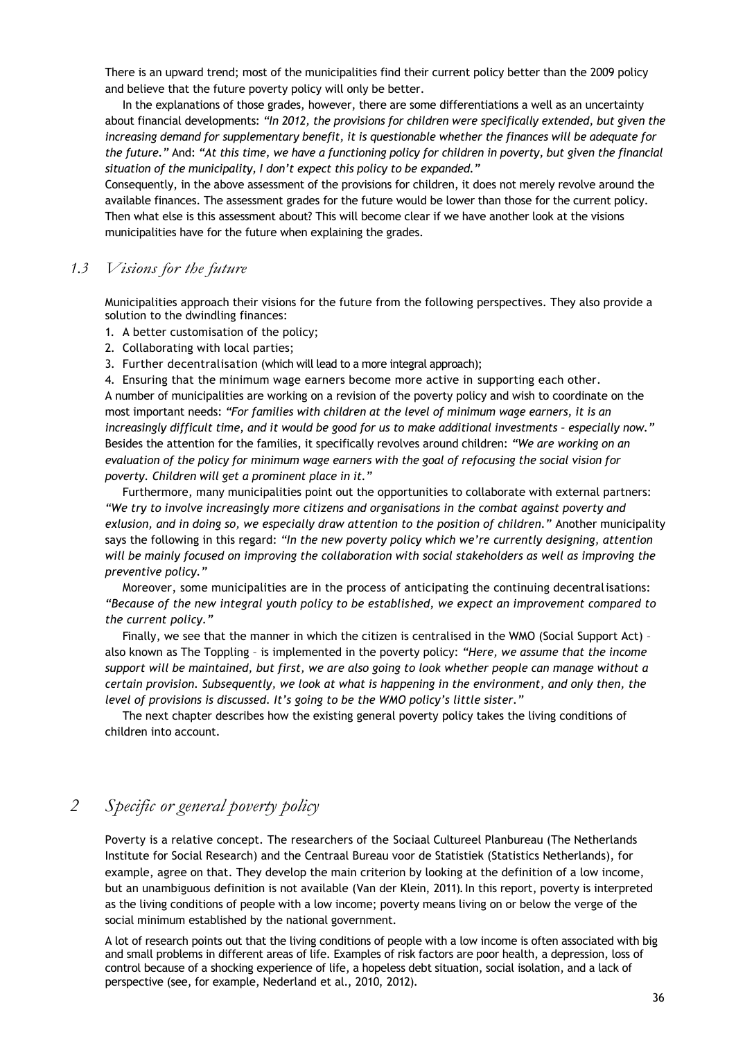There is an upward trend; most of the municipalities find their current policy better than the 2009 policy and believe that the future poverty policy will only be better.

In the explanations of those grades, however, there are some differentiations a well as an uncertainty about financial developments: *"In 2012, the provisions for children were specifically extended, but given the increasing demand for supplementary benefit, it is questionable whether the finances will be adequate for the future."* And: *"At this time, we have a functioning policy for children in poverty, but given the financial situation of the municipality, I don't expect this policy to be expanded."*

Consequently, in the above assessment of the provisions for children, it does not merely revolve around the available finances. The assessment grades for the future would be lower than those for the current policy. Then what else is this assessment about? This will become clear if we have another look at the visions municipalities have for the future when explaining the grades.

## 1.3 Visions for the future

Municipalities approach their visions for the future from the following perspectives. They also provide a solution to the dwindling finances:

1. A better customisation of the policy;
2. Collaborating with local parties;
3. Further decentralisation (which will lead to a more integral approach);
4. Ensuring that the minimum wage earners become more active in supporting each other.

A number of municipalities are working on a revision of the poverty policy and wish to coordinate on the most important needs: *"For families with children at the level of minimum wage earners, it is an increasingly difficult time, and it would be good for us to make additional investments – especially now."* Besides the attention for the families, it specifically revolves around children: *"We are working on an evaluation of the policy for minimum wage earners with the goal of refocusing the social vision for poverty. Children will get a prominent place in it."*

Furthermore, many municipalities point out the opportunities to collaborate with external partners: *"We try to involve increasingly more citizens and organisations in the combat against poverty and exlusion, and in doing so, we especially draw attention to the position of children."* Another municipality says the following in this regard: *"In the new poverty policy which we're currently designing, attention will be mainly focused on improving the collaboration with social stakeholders as well as improving the preventive policy."*

Moreover, some municipalities are in the process of anticipating the continuing decentralisations: *"Because of the new integral youth policy to be established, we expect an improvement compared to the current policy."*

Finally, we see that the manner in which the citizen is centralised in the WMO (Social Support Act) – also known as The Toppling – is implemented in the poverty policy: *"Here, we assume that the income support will be maintained, but first, we are also going to look whether people can manage without a certain provision. Subsequently, we look at what is happening in the environment, and only then, the level of provisions is discussed. It's going to be the WMO policy's little sister."*

The next chapter describes how the existing general poverty policy takes the living conditions of children into account.

# 2 Specific or general poverty policy

Poverty is a relative concept. The researchers of the Sociaal Cultureel Planbureau (The Netherlands Institute for Social Research) and the Centraal Bureau voor de Statistiek (Statistics Netherlands), for example, agree on that. They develop the main criterion by looking at the definition of a low income, but an unambiguous definition is not available (Van der Klein, 2011). In this report, poverty is interpreted as the living conditions of people with a low income; poverty means living on or below the verge of the social minimum established by the national government.

A lot of research points out that the living conditions of people with a low income is often associated with big and small problems in different areas of life. Examples of risk factors are poor health, a depression, loss of control because of a shocking experience of life, a hopeless debt situation, social isolation, and a lack of perspective (see, for example, Nederland et al., 2010, 2012).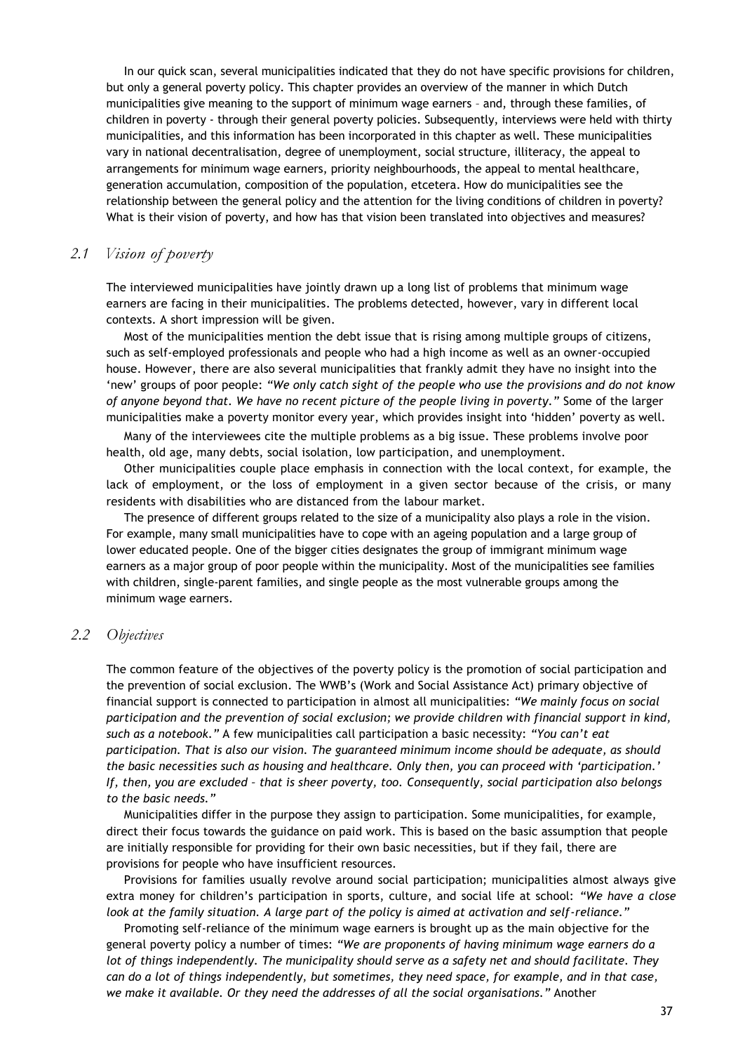In our quick scan, several municipalities indicated that they do not have specific provisions for children, but only a general poverty policy. This chapter provides an overview of the manner in which Dutch municipalities give meaning to the support of minimum wage earners – and, through these families, of children in poverty - through their general poverty policies. Subsequently, interviews were held with thirty municipalities, and this information has been incorporated in this chapter as well. These municipalities vary in national decentralisation, degree of unemployment, social structure, illiteracy, the appeal to arrangements for minimum wage earners, priority neighbourhoods, the appeal to mental healthcare, generation accumulation, composition of the population, etcetera. How do municipalities see the relationship between the general policy and the attention for the living conditions of children in poverty? What is their vision of poverty, and how has that vision been translated into objectives and measures?

## *2.1 Vision of poverty*

The interviewed municipalities have jointly drawn up a long list of problems that minimum wage earners are facing in their municipalities. The problems detected, however, vary in different local contexts. A short impression will be given.

Most of the municipalities mention the debt issue that is rising among multiple groups of citizens, such as self-employed professionals and people who had a high income as well as an owner-occupied house. However, there are also several municipalities that frankly admit they have no insight into the 'new' groups of poor people: *"We only catch sight of the people who use the provisions and do not know of anyone beyond that. We have no recent picture of the people living in poverty."* Some of the larger municipalities make a poverty monitor every year, which provides insight into 'hidden' poverty as well.

Many of the interviewees cite the multiple problems as a big issue. These problems involve poor health, old age, many debts, social isolation, low participation, and unemployment.

Other municipalities couple place emphasis in connection with the local context, for example, the lack of employment, or the loss of employment in a given sector because of the crisis, or many residents with disabilities who are distanced from the labour market.

The presence of different groups related to the size of a municipality also plays a role in the vision. For example, many small municipalities have to cope with an ageing population and a large group of lower educated people. One of the bigger cities designates the group of immigrant minimum wage earners as a major group of poor people within the municipality. Most of the municipalities see families with children, single-parent families, and single people as the most vulnerable groups among the minimum wage earners.

## *2.2 Objectives*

The common feature of the objectives of the poverty policy is the promotion of social participation and the prevention of social exclusion. The WWB's (Work and Social Assistance Act) primary objective of financial support is connected to participation in almost all municipalities: *"We mainly focus on social participation and the prevention of social exclusion; we provide children with financial support in kind, such as a notebook."* A few municipalities call participation a basic necessity: *"You can't eat participation. That is also our vision. The guaranteed minimum income should be adequate, as should the basic necessities such as housing and healthcare. Only then, you can proceed with 'participation.' If, then, you are excluded – that is sheer poverty, too. Consequently, social participation also belongs to the basic needs."*

Municipalities differ in the purpose they assign to participation. Some municipalities, for example, direct their focus towards the guidance on paid work. This is based on the basic assumption that people are initially responsible for providing for their own basic necessities, but if they fail, there are provisions for people who have insufficient resources.

Provisions for families usually revolve around social participation; municipalities almost always give extra money for children's participation in sports, culture, and social life at school: *"We have a close look at the family situation. A large part of the policy is aimed at activation and self-reliance."*

Promoting self-reliance of the minimum wage earners is brought up as the main objective for the general poverty policy a number of times: *"We are proponents of having minimum wage earners do a lot of things independently. The municipality should serve as a safety net and should facilitate. They can do a lot of things independently, but sometimes, they need space, for example, and in that case, we make it available. Or they need the addresses of all the social organisations."* Another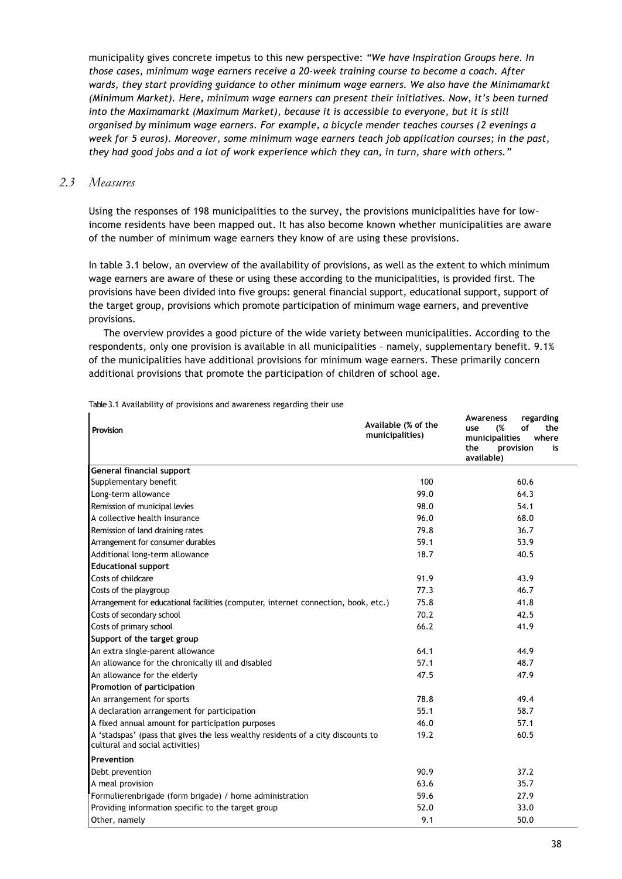municipality gives concrete impetus to this new perspective: *"We have Inspiration Groups here. In those cases, minimum wage earners receive a 20-week training course to become a coach. After wards, they start providing guidance to other minimum wage earners. We also have the Minimamarkt (Minimum Market). Here, minimum wage earners can present their initiatives. Now, it's been turned into the Maximamarkt (Maximum Market), because it is accessible to everyone, but it is still organised by minimum wage earners. For example, a bicycle mender teaches courses (2 evenings a week for 5 euros). Moreover, some minimum wage earners teach job application courses; in the past, they had good jobs and a lot of work experience which they can, in turn, share with others."*

## *2.3 Measures*

Using the responses of 198 municipalities to the survey, the provisions municipalities have for low-income residents have been mapped out. It has also become known whether municipalities are aware of the number of minimum wage earners they know of are using these provisions.

In table 3.1 below, an overview of the availability of provisions, as well as the extent to which minimum wage earners are aware of these or using these according to the municipalities, is provided first. The provisions have been divided into five groups: general financial support, educational support, support of the target group, provisions which promote participation of minimum wage earners, and preventive provisions.

The overview provides a good picture of the wide variety between municipalities. According to the respondents, only one provision is available in all municipalities – namely, supplementary benefit. 9.1% of the municipalities have additional provisions for minimum wage earners. These primarily concern additional provisions that promote the participation of children of school age.

Table 3.1 Availability of provisions and awareness regarding their use

| Provision | Available (% of the municipalities) | Awareness regarding use (% of the municipalities where the provision is available) |
|---|---|---|
| **General financial support** | | |
| Supplementary benefit | 100 | 60.6 |
| Long-term allowance | 99.0 | 64.3 |
| Remission of municipal levies | 98.0 | 54.1 |
| A collective health insurance | 96.0 | 68.0 |
| Remission of land draining rates | 79.8 | 36.7 |
| Arrangement for consumer durables | 59.1 | 53.9 |
| Additional long-term allowance | 18.7 | 40.5 |
| **Educational support** | | |
| Costs of childcare | 91.9 | 43.9 |
| Costs of the playgroup | 77.3 | 46.7 |
| Arrangement for educational facilities (computer, internet connection, book, etc.) | 75.8 | 41.8 |
| Costs of secondary school | 70.2 | 42.5 |
| Costs of primary school | 66.2 | 41.9 |
| **Support of the target group** | | |
| An extra single-parent allowance | 64.1 | 44.9 |
| An allowance for the chronically ill and disabled | 57.1 | 48.7 |
| An allowance for the elderly | 47.5 | 47.9 |
| **Promotion of participation** | | |
| An arrangement for sports | 78.8 | 49.4 |
| A declaration arrangement for participation | 55.1 | 58.7 |
| A fixed annual amount for participation purposes | 46.0 | 57.1 |
| A 'stadspas' (pass that gives the less wealthy residents of a city discounts to cultural and social activities) | 19.2 | 60.5 |
| **Prevention** | | |
| Debt prevention | 90.9 | 37.2 |
| A meal provision | 63.6 | 35.7 |
| Formulierenbrigade (form brigade) / home administration | 59.6 | 27.9 |
| Providing information specific to the target group | 52.0 | 33.0 |
| Other, namely | 9.1 | 50.0 |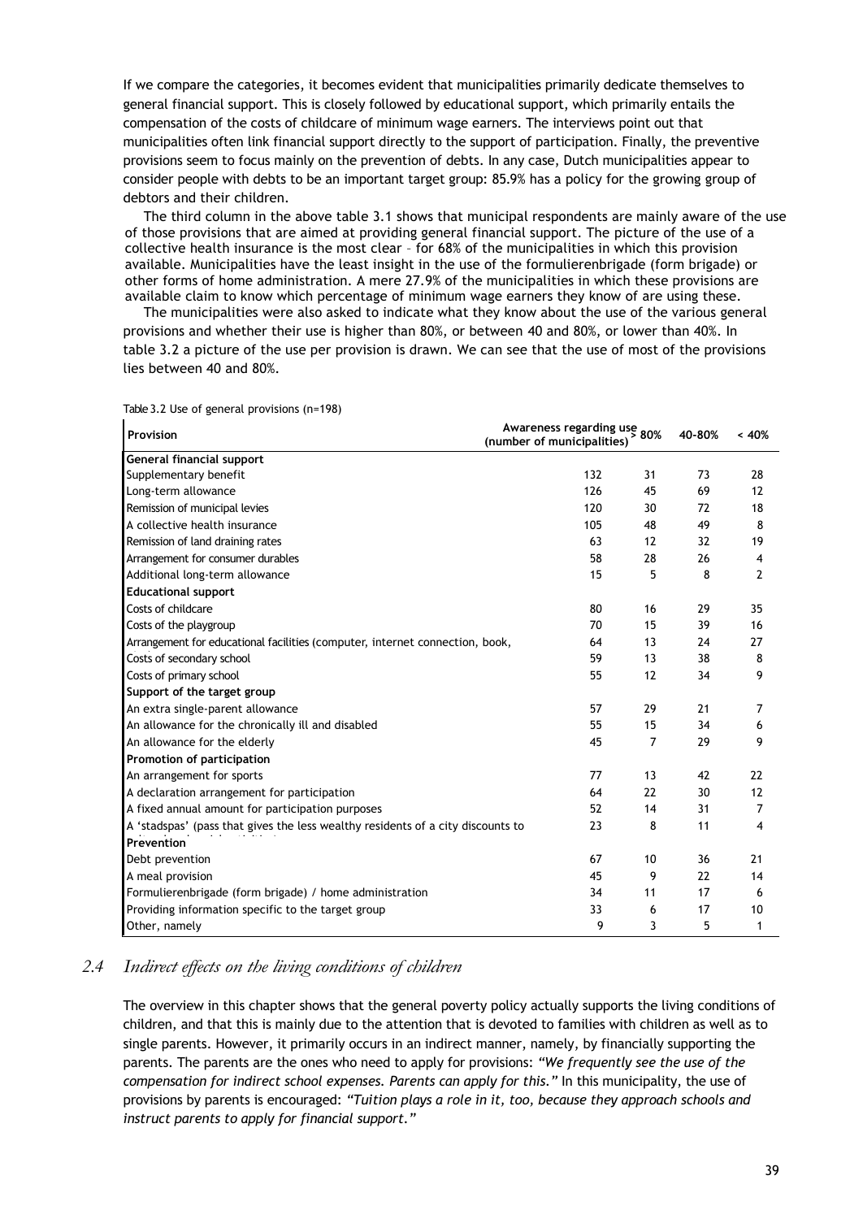If we compare the categories, it becomes evident that municipalities primarily dedicate themselves to general financial support. This is closely followed by educational support, which primarily entails the compensation of the costs of childcare of minimum wage earners. The interviews point out that municipalities often link financial support directly to the support of participation. Finally, the preventive provisions seem to focus mainly on the prevention of debts. In any case, Dutch municipalities appear to consider people with debts to be an important target group: 85.9% has a policy for the growing group of debtors and their children.

The third column in the above table 3.1 shows that municipal respondents are mainly aware of the use of those provisions that are aimed at providing general financial support. The picture of the use of a collective health insurance is the most clear – for 68% of the municipalities in which this provision available. Municipalities have the least insight in the use of the formulierenbrigade (form brigade) or other forms of home administration. A mere 27.9% of the municipalities in which these provisions are available claim to know which percentage of minimum wage earners they know of are using these.

The municipalities were also asked to indicate what they know about the use of the various general provisions and whether their use is higher than 80%, or between 40 and 80%, or lower than 40%. In table 3.2 a picture of the use per provision is drawn. We can see that the use of most of the provisions lies between 40 and 80%.

Table 3.2 Use of general provisions (n=198)

| Provision | Awareness regarding use (number of municipalities) | > 80% | 40-80% | < 40% |
|---|---|---|---|---|
| **General financial support** | | | | |
| Supplementary benefit | 132 | 31 | 73 | 28 |
| Long-term allowance | 126 | 45 | 69 | 12 |
| Remission of municipal levies | 120 | 30 | 72 | 18 |
| A collective health insurance | 105 | 48 | 49 | 8 |
| Remission of land draining rates | 63 | 12 | 32 | 19 |
| Arrangement for consumer durables | 58 | 28 | 26 | 4 |
| Additional long-term allowance | 15 | 5 | 8 | 2 |
| **Educational support** | | | | |
| Costs of childcare | 80 | 16 | 29 | 35 |
| Costs of the playgroup | 70 | 15 | 39 | 16 |
| Arrangement for educational facilities (computer, internet connection, book, | 64 | 13 | 24 | 27 |
| Costs of secondary school | 59 | 13 | 38 | 8 |
| Costs of primary school | 55 | 12 | 34 | 9 |
| **Support of the target group** | | | | |
| An extra single-parent allowance | 57 | 29 | 21 | 7 |
| An allowance for the chronically ill and disabled | 55 | 15 | 34 | 6 |
| An allowance for the elderly | 45 | 7 | 29 | 9 |
| **Promotion of participation** | | | | |
| An arrangement for sports | 77 | 13 | 42 | 22 |
| A declaration arrangement for participation | 64 | 22 | 30 | 12 |
| A fixed annual amount for participation purposes | 52 | 14 | 31 | 7 |
| A 'stadspas' (pass that gives the less wealthy residents of a city discounts to | 23 | 8 | 11 | 4 |
| **Prevention** | | | | |
| Debt prevention | 67 | 10 | 36 | 21 |
| A meal provision | 45 | 9 | 22 | 14 |
| Formulierenbrigade (form brigade) / home administration | 34 | 11 | 17 | 6 |
| Providing information specific to the target group | 33 | 6 | 17 | 10 |
| Other, namely | 9 | 3 | 5 | 1 |

## 2.4 *Indirect effects on the living conditions of children*

The overview in this chapter shows that the general poverty policy actually supports the living conditions of children, and that this is mainly due to the attention that is devoted to families with children as well as to single parents. However, it primarily occurs in an indirect manner, namely, by financially supporting the parents. The parents are the ones who need to apply for provisions: *"We frequently see the use of the compensation for indirect school expenses. Parents can apply for this."* In this municipality, the use of provisions by parents is encouraged: *"Tuition plays a role in it, too, because they approach schools and instruct parents to apply for financial support."*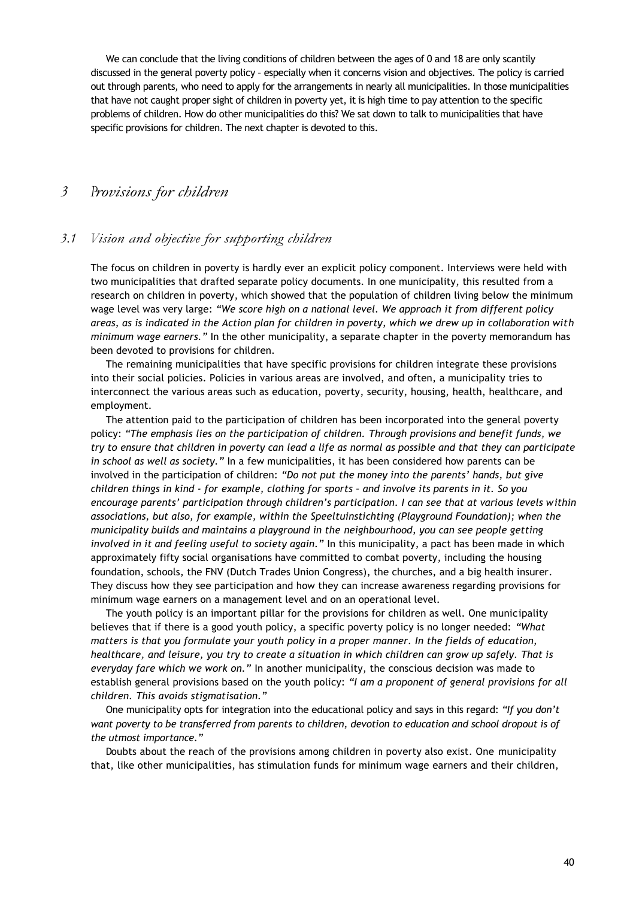We can conclude that the living conditions of children between the ages of 0 and 18 are only scantily discussed in the general poverty policy – especially when it concerns vision and objectives. The policy is carried out through parents, who need to apply for the arrangements in nearly all municipalities. In those municipalities that have not caught proper sight of children in poverty yet, it is high time to pay attention to the specific problems of children. How do other municipalities do this? We sat down to talk to municipalities that have specific provisions for children. The next chapter is devoted to this.

# 3 Provisions for children

## 3.1 Vision and objective for supporting children

The focus on children in poverty is hardly ever an explicit policy component. Interviews were held with two municipalities that drafted separate policy documents. In one municipality, this resulted from a research on children in poverty, which showed that the population of children living below the minimum wage level was very large: *"We score high on a national level. We approach it from different policy areas, as is indicated in the Action plan for children in poverty, which we drew up in collaboration with minimum wage earners."* In the other municipality, a separate chapter in the poverty memorandum has been devoted to provisions for children.

The remaining municipalities that have specific provisions for children integrate these provisions into their social policies. Policies in various areas are involved, and often, a municipality tries to interconnect the various areas such as education, poverty, security, housing, health, healthcare, and employment.

The attention paid to the participation of children has been incorporated into the general poverty policy: *"The emphasis lies on the participation of children. Through provisions and benefit funds, we try to ensure that children in poverty can lead a life as normal as possible and that they can participate in school as well as society."* In a few municipalities, it has been considered how parents can be involved in the participation of children: *"Do not put the money into the parents' hands, but give children things in kind - for example, clothing for sports – and involve its parents in it. So you encourage parents' participation through children's participation. I can see that at various levels within associations, but also, for example, within the Speeltuinstichting (Playground Foundation); when the municipality builds and maintains a playground in the neighbourhood, you can see people getting involved in it and feeling useful to society again."* In this municipality, a pact has been made in which approximately fifty social organisations have committed to combat poverty, including the housing foundation, schools, the FNV (Dutch Trades Union Congress), the churches, and a big health insurer. They discuss how they see participation and how they can increase awareness regarding provisions for minimum wage earners on a management level and on an operational level.

The youth policy is an important pillar for the provisions for children as well. One municipality believes that if there is a good youth policy, a specific poverty policy is no longer needed: *"What matters is that you formulate your youth policy in a proper manner. In the fields of education, healthcare, and leisure, you try to create a situation in which children can grow up safely. That is everyday fare which we work on."* In another municipality, the conscious decision was made to establish general provisions based on the youth policy: *"I am a proponent of general provisions for all children. This avoids stigmatisation."*

One municipality opts for integration into the educational policy and says in this regard: *"If you don't want poverty to be transferred from parents to children, devotion to education and school dropout is of the utmost importance."*

Doubts about the reach of the provisions among children in poverty also exist. One municipality that, like other municipalities, has stimulation funds for minimum wage earners and their children,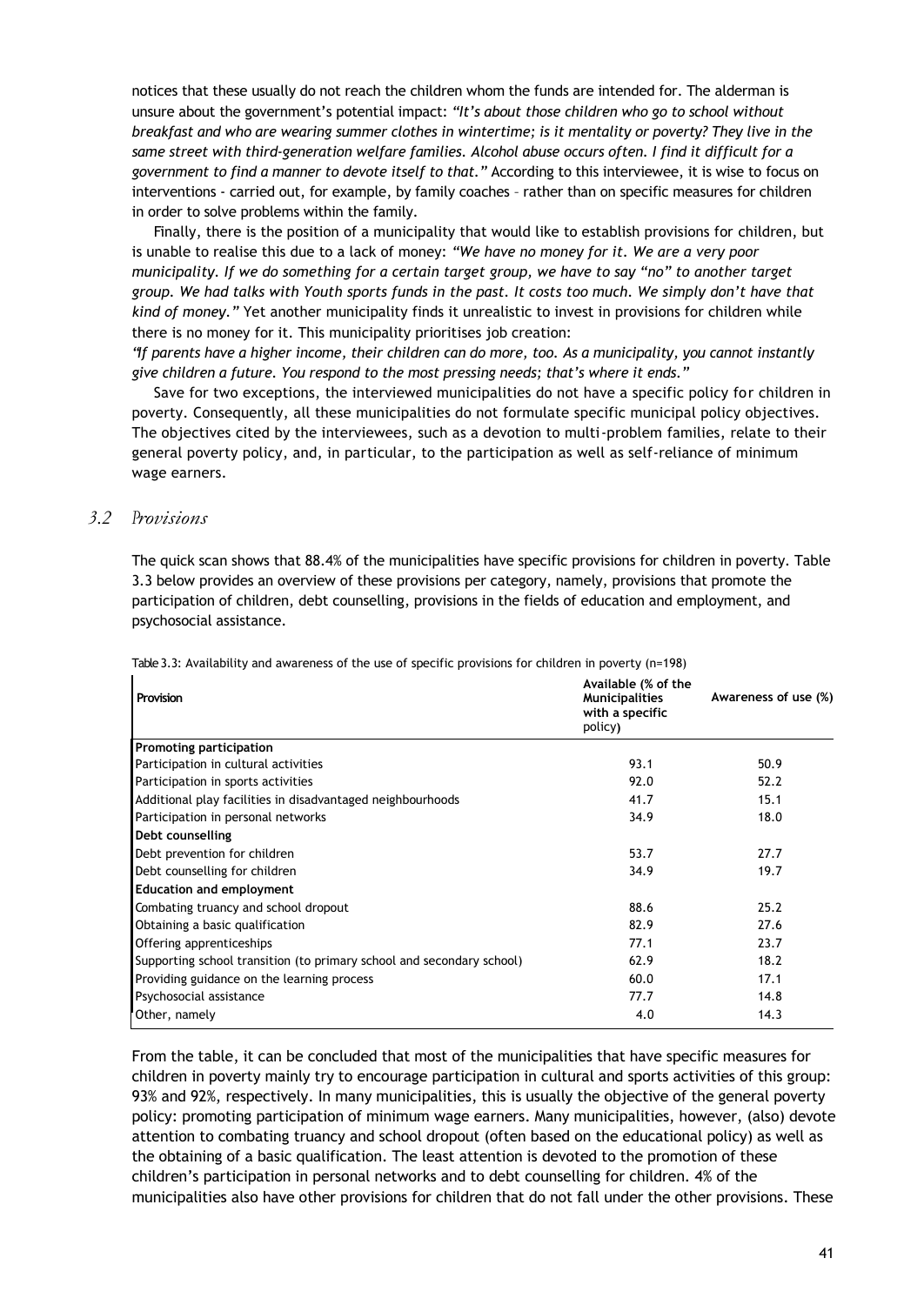notices that these usually do not reach the children whom the funds are intended for. The alderman is unsure about the government's potential impact: *"It's about those children who go to school without breakfast and who are wearing summer clothes in wintertime; is it mentality or poverty? They live in the same street with third-generation welfare families. Alcohol abuse occurs often. I find it difficult for a government to find a manner to devote itself to that."* According to this interviewee, it is wise to focus on interventions - carried out, for example, by family coaches – rather than on specific measures for children in order to solve problems within the family.

Finally, there is the position of a municipality that would like to establish provisions for children, but is unable to realise this due to a lack of money: *"We have no money for it. We are a very poor municipality. If we do something for a certain target group, we have to say "no" to another target group. We had talks with Youth sports funds in the past. It costs too much. We simply don't have that kind of money."* Yet another municipality finds it unrealistic to invest in provisions for children while there is no money for it. This municipality prioritises job creation:

*"If parents have a higher income, their children can do more, too. As a municipality, you cannot instantly give children a future. You respond to the most pressing needs; that's where it ends."*

Save for two exceptions, the interviewed municipalities do not have a specific policy for children in poverty. Consequently, all these municipalities do not formulate specific municipal policy objectives. The objectives cited by the interviewees, such as a devotion to multi-problem families, relate to their general poverty policy, and, in particular, to the participation as well as self-reliance of minimum wage earners.

## 3.2 Provisions

The quick scan shows that 88.4% of the municipalities have specific provisions for children in poverty. Table 3.3 below provides an overview of these provisions per category, namely, provisions that promote the participation of children, debt counselling, provisions in the fields of education and employment, and psychosocial assistance.

Table 3.3: Availability and awareness of the use of specific provisions for children in poverty (n=198)

| Provision | Available (% of the Municipalities with a specific policy) | Awareness of use (%) |
|---|---|---|
| **Promoting participation** | | |
| Participation in cultural activities | 93.1 | 50.9 |
| Participation in sports activities | 92.0 | 52.2 |
| Additional play facilities in disadvantaged neighbourhoods | 41.7 | 15.1 |
| Participation in personal networks | 34.9 | 18.0 |
| **Debt counselling** | | |
| Debt prevention for children | 53.7 | 27.7 |
| Debt counselling for children | 34.9 | 19.7 |
| **Education and employment** | | |
| Combating truancy and school dropout | 88.6 | 25.2 |
| Obtaining a basic qualification | 82.9 | 27.6 |
| Offering apprenticeships | 77.1 | 23.7 |
| Supporting school transition (to primary school and secondary school) | 62.9 | 18.2 |
| Providing guidance on the learning process | 60.0 | 17.1 |
| Psychosocial assistance | 77.7 | 14.8 |
| Other, namely | 4.0 | 14.3 |

From the table, it can be concluded that most of the municipalities that have specific measures for children in poverty mainly try to encourage participation in cultural and sports activities of this group: 93% and 92%, respectively. In many municipalities, this is usually the objective of the general poverty policy: promoting participation of minimum wage earners. Many municipalities, however, (also) devote attention to combating truancy and school dropout (often based on the educational policy) as well as the obtaining of a basic qualification. The least attention is devoted to the promotion of these children's participation in personal networks and to debt counselling for children. 4% of the municipalities also have other provisions for children that do not fall under the other provisions. These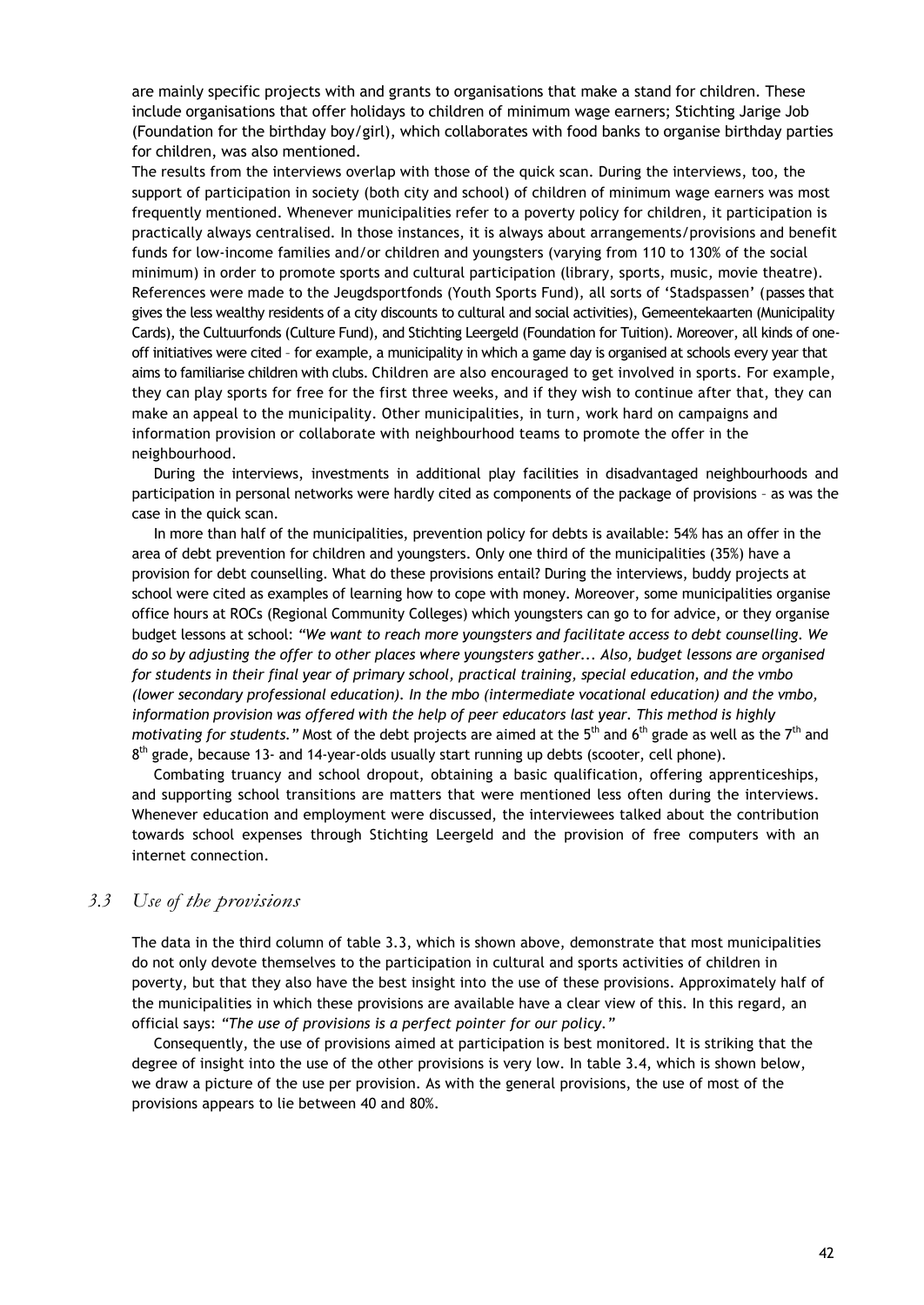are mainly specific projects with and grants to organisations that make a stand for children. These include organisations that offer holidays to children of minimum wage earners; Stichting Jarige Job (Foundation for the birthday boy/girl), which collaborates with food banks to organise birthday parties for children, was also mentioned.

The results from the interviews overlap with those of the quick scan. During the interviews, too, the support of participation in society (both city and school) of children of minimum wage earners was most frequently mentioned. Whenever municipalities refer to a poverty policy for children, it participation is practically always centralised. In those instances, it is always about arrangements/provisions and benefit funds for low-income families and/or children and youngsters (varying from 110 to 130% of the social minimum) in order to promote sports and cultural participation (library, sports, music, movie theatre). References were made to the Jeugdsportfonds (Youth Sports Fund), all sorts of 'Stadspassen' (passes that gives the less wealthy residents of a city discounts to cultural and social activities), Gemeentekaarten (Municipality Cards), the Cultuurfonds (Culture Fund), and Stichting Leergeld (Foundation for Tuition). Moreover, all kinds of one-off initiatives were cited – for example, a municipality in which a game day is organised at schools every year that aims to familiarise children with clubs. Children are also encouraged to get involved in sports. For example, they can play sports for free for the first three weeks, and if they wish to continue after that, they can make an appeal to the municipality. Other municipalities, in turn, work hard on campaigns and information provision or collaborate with neighbourhood teams to promote the offer in the neighbourhood.

During the interviews, investments in additional play facilities in disadvantaged neighbourhoods and participation in personal networks were hardly cited as components of the package of provisions – as was the case in the quick scan.

In more than half of the municipalities, prevention policy for debts is available: 54% has an offer in the area of debt prevention for children and youngsters. Only one third of the municipalities (35%) have a provision for debt counselling. What do these provisions entail? During the interviews, buddy projects at school were cited as examples of learning how to cope with money. Moreover, some municipalities organise office hours at ROCs (Regional Community Colleges) which youngsters can go to for advice, or they organise budget lessons at school: *"We want to reach more youngsters and facilitate access to debt counselling. We do so by adjusting the offer to other places where youngsters gather... Also, budget lessons are organised for students in their final year of primary school, practical training, special education, and the vmbo (lower secondary professional education). In the mbo (intermediate vocational education) and the vmbo, information provision was offered with the help of peer educators last year. This method is highly motivating for students."* Most of the debt projects are aimed at the 5th and 6th grade as well as the 7th and 8th grade, because 13- and 14-year-olds usually start running up debts (scooter, cell phone).

Combating truancy and school dropout, obtaining a basic qualification, offering apprenticeships, and supporting school transitions are matters that were mentioned less often during the interviews. Whenever education and employment were discussed, the interviewees talked about the contribution towards school expenses through Stichting Leergeld and the provision of free computers with an internet connection.

## *3.3 Use of the provisions*

The data in the third column of table 3.3, which is shown above, demonstrate that most municipalities do not only devote themselves to the participation in cultural and sports activities of children in poverty, but that they also have the best insight into the use of these provisions. Approximately half of the municipalities in which these provisions are available have a clear view of this. In this regard, an official says: *"The use of provisions is a perfect pointer for our policy."*

Consequently, the use of provisions aimed at participation is best monitored. It is striking that the degree of insight into the use of the other provisions is very low. In table 3.4, which is shown below, we draw a picture of the use per provision. As with the general provisions, the use of most of the provisions appears to lie between 40 and 80%.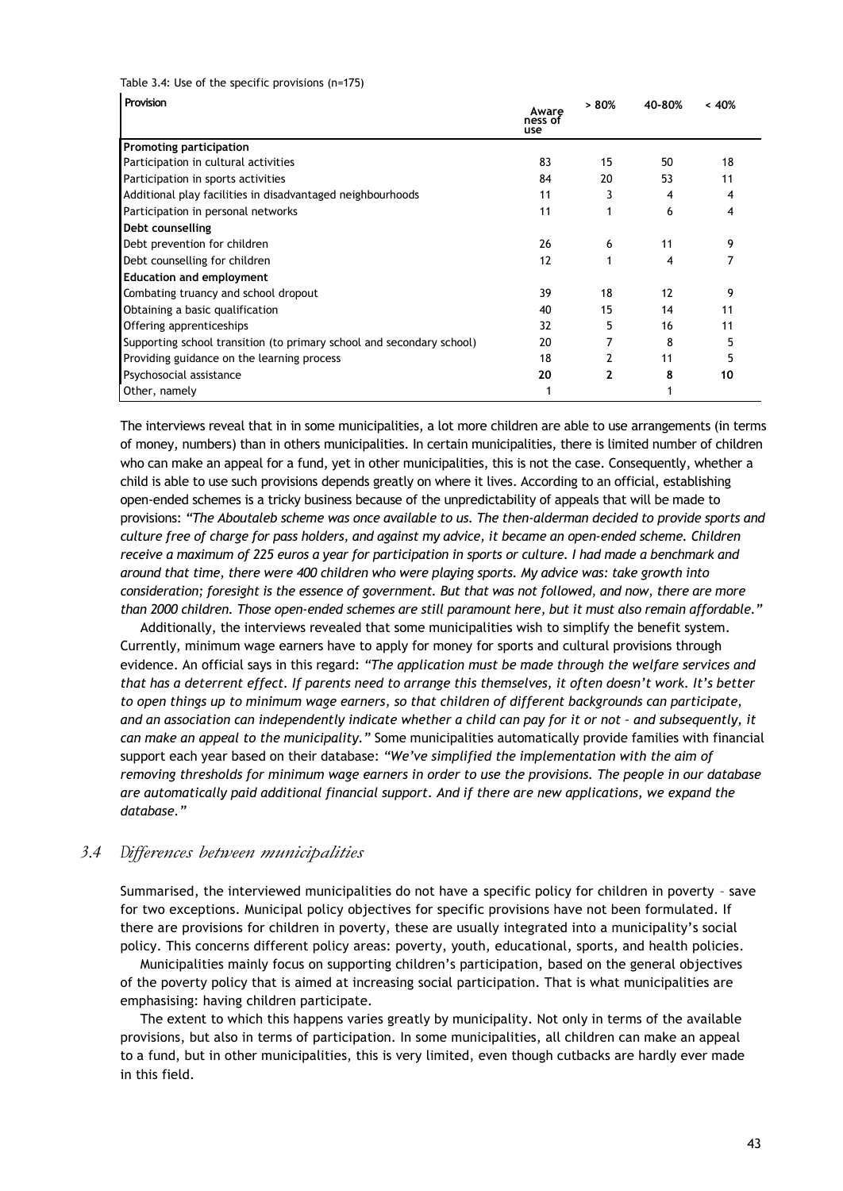Table 3.4: Use of the specific provisions (n=175)

| Provision | Awareness of use | > 80% | 40-80% | < 40% |
|---|---|---|---|---|
| **Promoting participation** | | | | |
| Participation in cultural activities | 83 | 15 | 50 | 18 |
| Participation in sports activities | 84 | 20 | 53 | 11 |
| Additional play facilities in disadvantaged neighbourhoods | 11 | 3 | 4 | 4 |
| Participation in personal networks | 11 | 1 | 6 | 4 |
| **Debt counselling** | | | | |
| Debt prevention for children | 26 | 6 | 11 | 9 |
| Debt counselling for children | 12 | 1 | 4 | 7 |
| **Education and employment** | | | | |
| Combating truancy and school dropout | 39 | 18 | 12 | 9 |
| Obtaining a basic qualification | 40 | 15 | 14 | 11 |
| Offering apprenticeships | 32 | 5 | 16 | 11 |
| Supporting school transition (to primary school and secondary school) | 20 | 7 | 8 | 5 |
| Providing guidance on the learning process | 18 | 2 | 11 | 5 |
| Psychosocial assistance | **20** | **2** | **8** | **10** |
| Other, namely | 1 | | 1 | |

The interviews reveal that in in some municipalities, a lot more children are able to use arrangements (in terms of money, numbers) than in others municipalities. In certain municipalities, there is limited number of children who can make an appeal for a fund, yet in other municipalities, this is not the case. Consequently, whether a child is able to use such provisions depends greatly on where it lives. According to an official, establishing open-ended schemes is a tricky business because of the unpredictability of appeals that will be made to provisions: *"The Aboutaleb scheme was once available to us. The then-alderman decided to provide sports and culture free of charge for pass holders, and against my advice, it became an open-ended scheme. Children receive a maximum of 225 euros a year for participation in sports or culture. I had made a benchmark and around that time, there were 400 children who were playing sports. My advice was: take growth into consideration; foresight is the essence of government. But that was not followed, and now, there are more than 2000 children. Those open-ended schemes are still paramount here, but it must also remain affordable."*

Additionally, the interviews revealed that some municipalities wish to simplify the benefit system. Currently, minimum wage earners have to apply for money for sports and cultural provisions through evidence. An official says in this regard: *"The application must be made through the welfare services and that has a deterrent effect. If parents need to arrange this themselves, it often doesn't work. It's better to open things up to minimum wage earners, so that children of different backgrounds can participate, and an association can independently indicate whether a child can pay for it or not – and subsequently, it can make an appeal to the municipality."* Some municipalities automatically provide families with financial support each year based on their database: *"We've simplified the implementation with the aim of removing thresholds for minimum wage earners in order to use the provisions. The people in our database are automatically paid additional financial support. And if there are new applications, we expand the database."*

## 3.4 *Differences between municipalities*

Summarised, the interviewed municipalities do not have a specific policy for children in poverty – save for two exceptions. Municipal policy objectives for specific provisions have not been formulated. If there are provisions for children in poverty, these are usually integrated into a municipality's social policy. This concerns different policy areas: poverty, youth, educational, sports, and health policies.

Municipalities mainly focus on supporting children's participation, based on the general objectives of the poverty policy that is aimed at increasing social participation. That is what municipalities are emphasising: having children participate.

The extent to which this happens varies greatly by municipality. Not only in terms of the available provisions, but also in terms of participation. In some municipalities, all children can make an appeal to a fund, but in other municipalities, this is very limited, even though cutbacks are hardly ever made in this field.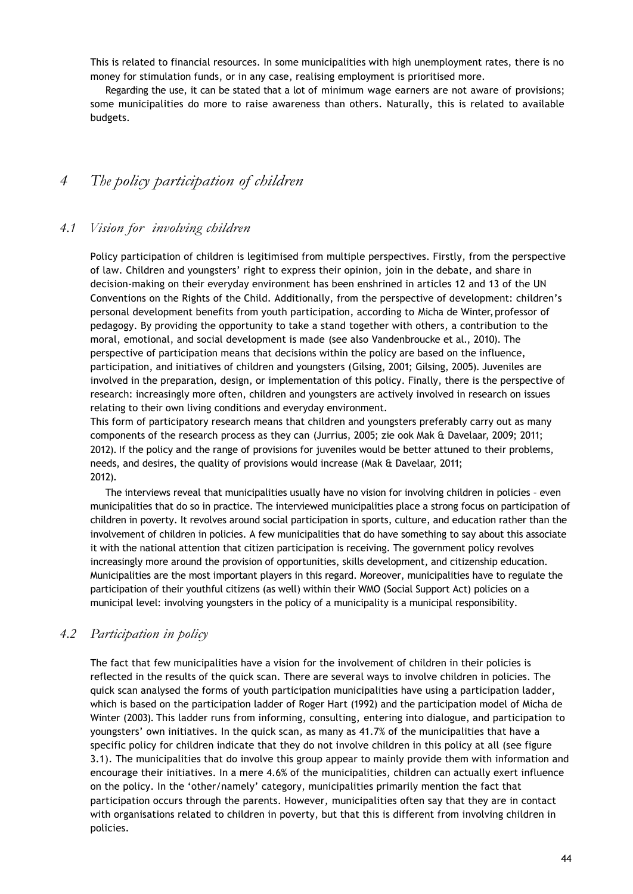This is related to financial resources. In some municipalities with high unemployment rates, there is no money for stimulation funds, or in any case, realising employment is prioritised more.

Regarding the use, it can be stated that a lot of minimum wage earners are not aware of provisions; some municipalities do more to raise awareness than others. Naturally, this is related to available budgets.

# *4 The policy participation of children*

## *4.1 Vision for involving children*

Policy participation of children is legitimised from multiple perspectives. Firstly, from the perspective of law. Children and youngsters' right to express their opinion, join in the debate, and share in decision-making on their everyday environment has been enshrined in articles 12 and 13 of the UN Conventions on the Rights of the Child. Additionally, from the perspective of development: children's personal development benefits from youth participation, according to Micha de Winter, professor of pedagogy. By providing the opportunity to take a stand together with others, a contribution to the moral, emotional, and social development is made (see also Vandenbroucke et al., 2010). The perspective of participation means that decisions within the policy are based on the influence, participation, and initiatives of children and youngsters (Gilsing, 2001; Gilsing, 2005). Juveniles are involved in the preparation, design, or implementation of this policy. Finally, there is the perspective of research: increasingly more often, children and youngsters are actively involved in research on issues relating to their own living conditions and everyday environment.

This form of participatory research means that children and youngsters preferably carry out as many components of the research process as they can (Jurrius, 2005; zie ook Mak & Davelaar, 2009; 2011; 2012). If the policy and the range of provisions for juveniles would be better attuned to their problems, needs, and desires, the quality of provisions would increase (Mak & Davelaar, 2011; 2012).

The interviews reveal that municipalities usually have no vision for involving children in policies – even municipalities that do so in practice. The interviewed municipalities place a strong focus on participation of children in poverty. It revolves around social participation in sports, culture, and education rather than the involvement of children in policies. A few municipalities that do have something to say about this associate it with the national attention that citizen participation is receiving. The government policy revolves increasingly more around the provision of opportunities, skills development, and citizenship education. Municipalities are the most important players in this regard. Moreover, municipalities have to regulate the participation of their youthful citizens (as well) within their WMO (Social Support Act) policies on a municipal level: involving youngsters in the policy of a municipality is a municipal responsibility.

## *4.2 Participation in policy*

The fact that few municipalities have a vision for the involvement of children in their policies is reflected in the results of the quick scan. There are several ways to involve children in policies. The quick scan analysed the forms of youth participation municipalities have using a participation ladder, which is based on the participation ladder of Roger Hart (1992) and the participation model of Micha de Winter (2003). This ladder runs from informing, consulting, entering into dialogue, and participation to youngsters' own initiatives. In the quick scan, as many as 41.7% of the municipalities that have a specific policy for children indicate that they do not involve children in this policy at all (see figure 3.1). The municipalities that do involve this group appear to mainly provide them with information and encourage their initiatives. In a mere 4.6% of the municipalities, children can actually exert influence on the policy. In the 'other/namely' category, municipalities primarily mention the fact that participation occurs through the parents. However, municipalities often say that they are in contact with organisations related to children in poverty, but that this is different from involving children in policies.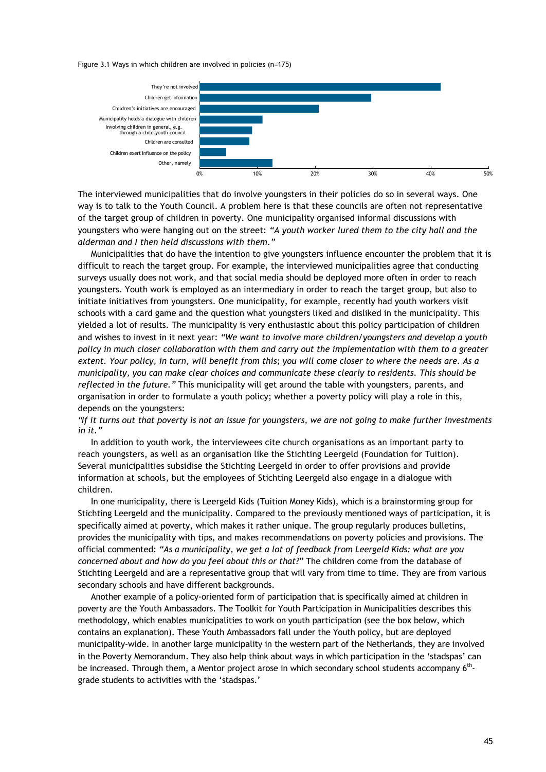Figure 3.1 Ways in which children are involved in policies (n=175)

| Category | Approx. % |
|---|---|
| They're not involved | ~42% |
| Children get information | ~30% |
| Children's initiatives are encouraged | ~21% |
| Municipality holds a dialogue with children | ~11% |
| Involving children in general, e.g. through a child.youth council | ~9% |
| Children are consulted | ~9% |
| Children exert influence on the policy | ~5% |
| Other, namely | ~13% |

The interviewed municipalities that do involve youngsters in their policies do so in several ways. One way is to talk to the Youth Council. A problem here is that these councils are often not representative of the target group of children in poverty. One municipality organised informal discussions with youngsters who were hanging out on the street: *"A youth worker lured them to the city hall and the alderman and I then held discussions with them."*

Municipalities that do have the intention to give youngsters influence encounter the problem that it is difficult to reach the target group. For example, the interviewed municipalities agree that conducting surveys usually does not work, and that social media should be deployed more often in order to reach youngsters. Youth work is employed as an intermediary in order to reach the target group, but also to initiate initiatives from youngsters. One municipality, for example, recently had youth workers visit schools with a card game and the question what youngsters liked and disliked in the municipality. This yielded a lot of results. The municipality is very enthusiastic about this policy participation of children and wishes to invest in it next year: *"We want to involve more children/youngsters and develop a youth policy in much closer collaboration with them and carry out the implementation with them to a greater extent. Your policy, in turn, will benefit from this; you will come closer to where the needs are. As a municipality, you can make clear choices and communicate these clearly to residents. This should be reflected in the future."* This municipality will get around the table with youngsters, parents, and organisation in order to formulate a youth policy; whether a poverty policy will play a role in this, depends on the youngsters:

*"If it turns out that poverty is not an issue for youngsters, we are not going to make further investments in it."*

In addition to youth work, the interviewees cite church organisations as an important party to reach youngsters, as well as an organisation like the Stichting Leergeld (Foundation for Tuition). Several municipalities subsidise the Stichting Leergeld in order to offer provisions and provide information at schools, but the employees of Stichting Leergeld also engage in a dialogue with children.

In one municipality, there is Leergeld Kids (Tuition Money Kids), which is a brainstorming group for Stichting Leergeld and the municipality. Compared to the previously mentioned ways of participation, it is specifically aimed at poverty, which makes it rather unique. The group regularly produces bulletins, provides the municipality with tips, and makes recommendations on poverty policies and provisions. The official commented: *"As a municipality, we get a lot of feedback from Leergeld Kids: what are you concerned about and how do you feel about this or that?"* The children come from the database of Stichting Leergeld and are a representative group that will vary from time to time. They are from various secondary schools and have different backgrounds.

Another example of a policy-oriented form of participation that is specifically aimed at children in poverty are the Youth Ambassadors. The Toolkit for Youth Participation in Municipalities describes this methodology, which enables municipalities to work on youth participation (see the box below, which contains an explanation). These Youth Ambassadors fall under the Youth policy, but are deployed municipality-wide. In another large municipality in the western part of the Netherlands, they are involved in the Poverty Memorandum. They also help think about ways in which participation in the 'stadspas' can be increased. Through them, a Mentor project arose in which secondary school students accompany 6th-grade students to activities with the 'stadspas.'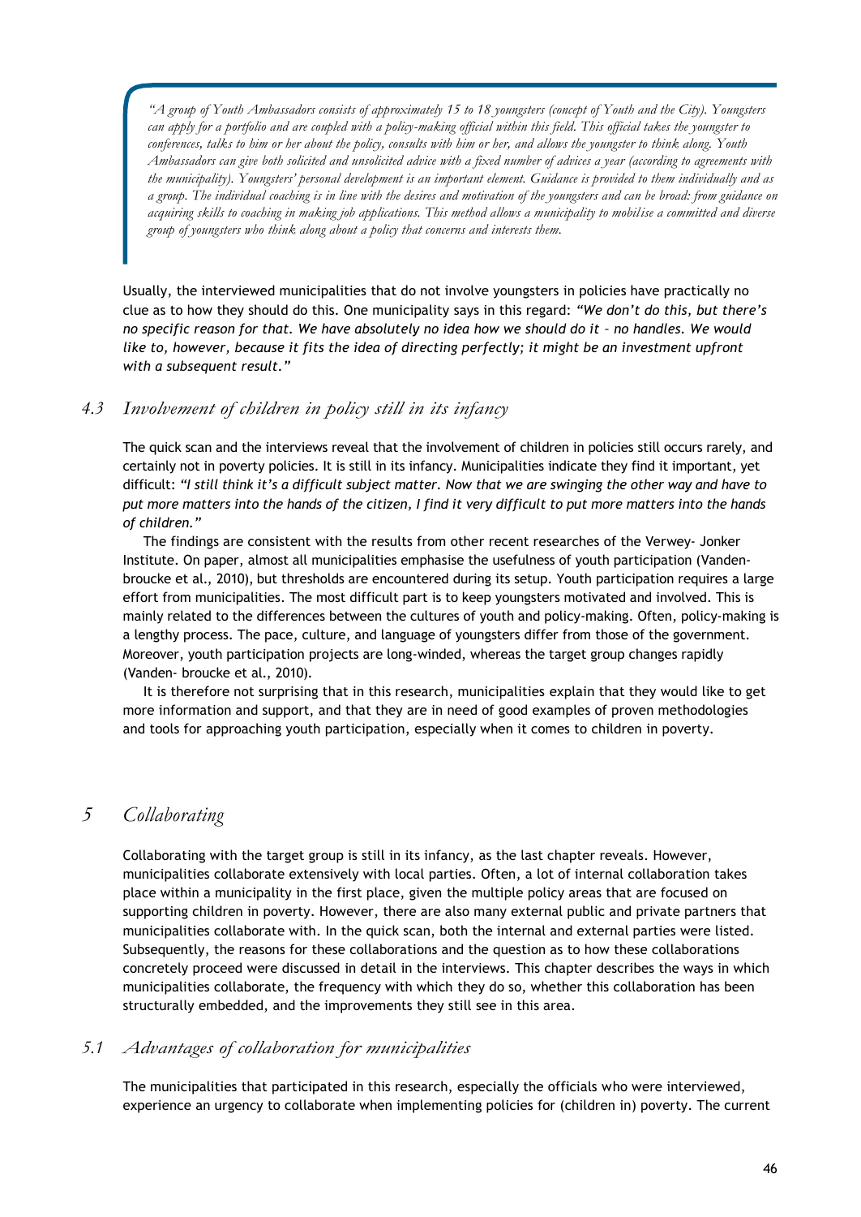> *"A group of Youth Ambassadors consists of approximately 15 to 18 youngsters (concept of Youth and the City). Youngsters can apply for a portfolio and are coupled with a policy-making official within this field. This official takes the youngster to conferences, talks to him or her about the policy, consults with him or her, and allows the youngster to think along. Youth Ambassadors can give both solicited and unsolicited advice with a fixed number of advices a year (according to agreements with the municipality). Youngsters' personal development is an important element. Guidance is provided to them individually and as a group. The individual coaching is in line with the desires and motivation of the youngsters and can be broad: from guidance on acquiring skills to coaching in making job applications. This method allows a municipality to mobilise a committed and diverse group of youngsters who think along about a policy that concerns and interests them.*

Usually, the interviewed municipalities that do not involve youngsters in policies have practically no clue as to how they should do this. One municipality says in this regard: *"We don't do this, but there's no specific reason for that. We have absolutely no idea how we should do it – no handles. We would like to, however, because it fits the idea of directing perfectly; it might be an investment upfront with a subsequent result."*

## 4.3 Involvement of children in policy still in its infancy

The quick scan and the interviews reveal that the involvement of children in policies still occurs rarely, and certainly not in poverty policies. It is still in its infancy. Municipalities indicate they find it important, yet difficult: *"I still think it's a difficult subject matter. Now that we are swinging the other way and have to put more matters into the hands of the citizen, I find it very difficult to put more matters into the hands of children."*

The findings are consistent with the results from other recent researches of the Verwey- Jonker Institute. On paper, almost all municipalities emphasise the usefulness of youth participation (Vanden-broucke et al., 2010), but thresholds are encountered during its setup. Youth participation requires a large effort from municipalities. The most difficult part is to keep youngsters motivated and involved. This is mainly related to the differences between the cultures of youth and policy-making. Often, policy-making is a lengthy process. The pace, culture, and language of youngsters differ from those of the government. Moreover, youth participation projects are long-winded, whereas the target group changes rapidly (Vanden- broucke et al., 2010).

It is therefore not surprising that in this research, municipalities explain that they would like to get more information and support, and that they are in need of good examples of proven methodologies and tools for approaching youth participation, especially when it comes to children in poverty.

# 5 Collaborating

Collaborating with the target group is still in its infancy, as the last chapter reveals. However, municipalities collaborate extensively with local parties. Often, a lot of internal collaboration takes place within a municipality in the first place, given the multiple policy areas that are focused on supporting children in poverty. However, there are also many external public and private partners that municipalities collaborate with. In the quick scan, both the internal and external parties were listed. Subsequently, the reasons for these collaborations and the question as to how these collaborations concretely proceed were discussed in detail in the interviews. This chapter describes the ways in which municipalities collaborate, the frequency with which they do so, whether this collaboration has been structurally embedded, and the improvements they still see in this area.

## 5.1 Advantages of collaboration for municipalities

The municipalities that participated in this research, especially the officials who were interviewed, experience an urgency to collaborate when implementing policies for (children in) poverty. The current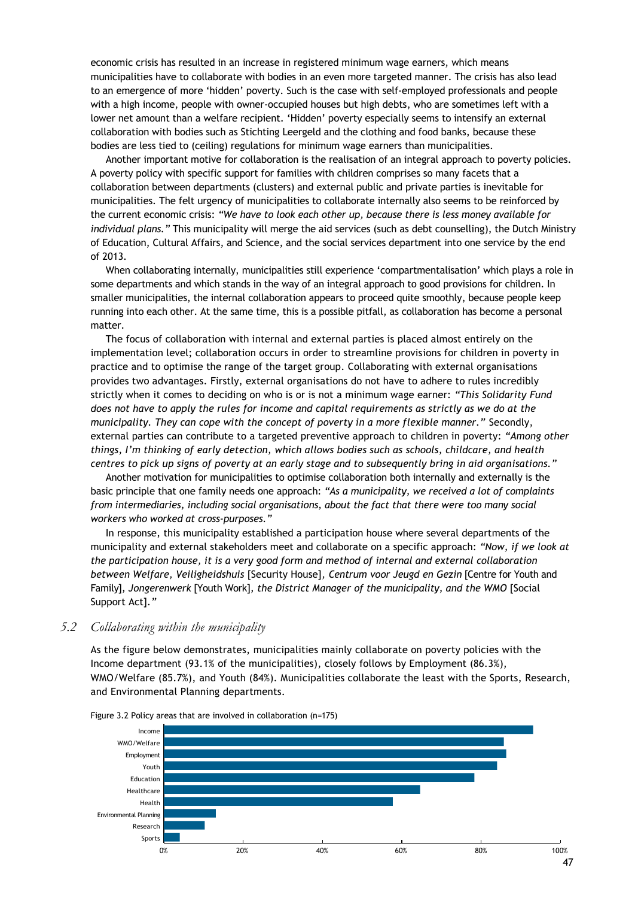economic crisis has resulted in an increase in registered minimum wage earners, which means municipalities have to collaborate with bodies in an even more targeted manner. The crisis has also lead to an emergence of more 'hidden' poverty. Such is the case with self-employed professionals and people with a high income, people with owner-occupied houses but high debts, who are sometimes left with a lower net amount than a welfare recipient. 'Hidden' poverty especially seems to intensify an external collaboration with bodies such as Stichting Leergeld and the clothing and food banks, because these bodies are less tied to (ceiling) regulations for minimum wage earners than municipalities.

Another important motive for collaboration is the realisation of an integral approach to poverty policies. A poverty policy with specific support for families with children comprises so many facets that a collaboration between departments (clusters) and external public and private parties is inevitable for municipalities. The felt urgency of municipalities to collaborate internally also seems to be reinforced by the current economic crisis: *"We have to look each other up, because there is less money available for individual plans."* This municipality will merge the aid services (such as debt counselling), the Dutch Ministry of Education, Cultural Affairs, and Science, and the social services department into one service by the end of 2013.

When collaborating internally, municipalities still experience 'compartmentalisation' which plays a role in some departments and which stands in the way of an integral approach to good provisions for children. In smaller municipalities, the internal collaboration appears to proceed quite smoothly, because people keep running into each other. At the same time, this is a possible pitfall, as collaboration has become a personal matter.

The focus of collaboration with internal and external parties is placed almost entirely on the implementation level; collaboration occurs in order to streamline provisions for children in poverty in practice and to optimise the range of the target group. Collaborating with external organisations provides two advantages. Firstly, external organisations do not have to adhere to rules incredibly strictly when it comes to deciding on who is or is not a minimum wage earner: *"This Solidarity Fund does not have to apply the rules for income and capital requirements as strictly as we do at the municipality. They can cope with the concept of poverty in a more flexible manner."* Secondly, external parties can contribute to a targeted preventive approach to children in poverty: *"Among other things, I'm thinking of early detection, which allows bodies such as schools, childcare, and health centres to pick up signs of poverty at an early stage and to subsequently bring in aid organisations."*

Another motivation for municipalities to optimise collaboration both internally and externally is the basic principle that one family needs one approach: *"As a municipality, we received a lot of complaints from intermediaries, including social organisations, about the fact that there were too many social workers who worked at cross-purposes."*

In response, this municipality established a participation house where several departments of the municipality and external stakeholders meet and collaborate on a specific approach: *"Now, if we look at the participation house, it is a very good form and method of internal and external collaboration between Welfare, Veiligheidshuis* [Security House]*, Centrum voor Jeugd en Gezin* [Centre for Youth and Family]*, Jongerenwerk* [Youth Work]*, the District Manager of the municipality, and the WMO* [Social Support Act]*."*

## 5.2 Collaborating within the municipality

As the figure below demonstrates, municipalities mainly collaborate on poverty policies with the Income department (93.1% of the municipalities), closely follows by Employment (86.3%), WMO/Welfare (85.7%), and Youth (84%). Municipalities collaborate the least with the Sports, Research, and Environmental Planning departments.

Figure 3.2 Policy areas that are involved in collaboration (n=175)

| Policy area | Share of municipalities |
|---|---|
| Income | 93.1% |
| WMO/Welfare | 85.7% |
| Employment | 86.3% |
| Youth | 84% |
| Education | ~78% |
| Healthcare | ~65% |
| Health | ~58% |
| Environmental Planning | ~13% |
| Research | ~10% |
| Sports | ~4% |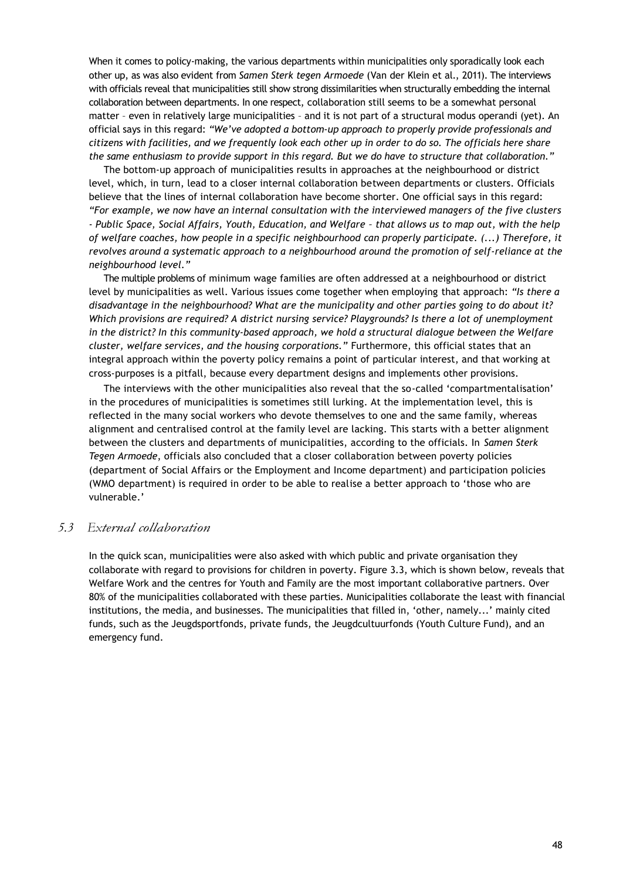When it comes to policy-making, the various departments within municipalities only sporadically look each other up, as was also evident from *Samen Sterk tegen Armoede* (Van der Klein et al., 2011). The interviews with officials reveal that municipalities still show strong dissimilarities when structurally embedding the internal collaboration between departments. In one respect, collaboration still seems to be a somewhat personal matter – even in relatively large municipalities – and it is not part of a structural modus operandi (yet). An official says in this regard: *"We've adopted a bottom-up approach to properly provide professionals and citizens with facilities, and we frequently look each other up in order to do so. The officials here share the same enthusiasm to provide support in this regard. But we do have to structure that collaboration."*

The bottom-up approach of municipalities results in approaches at the neighbourhood or district level, which, in turn, lead to a closer internal collaboration between departments or clusters. Officials believe that the lines of internal collaboration have become shorter. One official says in this regard: *"For example, we now have an internal consultation with the interviewed managers of the five clusters - Public Space, Social Affairs, Youth, Education, and Welfare – that allows us to map out, with the help of welfare coaches, how people in a specific neighbourhood can properly participate. (...) Therefore, it revolves around a systematic approach to a neighbourhood around the promotion of self-reliance at the neighbourhood level."*

The multiple problems of minimum wage families are often addressed at a neighbourhood or district level by municipalities as well. Various issues come together when employing that approach: *"Is there a disadvantage in the neighbourhood? What are the municipality and other parties going to do about it? Which provisions are required? A district nursing service? Playgrounds? Is there a lot of unemployment in the district? In this community-based approach, we hold a structural dialogue between the Welfare cluster, welfare services, and the housing corporations."* Furthermore, this official states that an integral approach within the poverty policy remains a point of particular interest, and that working at cross-purposes is a pitfall, because every department designs and implements other provisions.

The interviews with the other municipalities also reveal that the so-called 'compartmentalisation' in the procedures of municipalities is sometimes still lurking. At the implementation level, this is reflected in the many social workers who devote themselves to one and the same family, whereas alignment and centralised control at the family level are lacking. This starts with a better alignment between the clusters and departments of municipalities, according to the officials. In *Samen Sterk Tegen Armoede*, officials also concluded that a closer collaboration between poverty policies (department of Social Affairs or the Employment and Income department) and participation policies (WMO department) is required in order to be able to realise a better approach to 'those who are vulnerable.'

## 5.3 External collaboration

In the quick scan, municipalities were also asked with which public and private organisation they collaborate with regard to provisions for children in poverty. Figure 3.3, which is shown below, reveals that Welfare Work and the centres for Youth and Family are the most important collaborative partners. Over 80% of the municipalities collaborated with these parties. Municipalities collaborate the least with financial institutions, the media, and businesses. The municipalities that filled in, 'other, namely...' mainly cited funds, such as the Jeugdsportfonds, private funds, the Jeugdcultuurfonds (Youth Culture Fund), and an emergency fund.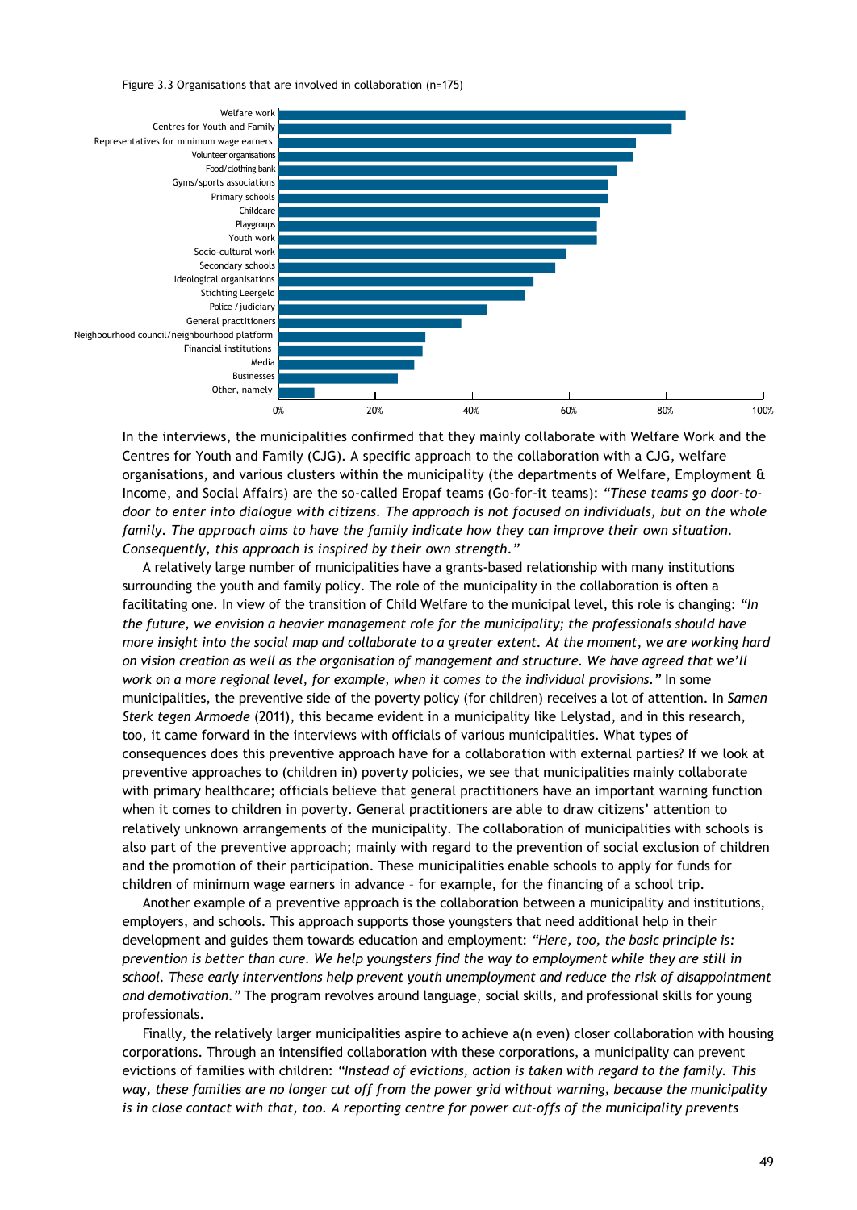Figure 3.3 Organisations that are involved in collaboration (n=175)

| Organisation | Approx. % |
|---|---|
| Welfare work | 84% |
| Centres for Youth and Family | 81% |
| Representatives for minimum wage earners | 74% |
| Volunteer organisations | 73% |
| Food/clothing bank | 70% |
| Gyms/sports associations | 68% |
| Primary schools | 68% |
| Childcare | 66% |
| Playgroups | 66% |
| Youth work | 66% |
| Socio-cultural work | 59% |
| Secondary schools | 57% |
| Ideological organisations | 53% |
| Stichting Leergeld | 51% |
| Police / judiciary | 43% |
| General practitioners | 38% |
| Neighbourhood council/neighbourhood platform | 30% |
| Financial institutions | 30% |
| Media | 28% |
| Businesses | 25% |
| Other, namely | 7% |

In the interviews, the municipalities confirmed that they mainly collaborate with Welfare Work and the Centres for Youth and Family (CJG). A specific approach to the collaboration with a CJG, welfare organisations, and various clusters within the municipality (the departments of Welfare, Employment & Income, and Social Affairs) are the so-called Eropaf teams (Go-for-it teams): *"These teams go door-to-door to enter into dialogue with citizens. The approach is not focused on individuals, but on the whole family. The approach aims to have the family indicate how they can improve their own situation. Consequently, this approach is inspired by their own strength."*

A relatively large number of municipalities have a grants-based relationship with many institutions surrounding the youth and family policy. The role of the municipality in the collaboration is often a facilitating one. In view of the transition of Child Welfare to the municipal level, this role is changing: *"In the future, we envision a heavier management role for the municipality; the professionals should have more insight into the social map and collaborate to a greater extent. At the moment, we are working hard on vision creation as well as the organisation of management and structure. We have agreed that we'll work on a more regional level, for example, when it comes to the individual provisions."* In some municipalities, the preventive side of the poverty policy (for children) receives a lot of attention. In *Samen Sterk tegen Armoede* (2011), this became evident in a municipality like Lelystad, and in this research, too, it came forward in the interviews with officials of various municipalities. What types of consequences does this preventive approach have for a collaboration with external parties? If we look at preventive approaches to (children in) poverty policies, we see that municipalities mainly collaborate with primary healthcare; officials believe that general practitioners have an important warning function when it comes to children in poverty. General practitioners are able to draw citizens' attention to relatively unknown arrangements of the municipality. The collaboration of municipalities with schools is also part of the preventive approach; mainly with regard to the prevention of social exclusion of children and the promotion of their participation. These municipalities enable schools to apply for funds for children of minimum wage earners in advance – for example, for the financing of a school trip.

Another example of a preventive approach is the collaboration between a municipality and institutions, employers, and schools. This approach supports those youngsters that need additional help in their development and guides them towards education and employment: *"Here, too, the basic principle is: prevention is better than cure. We help youngsters find the way to employment while they are still in school. These early interventions help prevent youth unemployment and reduce the risk of disappointment and demotivation."* The program revolves around language, social skills, and professional skills for young professionals.

Finally, the relatively larger municipalities aspire to achieve a(n even) closer collaboration with housing corporations. Through an intensified collaboration with these corporations, a municipality can prevent evictions of families with children: *"Instead of evictions, action is taken with regard to the family. This way, these families are no longer cut off from the power grid without warning, because the municipality is in close contact with that, too. A reporting centre for power cut-offs of the municipality prevents*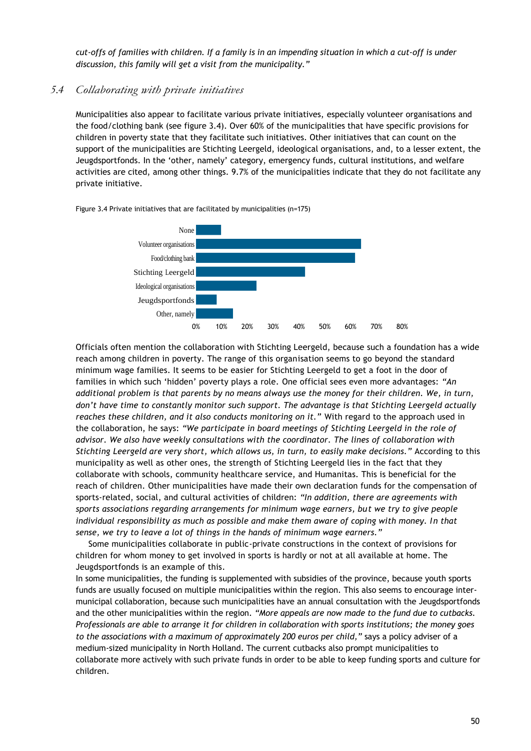*cut-offs of families with children. If a family is in an impending situation in which a cut-off is under discussion, this family will get a visit from the municipality."*

## 5.4 *Collaborating with private initiatives*

Municipalities also appear to facilitate various private initiatives, especially volunteer organisations and the food/clothing bank (see figure 3.4). Over 60% of the municipalities that have specific provisions for children in poverty state that they facilitate such initiatives. Other initiatives that can count on the support of the municipalities are Stichting Leergeld, ideological organisations, and, to a lesser extent, the Jeugdsportfonds. In the 'other, namely' category, emergency funds, cultural institutions, and welfare activities are cited, among other things. 9.7% of the municipalities indicate that they do not facilitate any private initiative.

Figure 3.4 Private initiatives that are facilitated by municipalities (n=175)

Officials often mention the collaboration with Stichting Leergeld, because such a foundation has a wide reach among children in poverty. The range of this organisation seems to go beyond the standard minimum wage families. It seems to be easier for Stichting Leergeld to get a foot in the door of families in which such 'hidden' poverty plays a role. One official sees even more advantages: *"An additional problem is that parents by no means always use the money for their children. We, in turn, don't have time to constantly monitor such support. The advantage is that Stichting Leergeld actually reaches these children, and it also conducts monitoring on it."* With regard to the approach used in the collaboration, he says: *"We participate in board meetings of Stichting Leergeld in the role of advisor. We also have weekly consultations with the coordinator. The lines of collaboration with Stichting Leergeld are very short, which allows us, in turn, to easily make decisions."* According to this municipality as well as other ones, the strength of Stichting Leergeld lies in the fact that they collaborate with schools, community healthcare service, and Humanitas. This is beneficial for the reach of children. Other municipalities have made their own declaration funds for the compensation of sports-related, social, and cultural activities of children: *"In addition, there are agreements with sports associations regarding arrangements for minimum wage earners, but we try to give people individual responsibility as much as possible and make them aware of coping with money. In that sense, we try to leave a lot of things in the hands of minimum wage earners."*

Some municipalities collaborate in public-private constructions in the context of provisions for children for whom money to get involved in sports is hardly or not at all available at home. The Jeugdsportfonds is an example of this.

In some municipalities, the funding is supplemented with subsidies of the province, because youth sports funds are usually focused on multiple municipalities within the region. This also seems to encourage inter-municipal collaboration, because such municipalities have an annual consultation with the Jeugdsportfonds and the other municipalities within the region. *"More appeals are now made to the fund due to cutbacks. Professionals are able to arrange it for children in collaboration with sports institutions; the money goes to the associations with a maximum of approximately 200 euros per child,"* says a policy adviser of a medium-sized municipality in North Holland. The current cutbacks also prompt municipalities to collaborate more actively with such private funds in order to be able to keep funding sports and culture for children.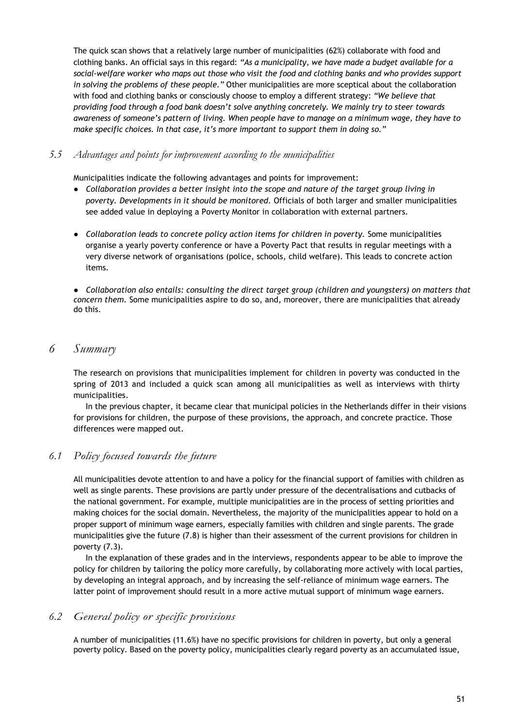The quick scan shows that a relatively large number of municipalities (62%) collaborate with food and clothing banks. An official says in this regard: *"As a municipality, we have made a budget available for a social-welfare worker who maps out those who visit the food and clothing banks and who provides support in solving the problems of these people."* Other municipalities are more sceptical about the collaboration with food and clothing banks or consciously choose to employ a different strategy: *"We believe that providing food through a food bank doesn't solve anything concretely. We mainly try to steer towards awareness of someone's pattern of living. When people have to manage on a minimum wage, they have to make specific choices. In that case, it's more important to support them in doing so."*

### *5.5 Advantages and points for improvement according to the municipalities*

Municipalities indicate the following advantages and points for improvement:

- *Collaboration provides a better insight into the scope and nature of the target group living in poverty. Developments in it should be monitored.* Officials of both larger and smaller municipalities see added value in deploying a Poverty Monitor in collaboration with external partners.

- *Collaboration leads to concrete policy action items for children in poverty.* Some municipalities organise a yearly poverty conference or have a Poverty Pact that results in regular meetings with a very diverse network of organisations (police, schools, child welfare). This leads to concrete action items.

- *Collaboration also entails: consulting the direct target group (children and youngsters) on matters that concern them.* Some municipalities aspire to do so, and, moreover, there are municipalities that already do this.

## *6 Summary*

The research on provisions that municipalities implement for children in poverty was conducted in the spring of 2013 and included a quick scan among all municipalities as well as interviews with thirty municipalities.

In the previous chapter, it became clear that municipal policies in the Netherlands differ in their visions for provisions for children, the purpose of these provisions, the approach, and concrete practice. Those differences were mapped out.

### *6.1 Policy focused towards the future*

All municipalities devote attention to and have a policy for the financial support of families with children as well as single parents. These provisions are partly under pressure of the decentralisations and cutbacks of the national government. For example, multiple municipalities are in the process of setting priorities and making choices for the social domain. Nevertheless, the majority of the municipalities appear to hold on a proper support of minimum wage earners, especially families with children and single parents. The grade municipalities give the future (7.8) is higher than their assessment of the current provisions for children in poverty (7.3).

In the explanation of these grades and in the interviews, respondents appear to be able to improve the policy for children by tailoring the policy more carefully, by collaborating more actively with local parties, by developing an integral approach, and by increasing the self-reliance of minimum wage earners. The latter point of improvement should result in a more active mutual support of minimum wage earners.

### *6.2 General policy or specific provisions*

A number of municipalities (11.6%) have no specific provisions for children in poverty, but only a general poverty policy. Based on the poverty policy, municipalities clearly regard poverty as an accumulated issue,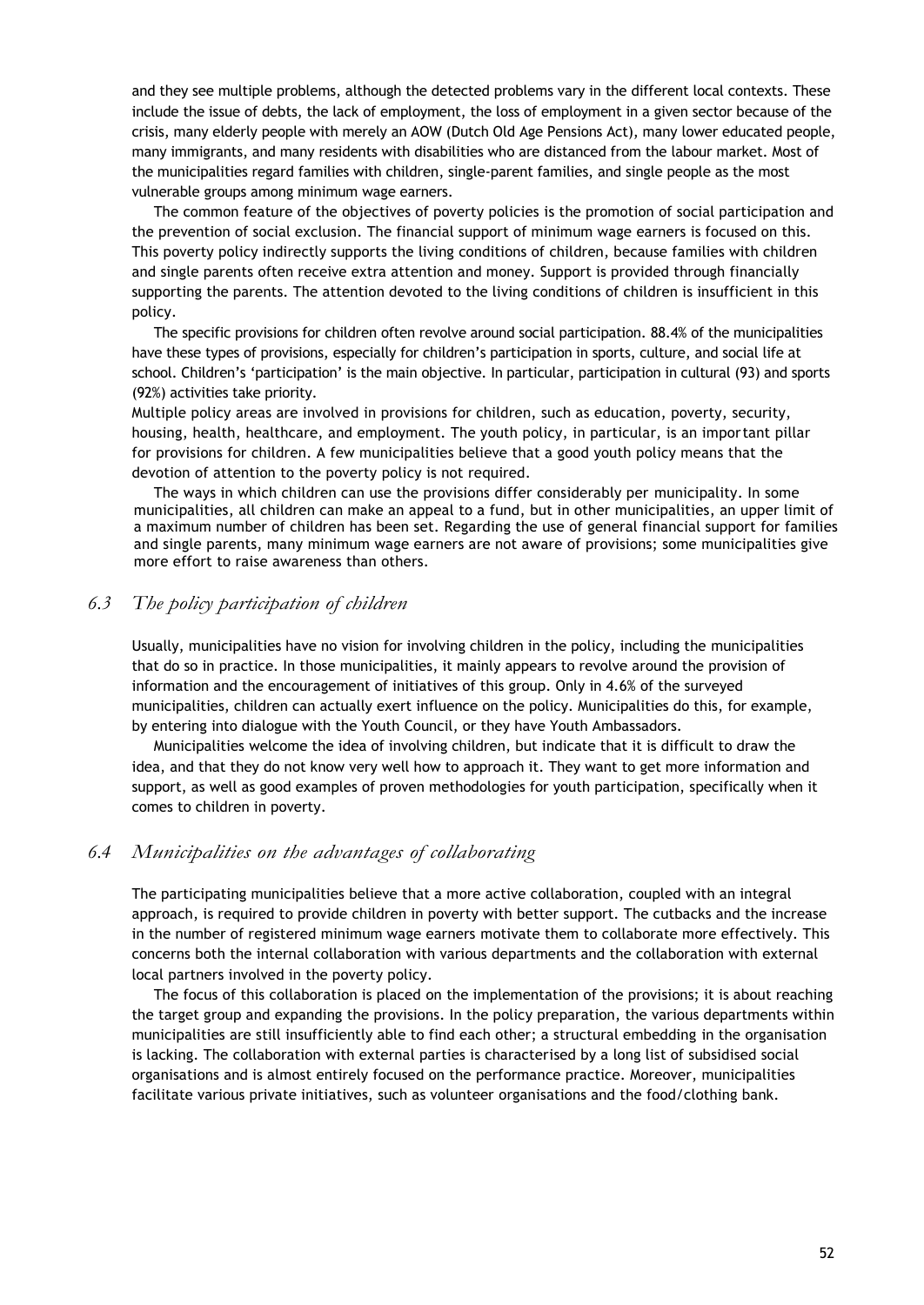and they see multiple problems, although the detected problems vary in the different local contexts. These include the issue of debts, the lack of employment, the loss of employment in a given sector because of the crisis, many elderly people with merely an AOW (Dutch Old Age Pensions Act), many lower educated people, many immigrants, and many residents with disabilities who are distanced from the labour market. Most of the municipalities regard families with children, single-parent families, and single people as the most vulnerable groups among minimum wage earners.

The common feature of the objectives of poverty policies is the promotion of social participation and the prevention of social exclusion. The financial support of minimum wage earners is focused on this. This poverty policy indirectly supports the living conditions of children, because families with children and single parents often receive extra attention and money. Support is provided through financially supporting the parents. The attention devoted to the living conditions of children is insufficient in this policy.

The specific provisions for children often revolve around social participation. 88.4% of the municipalities have these types of provisions, especially for children's participation in sports, culture, and social life at school. Children's 'participation' is the main objective. In particular, participation in cultural (93) and sports (92%) activities take priority.

Multiple policy areas are involved in provisions for children, such as education, poverty, security, housing, health, healthcare, and employment. The youth policy, in particular, is an important pillar for provisions for children. A few municipalities believe that a good youth policy means that the devotion of attention to the poverty policy is not required.

The ways in which children can use the provisions differ considerably per municipality. In some municipalities, all children can make an appeal to a fund, but in other municipalities, an upper limit of a maximum number of children has been set. Regarding the use of general financial support for families and single parents, many minimum wage earners are not aware of provisions; some municipalities give more effort to raise awareness than others.

## *6.3 The policy participation of children*

Usually, municipalities have no vision for involving children in the policy, including the municipalities that do so in practice. In those municipalities, it mainly appears to revolve around the provision of information and the encouragement of initiatives of this group. Only in 4.6% of the surveyed municipalities, children can actually exert influence on the policy. Municipalities do this, for example, by entering into dialogue with the Youth Council, or they have Youth Ambassadors.

Municipalities welcome the idea of involving children, but indicate that it is difficult to draw the idea, and that they do not know very well how to approach it. They want to get more information and support, as well as good examples of proven methodologies for youth participation, specifically when it comes to children in poverty.

## *6.4 Municipalities on the advantages of collaborating*

The participating municipalities believe that a more active collaboration, coupled with an integral approach, is required to provide children in poverty with better support. The cutbacks and the increase in the number of registered minimum wage earners motivate them to collaborate more effectively. This concerns both the internal collaboration with various departments and the collaboration with external local partners involved in the poverty policy.

The focus of this collaboration is placed on the implementation of the provisions; it is about reaching the target group and expanding the provisions. In the policy preparation, the various departments within municipalities are still insufficiently able to find each other; a structural embedding in the organisation is lacking. The collaboration with external parties is characterised by a long list of subsidised social organisations and is almost entirely focused on the performance practice. Moreover, municipalities facilitate various private initiatives, such as volunteer organisations and the food/clothing bank.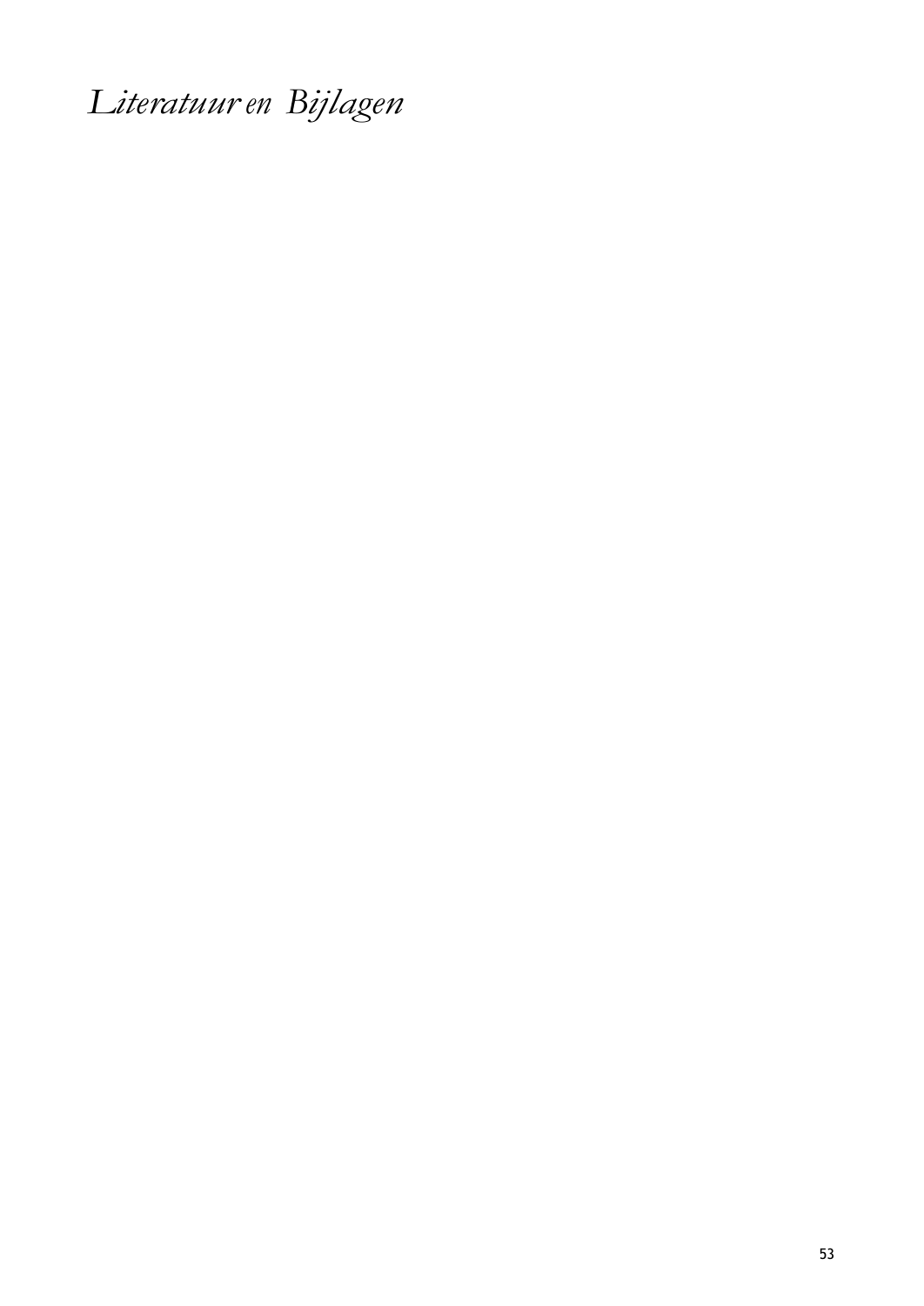# *Literatuur en Bijlagen*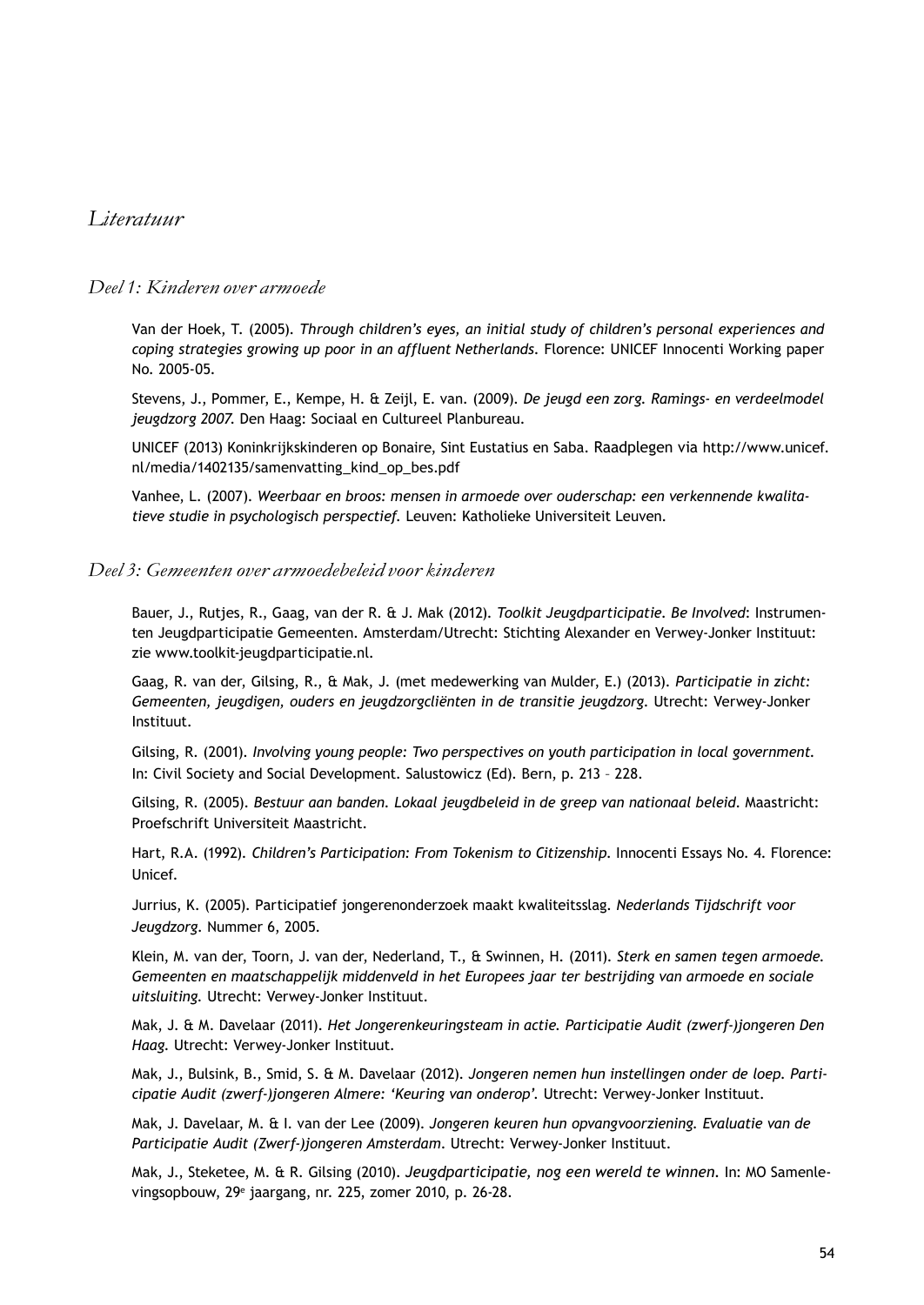# *Literatuur*

## *Deel 1: Kinderen over armoede*

Van der Hoek, T. (2005). *Through children's eyes, an initial study of children's personal experiences and coping strategies growing up poor in an affluent Netherlands.* Florence: UNICEF Innocenti Working paper No. 2005-05.

Stevens, J., Pommer, E., Kempe, H. & Zeijl, E. van. (2009). *De jeugd een zorg. Ramings- en verdeelmodel jeugdzorg 2007.* Den Haag: Sociaal en Cultureel Planbureau.

UNICEF (2013) Koninkrijkskinderen op Bonaire, Sint Eustatius en Saba. Raadplegen via http://www.unicef.nl/media/1402135/samenvatting_kind_op_bes.pdf

Vanhee, L. (2007). *Weerbaar en broos: mensen in armoede over ouderschap: een verkennende kwalitatieve studie in psychologisch perspectief.* Leuven: Katholieke Universiteit Leuven.

## *Deel 3: Gemeenten over armoedebeleid voor kinderen*

Bauer, J., Rutjes, R., Gaag, van der R. & J. Mak (2012). *Toolkit Jeugdparticipatie. Be Involved*: Instrumenten Jeugdparticipatie Gemeenten. Amsterdam/Utrecht: Stichting Alexander en Verwey-Jonker Instituut: zie www.toolkit-jeugdparticipatie.nl.

Gaag, R. van der, Gilsing, R., & Mak, J. (met medewerking van Mulder, E.) (2013). *Participatie in zicht: Gemeenten, jeugdigen, ouders en jeugdzorgcliënten in de transitie jeugdzorg.* Utrecht: Verwey-Jonker Instituut.

Gilsing, R. (2001). *Involving young people: Two perspectives on youth participation in local government.* In: Civil Society and Social Development. Salustowicz (Ed). Bern, p. 213 – 228.

Gilsing, R. (2005). *Bestuur aan banden. Lokaal jeugdbeleid in de greep van nationaal beleid.* Maastricht: Proefschrift Universiteit Maastricht.

Hart, R.A. (1992). *Children's Participation: From Tokenism to Citizenship.* Innocenti Essays No. 4. Florence: Unicef.

Jurrius, K. (2005). Participatief jongerenonderzoek maakt kwaliteitsslag. *Nederlands Tijdschrift voor Jeugdzorg.* Nummer 6, 2005.

Klein, M. van der, Toorn, J. van der, Nederland, T., & Swinnen, H. (2011). *Sterk en samen tegen armoede. Gemeenten en maatschappelijk middenveld in het Europees jaar ter bestrijding van armoede en sociale uitsluiting.* Utrecht: Verwey-Jonker Instituut.

Mak, J. & M. Davelaar (2011). *Het Jongerenkeuringsteam in actie. Participatie Audit (zwerf-)jongeren Den Haag.* Utrecht: Verwey-Jonker Instituut.

Mak, J., Bulsink, B., Smid, S. & M. Davelaar (2012). *Jongeren nemen hun instellingen onder de loep. Participatie Audit (zwerf-)jongeren Almere: 'Keuring van onderop'.* Utrecht: Verwey-Jonker Instituut.

Mak, J. Davelaar, M. & I. van der Lee (2009). *Jongeren keuren hun opvangvoorziening. Evaluatie van de Participatie Audit (Zwerf-)jongeren Amsterdam.* Utrecht: Verwey-Jonker Instituut.

Mak, J., Steketee, M. & R. Gilsing (2010). *Jeugdparticipatie, nog een wereld te winnen.* In: MO Samenlevingsopbouw, 29e jaargang, nr. 225, zomer 2010, p. 26-28.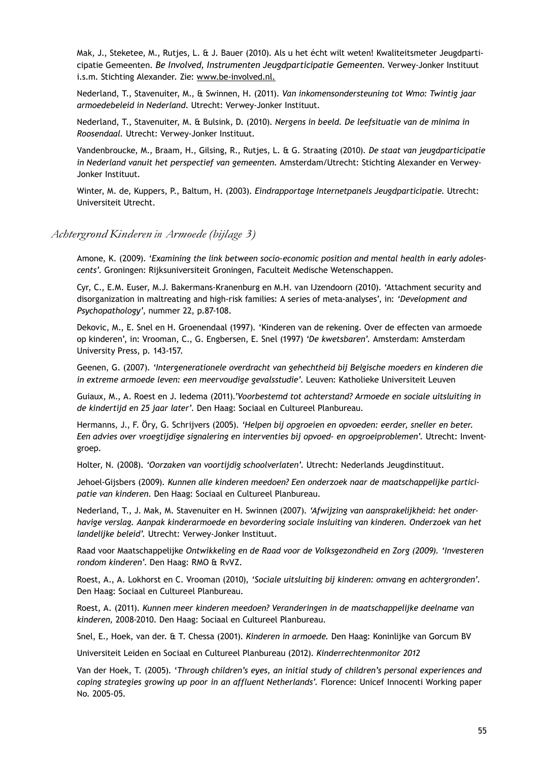Mak, J., Steketee, M., Rutjes, L. & J. Bauer (2010). Als u het écht wilt weten! Kwaliteitsmeter Jeugdparticipatie Gemeenten. *Be Involved, Instrumenten Jeugdparticipatie Gemeenten*. Verwey-Jonker Instituut i.s.m. Stichting Alexander. Zie: www.be-involved.nl.

Nederland, T., Stavenuiter, M., & Swinnen, H. (2011). *Van inkomensondersteuning tot Wmo: Twintig jaar armoedebeleid in Nederland*. Utrecht: Verwey-Jonker Instituut.

Nederland, T., Stavenuiter, M. & Bulsink, D. (2010). *Nergens in beeld. De leefsituatie van de minima in Roosendaal*. Utrecht: Verwey-Jonker Instituut.

Vandenbroucke, M., Braam, H., Gilsing, R., Rutjes, L. & G. Straating (2010). *De staat van jeugdparticipatie in Nederland vanuit het perspectief van gemeenten*. Amsterdam/Utrecht: Stichting Alexander en Verwey-Jonker Instituut.

Winter, M. de, Kuppers, P., Baltum, H. (2003). *Eindrapportage Internetpanels Jeugdparticipatie*. Utrecht: Universiteit Utrecht.

## *Achtergrond Kinderen in Armoede (bijlage 3)*

Amone, K. (2009). *'Examining the link between socio-economic position and mental health in early adolescents'*. Groningen: Rijksuniversiteit Groningen, Faculteit Medische Wetenschappen.

Cyr, C., E.M. Euser, M.J. Bakermans-Kranenburg en M.H. van IJzendoorn (2010). 'Attachment security and disorganization in maltreating and high-risk families: A series of meta-analyses', in: *'Development and Psychopathology'*, nummer 22, p.87-108.

Dekovic, M., E. Snel en H. Groenendaal (1997). 'Kinderen van de rekening. Over de effecten van armoede op kinderen', in: Vrooman, C., G. Engbersen, E. Snel (1997) *'De kwetsbaren'*. Amsterdam: Amsterdam University Press, p. 143-157.

Geenen, G. (2007). *'Intergenerationele overdracht van gehechtheid bij Belgische moeders en kinderen die in extreme armoede leven: een meervoudige gevalsstudie'*. Leuven: Katholieke Universiteit Leuven

Guiaux, M., A. Roest en J. Iedema (2011).*'Voorbestemd tot achterstand? Armoede en sociale uitsluiting in de kindertijd en 25 jaar later'*. Den Haag: Sociaal en Cultureel Planbureau.

Hermanns, J., F. Öry, G. Schrijvers (2005). *'Helpen bij opgroeien en opvoeden: eerder, sneller en beter. Een advies over vroegtijdige signalering en interventies bij opvoed- en opgroeiproblemen'*. Utrecht: Invent-groep.

Holter, N. (2008). *'Oorzaken van voortijdig schoolverlaten'*. Utrecht: Nederlands Jeugdinstituut.

Jehoel-Gijsbers (2009). *Kunnen alle kinderen meedoen? Een onderzoek naar de maatschappelijke participatie van kinderen*. Den Haag: Sociaal en Cultureel Planbureau.

Nederland, T., J. Mak, M. Stavenuiter en H. Swinnen (2007). *'Afwijzing van aansprakelijkheid: het onderhavige verslag. Aanpak kinderarmoede en bevordering sociale insluiting van kinderen. Onderzoek van het landelijke beleid'*. Utrecht: Verwey-Jonker Instituut.

Raad voor Maatschappelijke *Ontwikkeling en de Raad voor de Volksgezondheid en Zorg (2009). 'Investeren rondom kinderen'*. Den Haag: RMO & RvVZ.

Roest, A., A. Lokhorst en C. Vrooman (2010), *'Sociale uitsluiting bij kinderen: omvang en achtergronden'*. Den Haag: Sociaal en Cultureel Planbureau.

Roest, A. (2011). *Kunnen meer kinderen meedoen? Veranderingen in de maatschappelijke deelname van kinderen,* 2008-2010. Den Haag: Sociaal en Cultureel Planbureau.

Snel, E., Hoek, van der. & T. Chessa (2001). *Kinderen in armoede.* Den Haag: Koninlijke van Gorcum BV

Universiteit Leiden en Sociaal en Cultureel Planbureau (2012). *Kinderrechtenmonitor 2012*

Van der Hoek, T. (2005). '*Through children's eyes, an initial study of children's personal experiences and coping strategies growing up poor in an affluent Netherlands'*. Florence: Unicef Innocenti Working paper No. 2005-05.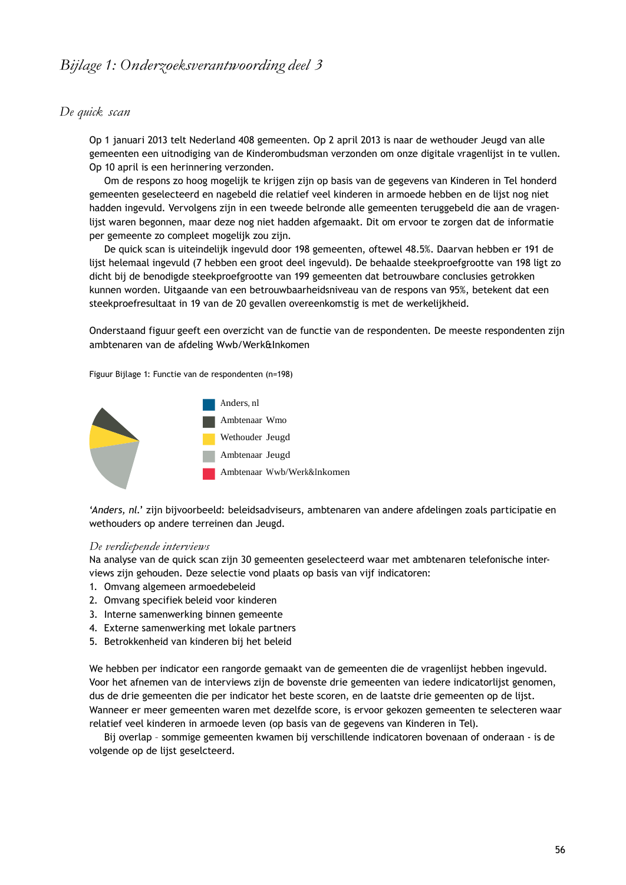# *Bijlage 1: Onderzoeksverantwoording deel 3*

## *De quick scan*

Op 1 januari 2013 telt Nederland 408 gemeenten. Op 2 april 2013 is naar de wethouder Jeugd van alle gemeenten een uitnodiging van de Kinderombudsman verzonden om onze digitale vragenlijst in te vullen. Op 10 april is een herinnering verzonden.

Om de respons zo hoog mogelijk te krijgen zijn op basis van de gegevens van Kinderen in Tel honderd gemeenten geselecteerd en nagebeld die relatief veel kinderen in armoede hebben en de lijst nog niet hadden ingevuld. Vervolgens zijn in een tweede belronde alle gemeenten teruggebeld die aan de vragenlijst waren begonnen, maar deze nog niet hadden afgemaakt. Dit om ervoor te zorgen dat de informatie per gemeente zo compleet mogelijk zou zijn.

De quick scan is uiteindelijk ingevuld door 198 gemeenten, oftewel 48.5%. Daarvan hebben er 191 de lijst helemaal ingevuld (7 hebben een groot deel ingevuld). De behaalde steekproefgrootte van 198 ligt zo dicht bij de benodigde steekproefgrootte van 199 gemeenten dat betrouwbare conclusies getrokken kunnen worden. Uitgaande van een betrouwbaarheidsniveau van de respons van 95%, betekent dat een steekproefresultaat in 19 van de 20 gevallen overeenkomstig is met de werkelijkheid.

Onderstaand figuur geeft een overzicht van de functie van de respondenten. De meeste respondenten zijn ambtenaren van de afdeling Wwb/Werk&Inkomen

Figuur Bijlage 1: Functie van de respondenten (n=198)

- Anders, nl
- Ambtenaar Wmo
- Wethouder Jeugd
- Ambtenaar Jeugd
- Ambtenaar Wwb/Werk&Inkomen

'*Anders, nl.*' zijn bijvoorbeeld: beleidsadviseurs, ambtenaren van andere afdelingen zoals participatie en wethouders op andere terreinen dan Jeugd.

### *De verdiepende interviews*

Na analyse van de quick scan zijn 30 gemeenten geselecteerd waar met ambtenaren telefonische interviews zijn gehouden. Deze selectie vond plaats op basis van vijf indicatoren:

1. Omvang algemeen armoedebeleid
2. Omvang specifiek beleid voor kinderen
3. Interne samenwerking binnen gemeente
4. Externe samenwerking met lokale partners
5. Betrokkenheid van kinderen bij het beleid

We hebben per indicator een rangorde gemaakt van de gemeenten die de vragenlijst hebben ingevuld. Voor het afnemen van de interviews zijn de bovenste drie gemeenten van iedere indicatorlijst genomen, dus de drie gemeenten die per indicator het beste scoren, en de laatste drie gemeenten op de lijst. Wanneer er meer gemeenten waren met dezelfde score, is ervoor gekozen gemeenten te selecteren waar relatief veel kinderen in armoede leven (op basis van de gegevens van Kinderen in Tel).

Bij overlap – sommige gemeenten kwamen bij verschillende indicatoren bovenaan of onderaan - is de volgende op de lijst geselcteerd.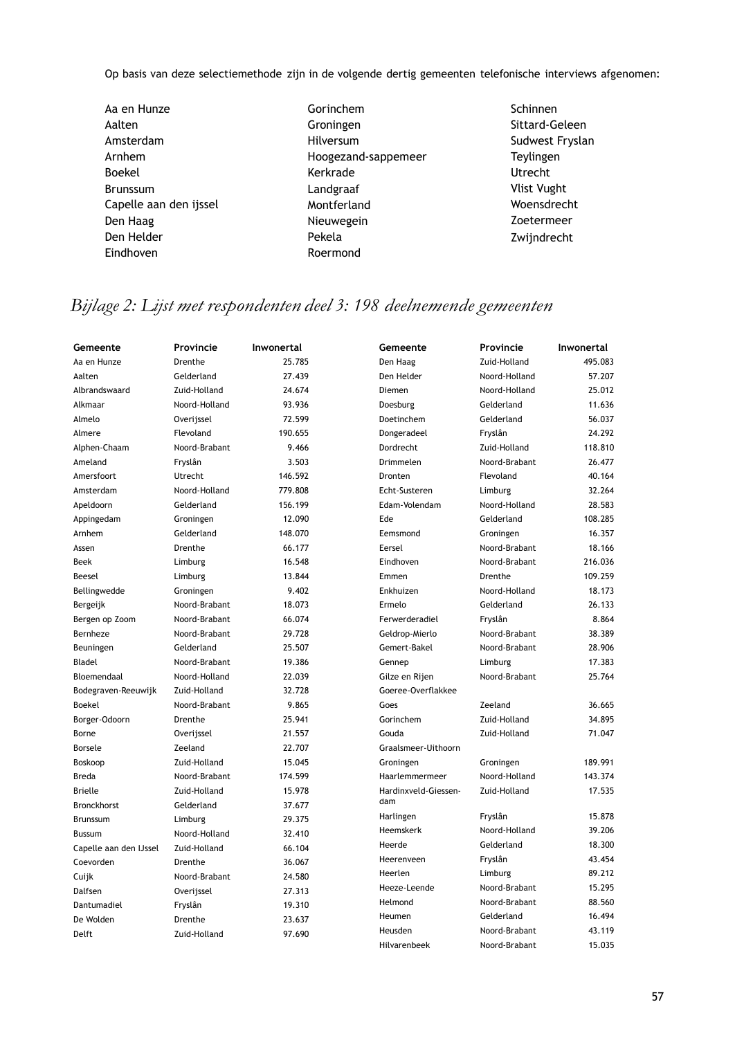Op basis van deze selectiemethode zijn in de volgende dertig gemeenten telefonische interviews afgenomen:

Aa en Hunze
Aalten
Amsterdam
Arnhem
Boekel
Brunssum
Capelle aan den ijssel
Den Haag
Den Helder
Eindhoven
Gorinchem
Groningen
Hilversum
Hoogezand-sappemeer
Kerkrade
Landgraaf
Montferland
Nieuwegein
Pekela
Roermond
Schinnen
Sittard-Geleen
Sudwest Fryslan
Teylingen
Utrecht
Vlist Vught
Woensdrecht
Zoetermeer
Zwijndrecht

## *Bijlage 2: Lijst met respondenten deel 3: 198 deelnemende gemeenten*

| Gemeente | Provincie | Inwonertal |
|---|---|---|
| Aa en Hunze | Drenthe | 25.785 |
| Aalten | Gelderland | 27.439 |
| Albrandswaard | Zuid-Holland | 24.674 |
| Alkmaar | Noord-Holland | 93.936 |
| Almelo | Overijssel | 72.599 |
| Almere | Flevoland | 190.655 |
| Alphen-Chaam | Noord-Brabant | 9.466 |
| Ameland | Fryslân | 3.503 |
| Amersfoort | Utrecht | 146.592 |
| Amsterdam | Noord-Holland | 779.808 |
| Apeldoorn | Gelderland | 156.199 |
| Appingedam | Groningen | 12.090 |
| Arnhem | Gelderland | 148.070 |
| Assen | Drenthe | 66.177 |
| Beek | Limburg | 16.548 |
| Beesel | Limburg | 13.844 |
| Bellingwedde | Groningen | 9.402 |
| Bergeijk | Noord-Brabant | 18.073 |
| Bergen op Zoom | Noord-Brabant | 66.074 |
| Bernheze | Noord-Brabant | 29.728 |
| Beuningen | Gelderland | 25.507 |
| Bladel | Noord-Brabant | 19.386 |
| Bloemendaal | Noord-Holland | 22.039 |
| Bodegraven-Reeuwijk | Zuid-Holland | 32.728 |
| Boekel | Noord-Brabant | 9.865 |
| Borger-Odoorn | Drenthe | 25.941 |
| Borne | Overijssel | 21.557 |
| Borsele | Zeeland | 22.707 |
| Boskoop | Zuid-Holland | 15.045 |
| Breda | Noord-Brabant | 174.599 |
| Brielle | Zuid-Holland | 15.978 |
| Bronckhorst | Gelderland | 37.677 |
| Brunssum | Limburg | 29.375 |
| Bussum | Noord-Holland | 32.410 |
| Capelle aan den IJssel | Zuid-Holland | 66.104 |
| Coevorden | Drenthe | 36.067 |
| Cuijk | Noord-Brabant | 24.580 |
| Dalfsen | Overijssel | 27.313 |
| Dantumadiel | Fryslân | 19.310 |
| De Wolden | Drenthe | 23.637 |
| Delft | Zuid-Holland | 97.690 |
| Den Haag | Zuid-Holland | 495.083 |
| Den Helder | Noord-Holland | 57.207 |
| Diemen | Noord-Holland | 25.012 |
| Doesburg | Gelderland | 11.636 |
| Doetinchem | Gelderland | 56.037 |
| Dongeradeel | Fryslân | 24.292 |
| Dordrecht | Zuid-Holland | 118.810 |
| Drimmelen | Noord-Brabant | 26.477 |
| Dronten | Flevoland | 40.164 |
| Echt-Susteren | Limburg | 32.264 |
| Edam-Volendam | Noord-Holland | 28.583 |
| Ede | Gelderland | 108.285 |
| Eemsmond | Groningen | 16.357 |
| Eersel | Noord-Brabant | 18.166 |
| Eindhoven | Noord-Brabant | 216.036 |
| Emmen | Drenthe | 109.259 |
| Enkhuizen | Noord-Holland | 18.173 |
| Ermelo | Gelderland | 26.133 |
| Ferwerderadiel | Fryslân | 8.864 |
| Geldrop-Mierlo | Noord-Brabant | 38.389 |
| Gemert-Bakel | Noord-Brabant | 28.906 |
| Gennep | Limburg | 17.383 |
| Gilze en Rijen | Noord-Brabant | 25.764 |
| Goeree-Overflakkee | | |
| Goes | Zeeland | 36.665 |
| Gorinchem | Zuid-Holland | 34.895 |
| Gouda | Zuid-Holland | 71.047 |
| Graalsmeer-Uithoorn | | |
| Groningen | Groningen | 189.991 |
| Haarlemmermeer | Noord-Holland | 143.374 |
| Hardinxveld-Giessendam | Zuid-Holland | 17.535 |
| Harlingen | Fryslân | 15.878 |
| Heemskerk | Noord-Holland | 39.206 |
| Heerde | Gelderland | 18.300 |
| Heerenveen | Fryslân | 43.454 |
| Heerlen | Limburg | 89.212 |
| Heeze-Leende | Noord-Brabant | 15.295 |
| Helmond | Noord-Brabant | 88.560 |
| Heumen | Gelderland | 16.494 |
| Heusden | Noord-Brabant | 43.119 |
| Hilvarenbeek | Noord-Brabant | 15.035 |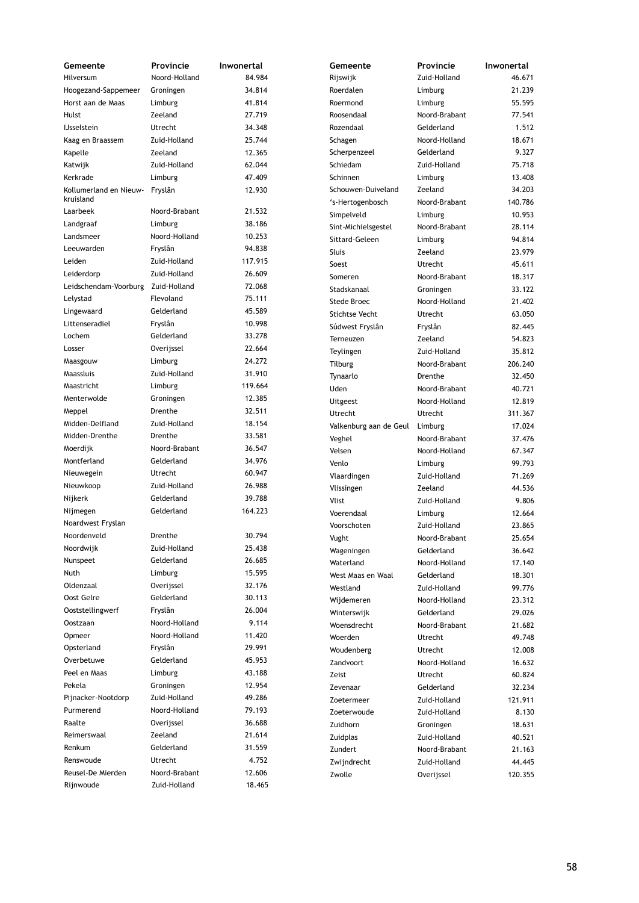| Gemeente | Provincie | Inwonertal |
|---|---|---|
| Hilversum | Noord-Holland | 84.984 |
| Hoogezand-Sappemeer | Groningen | 34.814 |
| Horst aan de Maas | Limburg | 41.814 |
| Hulst | Zeeland | 27.719 |
| IJsselstein | Utrecht | 34.348 |
| Kaag en Braassem | Zuid-Holland | 25.744 |
| Kapelle | Zeeland | 12.365 |
| Katwijk | Zuid-Holland | 62.044 |
| Kerkrade | Limburg | 47.409 |
| Kollumerland en Nieuw-kruisland | Fryslân | 12.930 |
| Laarbeek | Noord-Brabant | 21.532 |
| Landgraaf | Limburg | 38.186 |
| Landsmeer | Noord-Holland | 10.253 |
| Leeuwarden | Fryslân | 94.838 |
| Leiden | Zuid-Holland | 117.915 |
| Leiderdorp | Zuid-Holland | 26.609 |
| Leidschendam-Voorburg | Zuid-Holland | 72.068 |
| Lelystad | Flevoland | 75.111 |
| Lingewaard | Gelderland | 45.589 |
| Littenseradiel | Fryslân | 10.998 |
| Lochem | Gelderland | 33.278 |
| Losser | Overijssel | 22.664 |
| Maasgouw | Limburg | 24.272 |
| Maassluis | Zuid-Holland | 31.910 |
| Maastricht | Limburg | 119.664 |
| Menterwolde | Groningen | 12.385 |
| Meppel | Drenthe | 32.511 |
| Midden-Delfland | Zuid-Holland | 18.154 |
| Midden-Drenthe | Drenthe | 33.581 |
| Moerdijk | Noord-Brabant | 36.547 |
| Montferland | Gelderland | 34.976 |
| Nieuwegein | Utrecht | 60.947 |
| Nieuwkoop | Zuid-Holland | 26.988 |
| Nijkerk | Gelderland | 39.788 |
| Nijmegen | Gelderland | 164.223 |
| Noardwest Fryslan | | |
| Noordenveld | Drenthe | 30.794 |
| Noordwijk | Zuid-Holland | 25.438 |
| Nunspeet | Gelderland | 26.685 |
| Nuth | Limburg | 15.595 |
| Oldenzaal | Overijssel | 32.176 |
| Oost Gelre | Gelderland | 30.113 |
| Ooststellingwerf | Fryslân | 26.004 |
| Oostzaan | Noord-Holland | 9.114 |
| Opmeer | Noord-Holland | 11.420 |
| Opsterland | Fryslân | 29.991 |
| Overbetuwe | Gelderland | 45.953 |
| Peel en Maas | Limburg | 43.188 |
| Pekela | Groningen | 12.954 |
| Pijnacker-Nootdorp | Zuid-Holland | 49.286 |
| Purmerend | Noord-Holland | 79.193 |
| Raalte | Overijssel | 36.688 |
| Reimerswaal | Zeeland | 21.614 |
| Renkum | Gelderland | 31.559 |
| Renswoude | Utrecht | 4.752 |
| Reusel-De Mierden | Noord-Brabant | 12.606 |
| Rijnwoude | Zuid-Holland | 18.465 |
| Rijswijk | Zuid-Holland | 46.671 |
| Roerdalen | Limburg | 21.239 |
| Roermond | Limburg | 55.595 |
| Roosendaal | Noord-Brabant | 77.541 |
| Rozendaal | Gelderland | 1.512 |
| Schagen | Noord-Holland | 18.671 |
| Scherpenzeel | Gelderland | 9.327 |
| Schiedam | Zuid-Holland | 75.718 |
| Schinnen | Limburg | 13.408 |
| Schouwen-Duiveland | Zeeland | 34.203 |
| 's-Hertogenbosch | Noord-Brabant | 140.786 |
| Simpelveld | Limburg | 10.953 |
| Sint-Michielsgestel | Noord-Brabant | 28.114 |
| Sittard-Geleen | Limburg | 94.814 |
| Sluis | Zeeland | 23.979 |
| Soest | Utrecht | 45.611 |
| Someren | Noord-Brabant | 18.317 |
| Stadskanaal | Groningen | 33.122 |
| Stede Broec | Noord-Holland | 21.402 |
| Stichtse Vecht | Utrecht | 63.050 |
| Súdwest Fryslân | Fryslân | 82.445 |
| Terneuzen | Zeeland | 54.823 |
| Teylingen | Zuid-Holland | 35.812 |
| Tilburg | Noord-Brabant | 206.240 |
| Tynaarlo | Drenthe | 32.450 |
| Uden | Noord-Brabant | 40.721 |
| Uitgeest | Noord-Holland | 12.819 |
| Utrecht | Utrecht | 311.367 |
| Valkenburg aan de Geul | Limburg | 17.024 |
| Veghel | Noord-Brabant | 37.476 |
| Velsen | Noord-Holland | 67.347 |
| Venlo | Limburg | 99.793 |
| Vlaardingen | Zuid-Holland | 71.269 |
| Vlissingen | Zeeland | 44.536 |
| Vlist | Zuid-Holland | 9.806 |
| Voerendaal | Limburg | 12.664 |
| Voorschoten | Zuid-Holland | 23.865 |
| Vught | Noord-Brabant | 25.654 |
| Wageningen | Gelderland | 36.642 |
| Waterland | Noord-Holland | 17.140 |
| West Maas en Waal | Gelderland | 18.301 |
| Westland | Zuid-Holland | 99.776 |
| Wijdemeren | Noord-Holland | 23.312 |
| Winterswijk | Gelderland | 29.026 |
| Woensdrecht | Noord-Brabant | 21.682 |
| Woerden | Utrecht | 49.748 |
| Woudenberg | Utrecht | 12.008 |
| Zandvoort | Noord-Holland | 16.632 |
| Zeist | Utrecht | 60.824 |
| Zevenaar | Gelderland | 32.234 |
| Zoetermeer | Zuid-Holland | 121.911 |
| Zoeterwoude | Zuid-Holland | 8.130 |
| Zuidhorn | Groningen | 18.631 |
| Zuidplas | Zuid-Holland | 40.521 |
| Zundert | Noord-Brabant | 21.163 |
| Zwijndrecht | Zuid-Holland | 44.445 |
| Zwolle | Overijssel | 120.355 |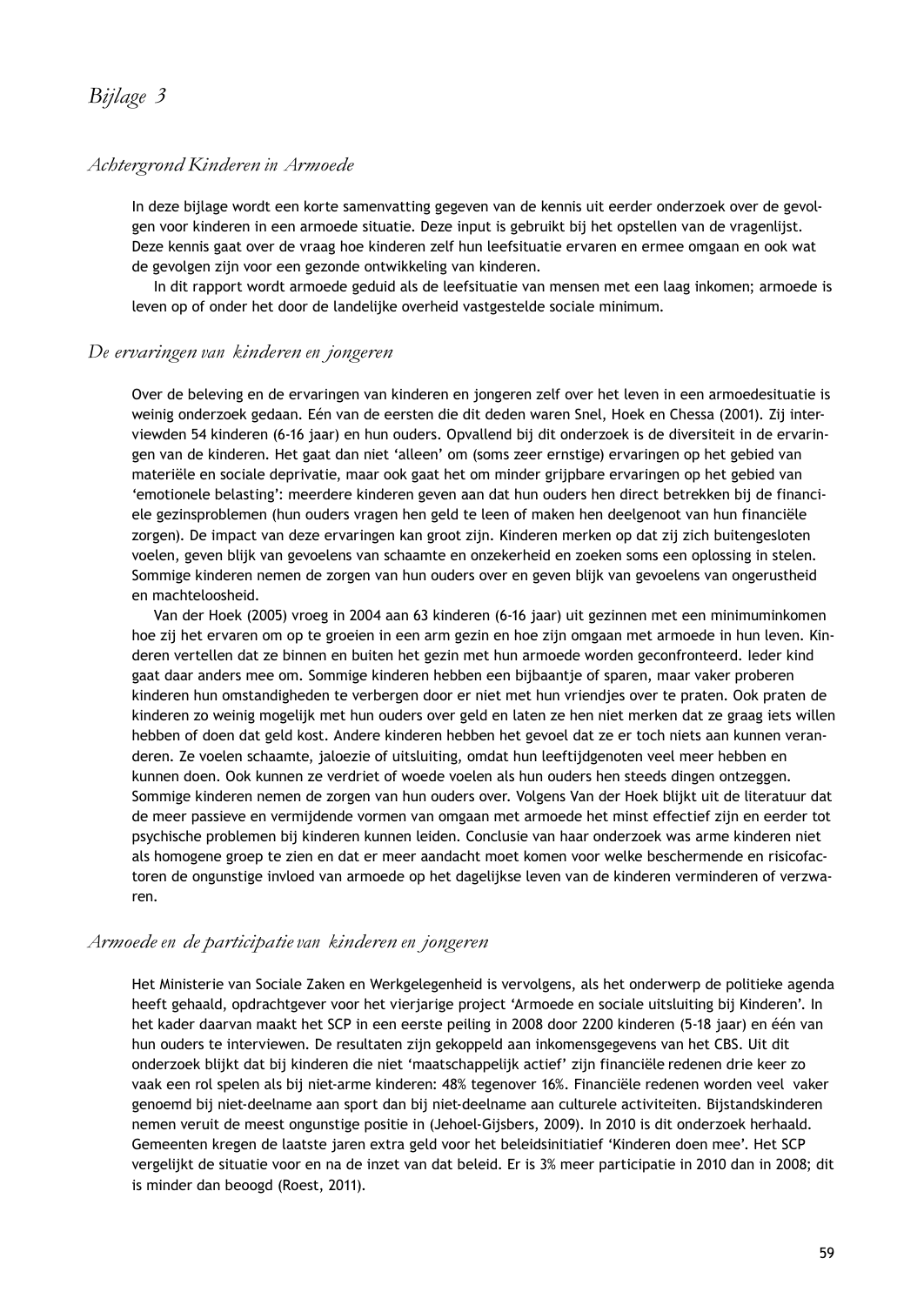# *Bijlage 3*

## *Achtergrond Kinderen in Armoede*

In deze bijlage wordt een korte samenvatting gegeven van de kennis uit eerder onderzoek over de gevolgen voor kinderen in een armoede situatie. Deze input is gebruikt bij het opstellen van de vragenlijst. Deze kennis gaat over de vraag hoe kinderen zelf hun leefsituatie ervaren en ermee omgaan en ook wat de gevolgen zijn voor een gezonde ontwikkeling van kinderen.

In dit rapport wordt armoede geduid als de leefsituatie van mensen met een laag inkomen; armoede is leven op of onder het door de landelijke overheid vastgestelde sociale minimum.

## *De ervaringen van kinderen en jongeren*

Over de beleving en de ervaringen van kinderen en jongeren zelf over het leven in een armoedesituatie is weinig onderzoek gedaan. Eén van de eersten die dit deden waren Snel, Hoek en Chessa (2001). Zij interviewden 54 kinderen (6-16 jaar) en hun ouders. Opvallend bij dit onderzoek is de diversiteit in de ervaringen van de kinderen. Het gaat dan niet 'alleen' om (soms zeer ernstige) ervaringen op het gebied van materiële en sociale deprivatie, maar ook gaat het om minder grijpbare ervaringen op het gebied van 'emotionele belasting': meerdere kinderen geven aan dat hun ouders hen direct betrekken bij de financiele gezinsproblemen (hun ouders vragen hen geld te leen of maken hen deelgenoot van hun financiële zorgen). De impact van deze ervaringen kan groot zijn. Kinderen merken op dat zij zich buitengesloten voelen, geven blijk van gevoelens van schaamte en onzekerheid en zoeken soms een oplossing in stelen. Sommige kinderen nemen de zorgen van hun ouders over en geven blijk van gevoelens van ongerustheid en machteloosheid.

Van der Hoek (2005) vroeg in 2004 aan 63 kinderen (6-16 jaar) uit gezinnen met een minimuminkomen hoe zij het ervaren om op te groeien in een arm gezin en hoe zijn omgaan met armoede in hun leven. Kinderen vertellen dat ze binnen en buiten het gezin met hun armoede worden geconfronteerd. Ieder kind gaat daar anders mee om. Sommige kinderen hebben een bijbaantje of sparen, maar vaker proberen kinderen hun omstandigheden te verbergen door er niet met hun vriendjes over te praten. Ook praten de kinderen zo weinig mogelijk met hun ouders over geld en laten ze hen niet merken dat ze graag iets willen hebben of doen dat geld kost. Andere kinderen hebben het gevoel dat ze er toch niets aan kunnen veranderen. Ze voelen schaamte, jaloezie of uitsluiting, omdat hun leeftijdgenoten veel meer hebben en kunnen doen. Ook kunnen ze verdriet of woede voelen als hun ouders hen steeds dingen ontzeggen. Sommige kinderen nemen de zorgen van hun ouders over. Volgens Van der Hoek blijkt uit de literatuur dat de meer passieve en vermijdende vormen van omgaan met armoede het minst effectief zijn en eerder tot psychische problemen bij kinderen kunnen leiden. Conclusie van haar onderzoek was arme kinderen niet als homogene groep te zien en dat er meer aandacht moet komen voor welke beschermende en risicofactoren de ongunstige invloed van armoede op het dagelijkse leven van de kinderen verminderen of verzwaren.

## *Armoede en de participatie van kinderen en jongeren*

Het Ministerie van Sociale Zaken en Werkgelegenheid is vervolgens, als het onderwerp de politieke agenda heeft gehaald, opdrachtgever voor het vierjarige project 'Armoede en sociale uitsluiting bij Kinderen'. In het kader daarvan maakt het SCP in een eerste peiling in 2008 door 2200 kinderen (5-18 jaar) en één van hun ouders te interviewen. De resultaten zijn gekoppeld aan inkomensgegevens van het CBS. Uit dit onderzoek blijkt dat bij kinderen die niet 'maatschappelijk actief' zijn financiële redenen drie keer zo vaak een rol spelen als bij niet-arme kinderen: 48% tegenover 16%. Financiële redenen worden veel vaker genoemd bij niet-deelname aan sport dan bij niet-deelname aan culturele activiteiten. Bijstandskinderen nemen veruit de meest ongunstige positie in (Jehoel-Gijsbers, 2009). In 2010 is dit onderzoek herhaald. Gemeenten kregen de laatste jaren extra geld voor het beleidsinitiatief 'Kinderen doen mee'. Het SCP vergelijkt de situatie voor en na de inzet van dat beleid. Er is 3% meer participatie in 2010 dan in 2008; dit is minder dan beoogd (Roest, 2011).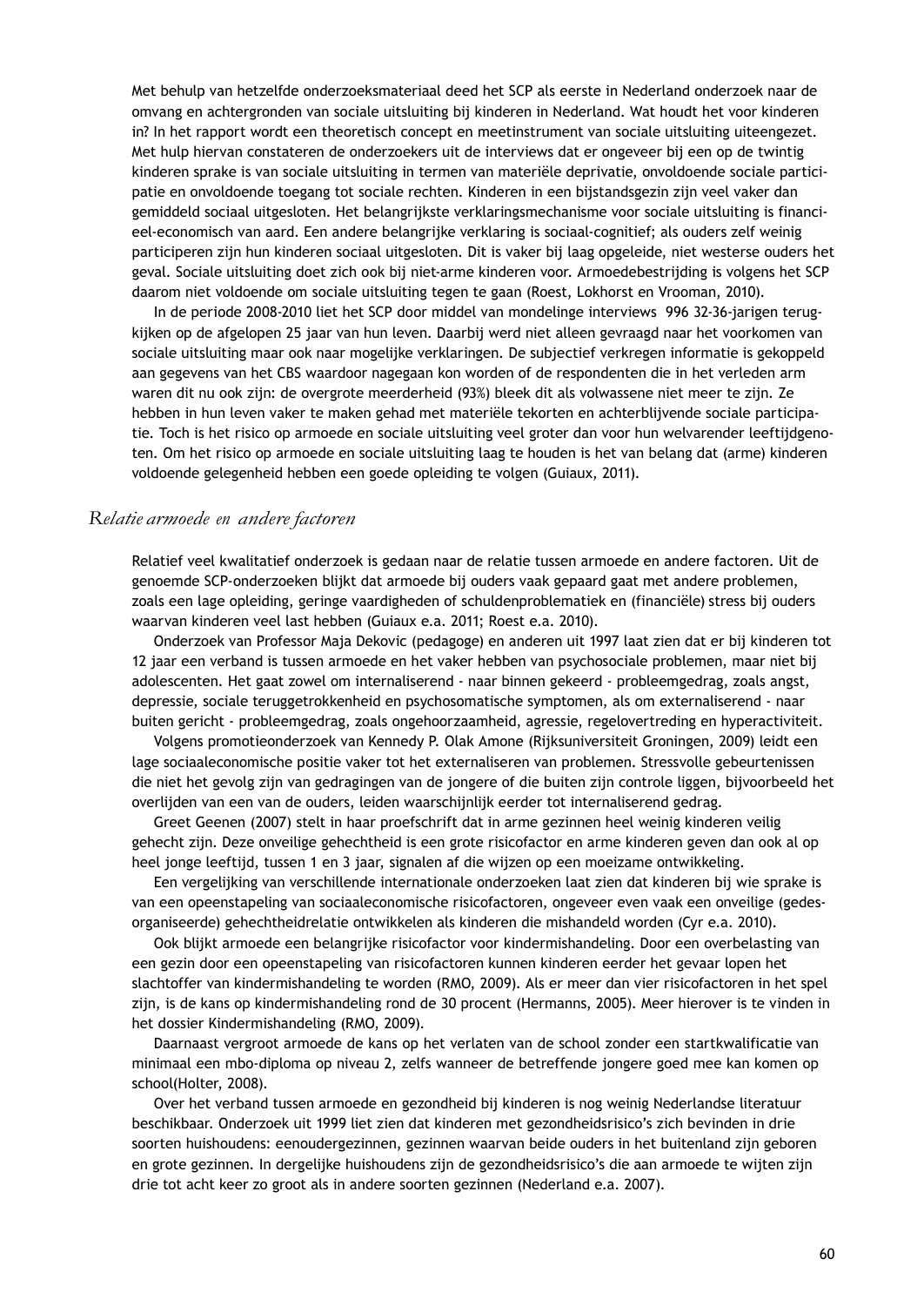Met behulp van hetzelfde onderzoeksmateriaal deed het SCP als eerste in Nederland onderzoek naar de omvang en achtergronden van sociale uitsluiting bij kinderen in Nederland. Wat houdt het voor kinderen in? In het rapport wordt een theoretisch concept en meetinstrument van sociale uitsluiting uiteengezet. Met hulp hiervan constateren de onderzoekers uit de interviews dat er ongeveer bij een op de twintig kinderen sprake is van sociale uitsluiting in termen van materiële deprivatie, onvoldoende sociale participatie en onvoldoende toegang tot sociale rechten. Kinderen in een bijstandsgezin zijn veel vaker dan gemiddeld sociaal uitgesloten. Het belangrijkste verklaringsmechanisme voor sociale uitsluiting is financieel-economisch van aard. Een andere belangrijke verklaring is sociaal-cognitief; als ouders zelf weinig participeren zijn hun kinderen sociaal uitgesloten. Dit is vaker bij laag opgeleide, niet westerse ouders het geval. Sociale uitsluiting doet zich ook bij niet-arme kinderen voor. Armoedebestrijding is volgens het SCP daarom niet voldoende om sociale uitsluiting tegen te gaan (Roest, Lokhorst en Vrooman, 2010).

In de periode 2008-2010 liet het SCP door middel van mondelinge interviews 996 32-36-jarigen terugkijken op de afgelopen 25 jaar van hun leven. Daarbij werd niet alleen gevraagd naar het voorkomen van sociale uitsluiting maar ook naar mogelijke verklaringen. De subjectief verkregen informatie is gekoppeld aan gegevens van het CBS waardoor nagegaan kon worden of de respondenten die in het verleden arm waren dit nu ook zijn: de overgrote meerderheid (93%) bleek dit als volwassene niet meer te zijn. Ze hebben in hun leven vaker te maken gehad met materiële tekorten en achterblijvende sociale participatie. Toch is het risico op armoede en sociale uitsluiting veel groter dan voor hun welvarender leeftijdgenoten. Om het risico op armoede en sociale uitsluiting laag te houden is het van belang dat (arme) kinderen voldoende gelegenheid hebben een goede opleiding te volgen (Guiaux, 2011).

### *Relatie armoede en andere factoren*

Relatief veel kwalitatief onderzoek is gedaan naar de relatie tussen armoede en andere factoren. Uit de genoemde SCP-onderzoeken blijkt dat armoede bij ouders vaak gepaard gaat met andere problemen, zoals een lage opleiding, geringe vaardigheden of schuldenproblematiek en (financiële) stress bij ouders waarvan kinderen veel last hebben (Guiaux e.a. 2011; Roest e.a. 2010).

Onderzoek van Professor Maja Dekovic (pedagoge) en anderen uit 1997 laat zien dat er bij kinderen tot 12 jaar een verband is tussen armoede en het vaker hebben van psychosociale problemen, maar niet bij adolescenten. Het gaat zowel om internaliserend - naar binnen gekeerd - probleemgedrag, zoals angst, depressie, sociale teruggetrokkenheid en psychosomatische symptomen, als om externaliserend - naar buiten gericht - probleemgedrag, zoals ongehoorzaamheid, agressie, regelovertreding en hyperactiviteit.

Volgens promotieonderzoek van Kennedy P. Olak Amone (Rijksuniversiteit Groningen, 2009) leidt een lage sociaaleconomische positie vaker tot het externaliseren van problemen. Stressvolle gebeurtenissen die niet het gevolg zijn van gedragingen van de jongere of die buiten zijn controle liggen, bijvoorbeeld het overlijden van een van de ouders, leiden waarschijnlijk eerder tot internaliserend gedrag.

Greet Geenen (2007) stelt in haar proefschrift dat in arme gezinnen heel weinig kinderen veilig gehecht zijn. Deze onveilige gehechtheid is een grote risicofactor en arme kinderen geven dan ook al op heel jonge leeftijd, tussen 1 en 3 jaar, signalen af die wijzen op een moeizame ontwikkeling.

Een vergelijking van verschillende internationale onderzoeken laat zien dat kinderen bij wie sprake is van een opeenstapeling van sociaaleconomische risicofactoren, ongeveer even vaak een onveilige (gedesorganiseerde) gehechtheidrelatie ontwikkelen als kinderen die mishandeld worden (Cyr e.a. 2010).

Ook blijkt armoede een belangrijke risicofactor voor kindermishandeling. Door een overbelasting van een gezin door een opeenstapeling van risicofactoren kunnen kinderen eerder het gevaar lopen het slachtoffer van kindermishandeling te worden (RMO, 2009). Als er meer dan vier risicofactoren in het spel zijn, is de kans op kindermishandeling rond de 30 procent (Hermanns, 2005). Meer hierover is te vinden in het dossier Kindermishandeling (RMO, 2009).

Daarnaast vergroot armoede de kans op het verlaten van de school zonder een startkwalificatie van minimaal een mbo-diploma op niveau 2, zelfs wanneer de betreffende jongere goed mee kan komen op school(Holter, 2008).

Over het verband tussen armoede en gezondheid bij kinderen is nog weinig Nederlandse literatuur beschikbaar. Onderzoek uit 1999 liet zien dat kinderen met gezondheidsrisico's zich bevinden in drie soorten huishoudens: eenoudergezinnen, gezinnen waarvan beide ouders in het buitenland zijn geboren en grote gezinnen. In dergelijke huishoudens zijn de gezondheidsrisico's die aan armoede te wijten zijn drie tot acht keer zo groot als in andere soorten gezinnen (Nederland e.a. 2007).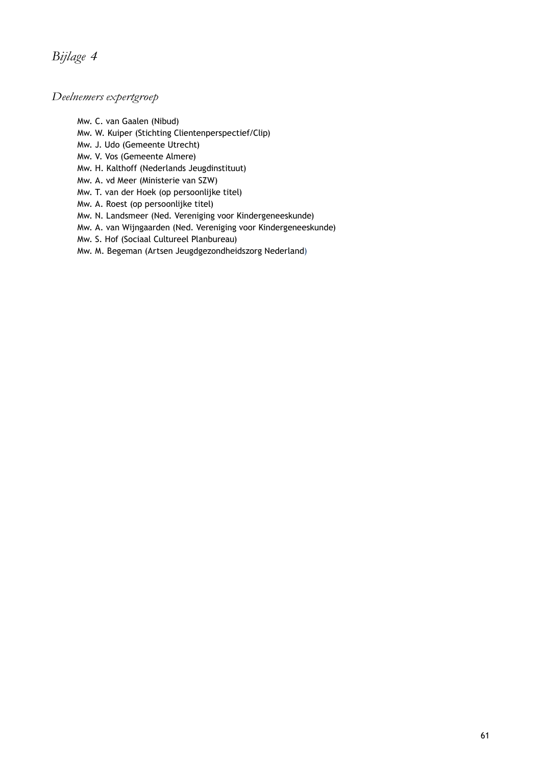# *Bijlage 4*

## *Deelnemers expertgroep*

- Mw. C. van Gaalen (Nibud)
- Mw. W. Kuiper (Stichting Clientenperspectief/Clip)
- Mw. J. Udo (Gemeente Utrecht)
- Mw. V. Vos (Gemeente Almere)
- Mw. H. Kalthoff (Nederlands Jeugdinstituut)
- Mw. A. vd Meer (Ministerie van SZW)
- Mw. T. van der Hoek (op persoonlijke titel)
- Mw. A. Roest (op persoonlijke titel)
- Mw. N. Landsmeer (Ned. Vereniging voor Kindergeneeskunde)
- Mw. A. van Wijngaarden (Ned. Vereniging voor Kindergeneeskunde)
- Mw. S. Hof (Sociaal Cultureel Planbureau)
- Mw. M. Begeman (Artsen Jeugdgezondheidszorg Nederland)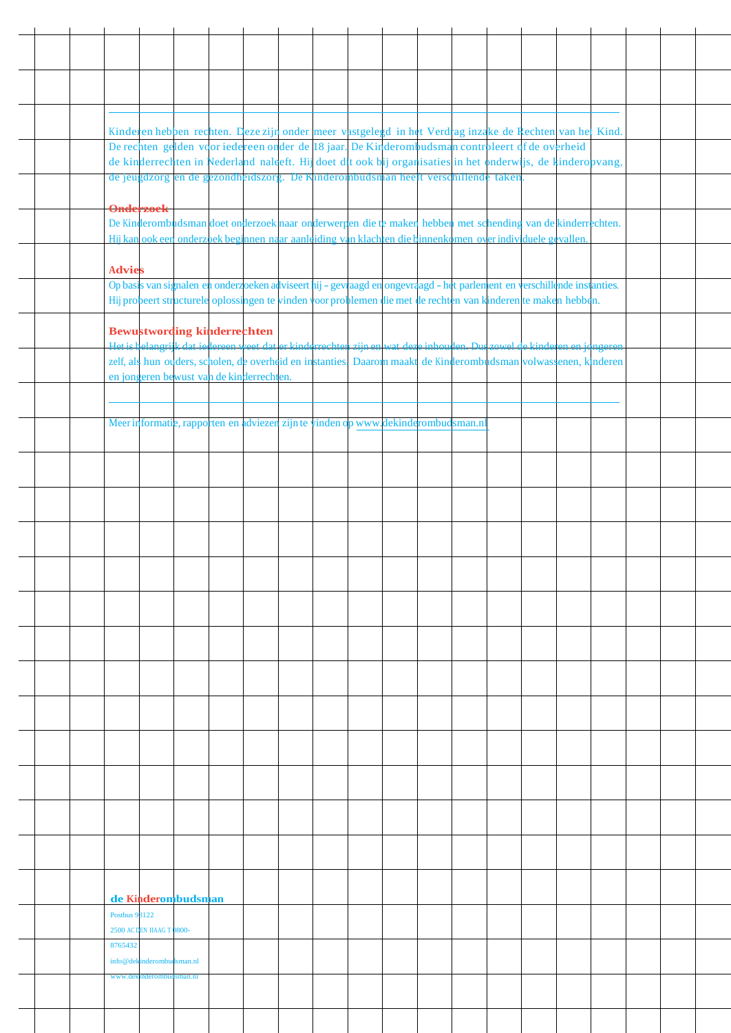---

Kinderen hebben rechten. Deze zijn onder meer vastgelegd in het Verdrag inzake de Rechten van het Kind. De rechten gelden voor iedereen onder de 18 jaar. De Kinderombudsman controleert of de overheid de kinderrechten in Nederland naleeft. Hij doet dit ook bij organisaties in het onderwijs, de kinderopvang, de jeugdzorg en de gezondheidszorg. De Kinderombudsman heeft verschillende taken.

## Onderzoek

De Kinderombudsman doet onderzoek naar onderwerpen die te maken hebben met schending van de kinderrechten. Hij kan ook een onderzoek beginnen naar aanleiding van klachten die binnenkomen over individuele gevallen.

## Advies

Op basis van signalen en onderzoeken adviseert hij - gevraagd en ongevraagd - het parlement en verschillende instanties. Hij probeert structurele oplossingen te vinden voor problemen die met de rechten van kinderen te maken hebben.

## Bewustwording kinderrechten

Het is belangrijk dat iedereen weet dat er kinderrechten zijn en wat deze inhouden. Dus zowel de kinderen en jongeren zelf, als hun ouders, scholen, de overheid en instanties. Daarom maakt de Kinderombudsman volwassenen, kinderen en jongeren bewust van de kinderrechten.

---

Meer informatie, rapporten en adviezen zijn te vinden op www.dekinderombudsman.nl

**de Kinderombudsman**

Postbus 93122
2500 AC DEN HAAG T 0800-8765432
info@dekinderombudsman.nl
www.dekinderombudsman.nl